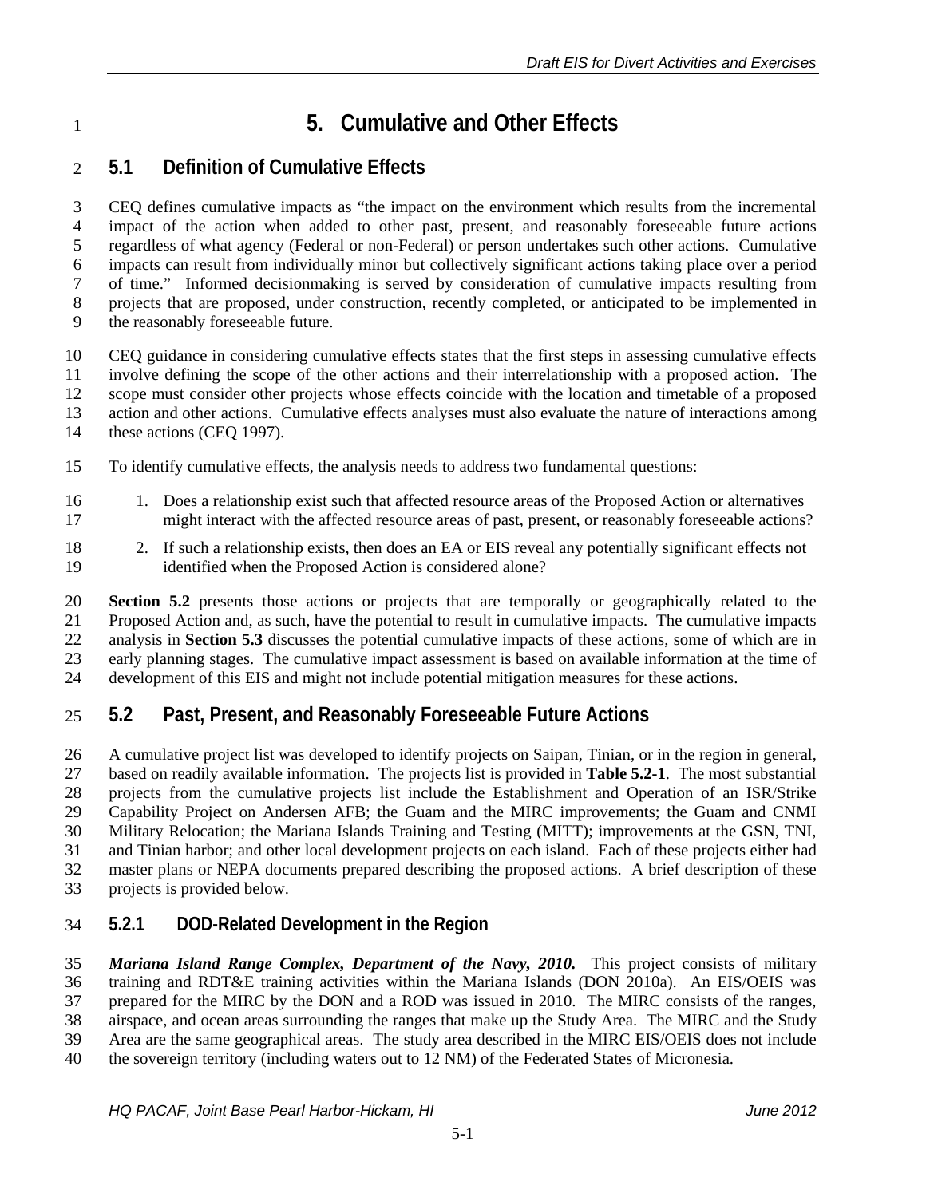# 5. Cumulative and Other Effects

## 5.1 Definition of Cumulative Effects

CEQ defines cumulative impacts as "the impact on the environment which results from the incremental impact of the action when added to other past, present, and reasonably foreseeable future actions regardless of what agency (Federal or non-Federal) or person undertakes such other actions. Cumulative impacts can result from individually minor but collectively significant actions taking place over a period of time." Informed decisionmaking is served by consideration of cumulative impacts resulting from projects that are proposed, under construction, recently completed, or anticipated to be implemented in the reasonably foreseeable future.

CEQ guidance in considering cumulative effects states that the first steps in assessing cumulative effects involve defining the scope of the other actions and their interrelationship with a proposed action. The scope must consider other projects whose effects coincide with the location and timetable of a proposed action and other actions. Cumulative effects analyses must also evaluate the nature of interactions among these actions (CEQ 1997).

To identify cumulative effects, the analysis needs to address two fundamental questions:

1. Does a relationship exist such that affected resource areas of the Proposed Action or alternatives might interact with the affected resource areas of past, present, or reasonably foreseeable actions?
2. If such a relationship exists, then does an EA or EIS reveal any potentially significant effects not identified when the Proposed Action is considered alone?

**Section 5.2** presents those actions or projects that are temporally or geographically related to the Proposed Action and, as such, have the potential to result in cumulative impacts. The cumulative impacts analysis in **Section 5.3** discusses the potential cumulative impacts of these actions, some of which are in early planning stages. The cumulative impact assessment is based on available information at the time of development of this EIS and might not include potential mitigation measures for these actions.

## 5.2 Past, Present, and Reasonably Foreseeable Future Actions

A cumulative project list was developed to identify projects on Saipan, Tinian, or in the region in general, based on readily available information. The projects list is provided in **Table 5.2-1**. The most substantial projects from the cumulative projects list include the Establishment and Operation of an ISR/Strike Capability Project on Andersen AFB; the Guam and the MIRC improvements; the Guam and CNMI Military Relocation; the Mariana Islands Training and Testing (MITT); improvements at the GSN, TNI, and Tinian harbor; and other local development projects on each island. Each of these projects either had master plans or NEPA documents prepared describing the proposed actions. A brief description of these projects is provided below.

### 5.2.1 DOD-Related Development in the Region

***Mariana Island Range Complex, Department of the Navy, 2010.*** This project consists of military training and RDT&E training activities within the Mariana Islands (DON 2010a). An EIS/OEIS was prepared for the MIRC by the DON and a ROD was issued in 2010. The MIRC consists of the ranges, airspace, and ocean areas surrounding the ranges that make up the Study Area. The MIRC and the Study Area are the same geographical areas. The study area described in the MIRC EIS/OEIS does not include the sovereign territory (including waters out to 12 NM) of the Federated States of Micronesia.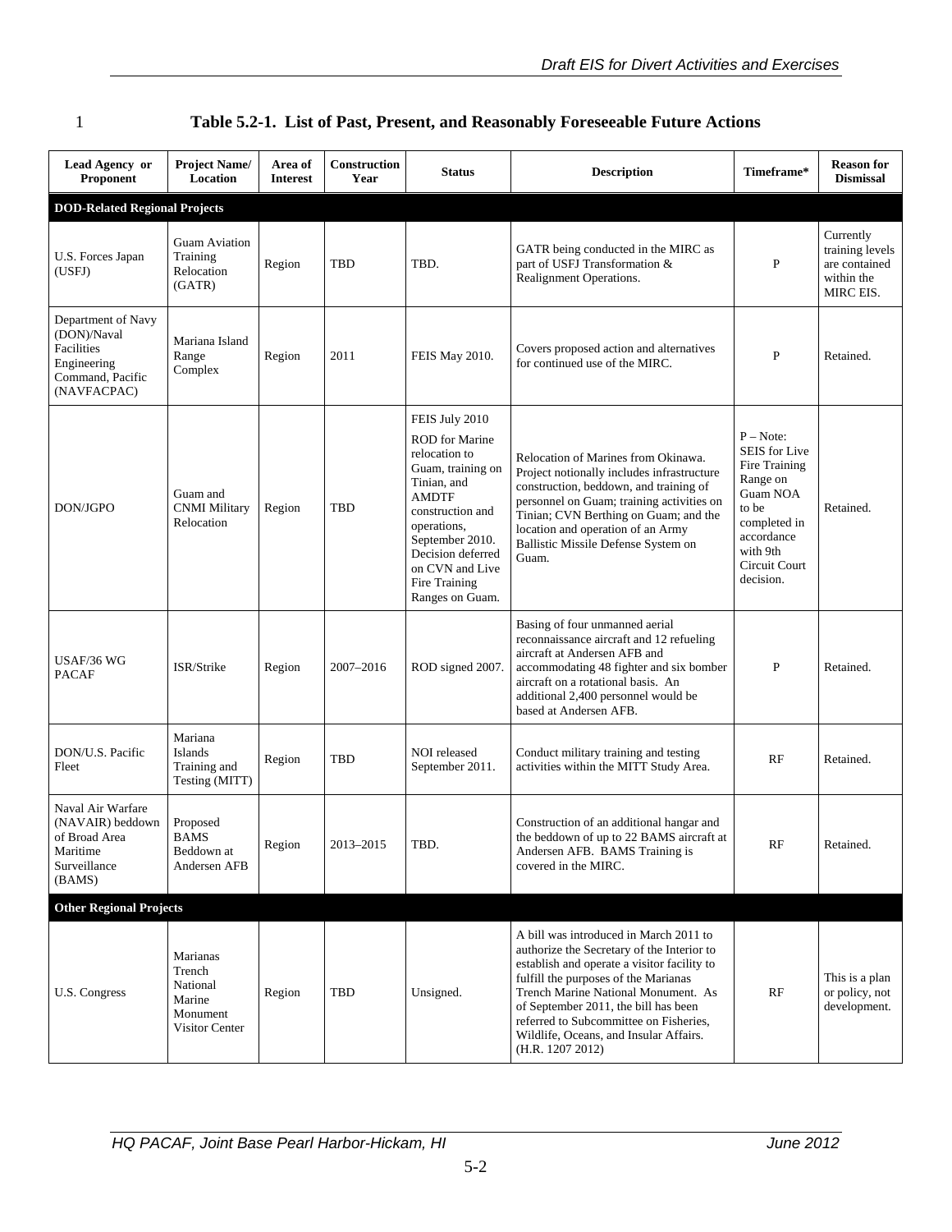**Table 5.2-1. List of Past, Present, and Reasonably Foreseeable Future Actions**

| Lead Agency or Proponent | Project Name/ Location | Area of Interest | Construction Year | Status | Description | Timeframe* | Reason for Dismissal |
|---|---|---|---|---|---|---|---|
| **DOD-Related Regional Projects** | | | | | | | |
| U.S. Forces Japan (USFJ) | Guam Aviation Training Relocation (GATR) | Region | TBD | TBD. | GATR being conducted in the MIRC as part of USFJ Transformation & Realignment Operations. | P | Currently training levels are contained within the MIRC EIS. |
| Department of Navy (DON)/Naval Facilities Engineering Command, Pacific (NAVFACPAC) | Mariana Island Range Complex | Region | 2011 | FEIS May 2010. | Covers proposed action and alternatives for continued use of the MIRC. | P | Retained. |
| DON/JGPO | Guam and CNMI Military Relocation | Region | TBD | FEIS July 2010<br>ROD for Marine relocation to Guam, training on Tinian, and AMDTF construction and operations, September 2010. Decision deferred on CVN and Live Fire Training Ranges on Guam. | Relocation of Marines from Okinawa. Project notionally includes infrastructure construction, beddown, and training of personnel on Guam; training activities on Tinian; CVN Berthing on Guam; and the location and operation of an Army Ballistic Missile Defense System on Guam. | P – Note: SEIS for Live Fire Training Range on Guam NOA to be completed in accordance with 9th Circuit Court decision. | Retained. |
| USAF/36 WG PACAF | ISR/Strike | Region | 2007–2016 | ROD signed 2007. | Basing of four unmanned aerial reconnaissance aircraft and 12 refueling aircraft at Andersen AFB and accommodating 48 fighter and six bomber aircraft on a rotational basis. An additional 2,400 personnel would be based at Andersen AFB. | P | Retained. |
| DON/U.S. Pacific Fleet | Mariana Islands Training and Testing (MITT) | Region | TBD | NOI released September 2011. | Conduct military training and testing activities within the MITT Study Area. | RF | Retained. |
| Naval Air Warfare (NAVAIR) beddown of Broad Area Maritime Surveillance (BAMS) | Proposed BAMS Beddown at Andersen AFB | Region | 2013–2015 | TBD. | Construction of an additional hangar and the beddown of up to 22 BAMS aircraft at Andersen AFB. BAMS Training is covered in the MIRC. | RF | Retained. |
| **Other Regional Projects** | | | | | | | |
| U.S. Congress | Marianas Trench National Marine Monument Visitor Center | Region | TBD | Unsigned. | A bill was introduced in March 2011 to authorize the Secretary of the Interior to establish and operate a visitor facility to fulfill the purposes of the Marianas Trench Marine National Monument. As of September 2011, the bill has been referred to Subcommittee on Fisheries, Wildlife, Oceans, and Insular Affairs. (H.R. 1207 2012) | RF | This is a plan or policy, not development. |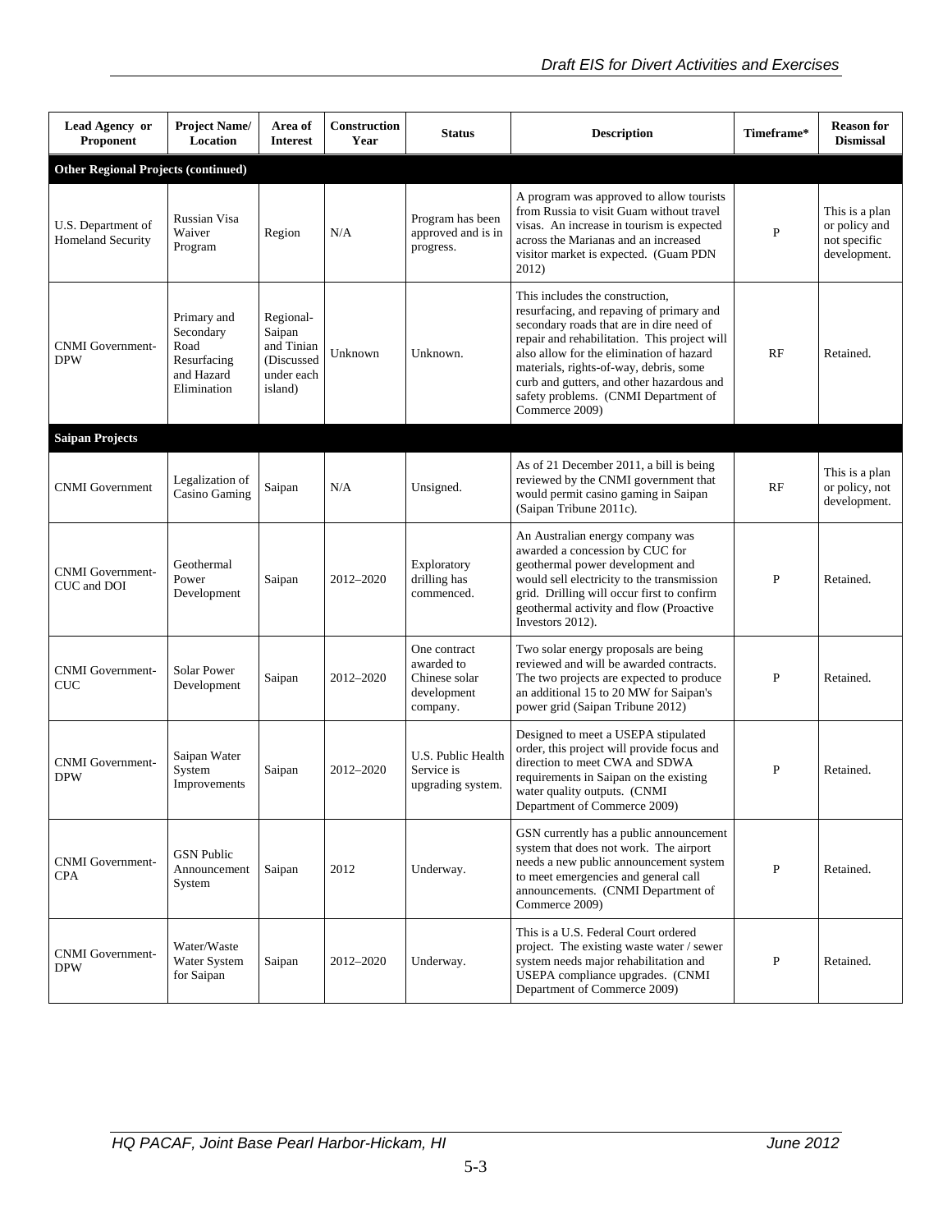| Lead Agency or Proponent | Project Name/ Location | Area of Interest | Construction Year | Status | Description | Timeframe* | Reason for Dismissal |
|---|---|---|---|---|---|---|---|
| **Other Regional Projects (continued)** | | | | | | | |
| U.S. Department of Homeland Security | Russian Visa Waiver Program | Region | N/A | Program has been approved and is in progress. | A program was approved to allow tourists from Russia to visit Guam without travel visas. An increase in tourism is expected across the Marianas and an increased visitor market is expected. (Guam PDN 2012) | P | This is a plan or policy and not specific development. |
| CNMI Government-DPW | Primary and Secondary Road Resurfacing and Hazard Elimination | Regional-Saipan and Tinian (Discussed under each island) | Unknown | Unknown. | This includes the construction, resurfacing, and repaving of primary and secondary roads that are in dire need of repair and rehabilitation. This project will also allow for the elimination of hazard materials, rights-of-way, debris, some curb and gutters, and other hazardous and safety problems. (CNMI Department of Commerce 2009) | RF | Retained. |
| **Saipan Projects** | | | | | | | |
| CNMI Government | Legalization of Casino Gaming | Saipan | N/A | Unsigned. | As of 21 December 2011, a bill is being reviewed by the CNMI government that would permit casino gaming in Saipan (Saipan Tribune 2011c). | RF | This is a plan or policy, not specific development. |
| CNMI Government-CUC and DOI | Geothermal Power Development | Saipan | 2012–2020 | Exploratory drilling has commenced. | An Australian energy company was awarded a concession by CUC for geothermal power development and would sell electricity to the transmission grid. Drilling will occur first to confirm geothermal activity and flow (Proactive Investors 2012). | P | Retained. |
| CNMI Government-CUC | Solar Power Development | Saipan | 2012–2020 | One contract awarded to Chinese solar development company. | Two solar energy proposals are being reviewed and will be awarded contracts. The two projects are expected to produce an additional 15 to 20 MW for Saipan's power grid (Saipan Tribune 2012) | P | Retained. |
| CNMI Government-DPW | Saipan Water System Improvements | Saipan | 2012–2020 | U.S. Public Health Service is upgrading system. | Designed to meet a USEPA stipulated order, this project will provide focus and direction to meet CWA and SDWA requirements in Saipan on the existing water quality outputs. (CNMI Department of Commerce 2009) | P | Retained. |
| CNMI Government-CPA | GSN Public Announcement System | Saipan | 2012 | Underway. | GSN currently has a public announcement system that does not work. The airport needs a new public announcement system to meet emergencies and general call announcements. (CNMI Department of Commerce 2009) | P | Retained. |
| CNMI Government-DPW | Water/Waste Water System for Saipan | Saipan | 2012–2020 | Underway. | This is a U.S. Federal Court ordered project. The existing waste water / sewer system needs major rehabilitation and USEPA compliance upgrades. (CNMI Department of Commerce 2009) | P | Retained. |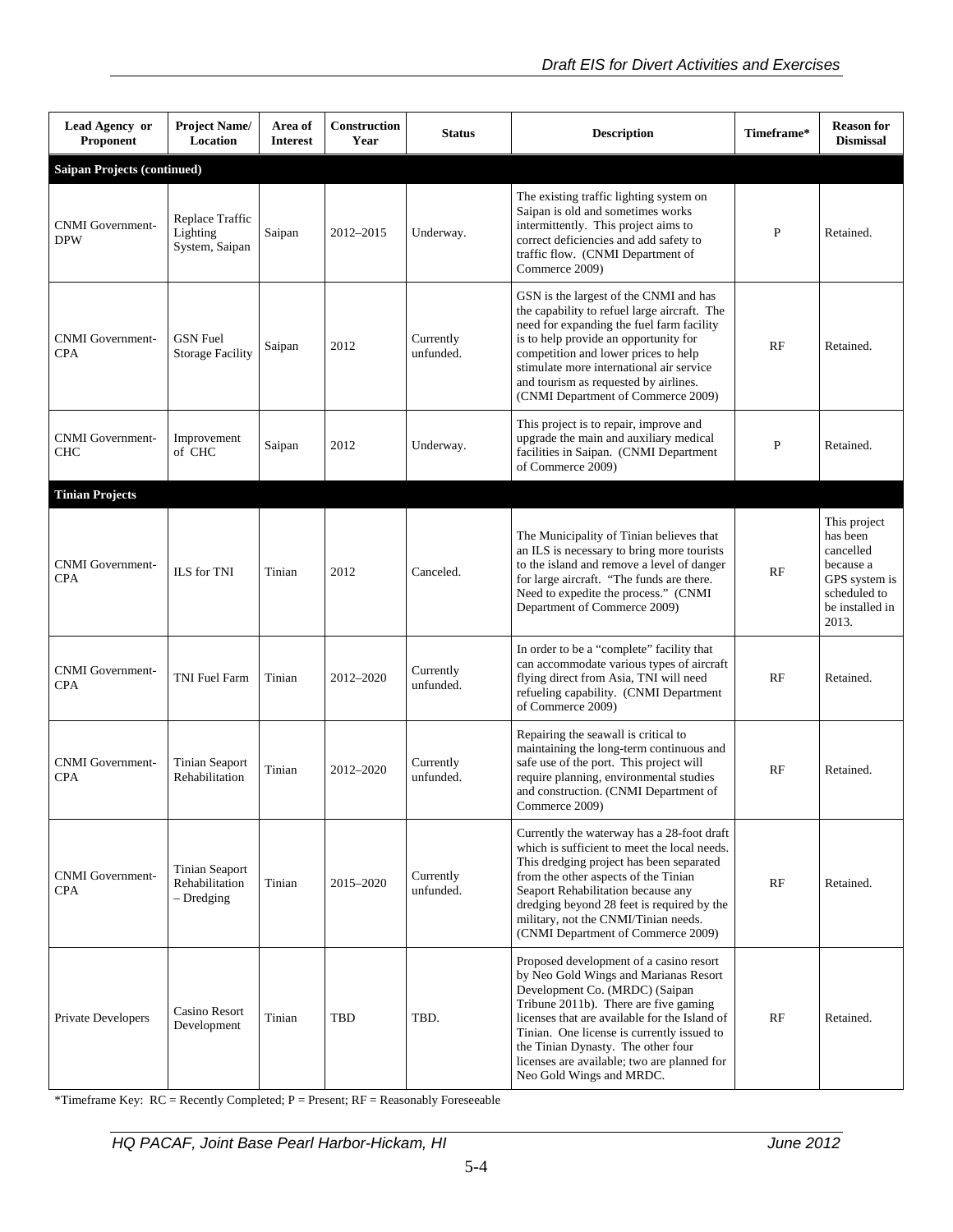| Lead Agency or Proponent | Project Name/ Location | Area of Interest | Construction Year | Status | Description | Timeframe* | Reason for Dismissal |
|---|---|---|---|---|---|---|---|
| **Saipan Projects (continued)** | | | | | | | |
| CNMI Government-DPW | Replace Traffic Lighting System, Saipan | Saipan | 2012–2015 | Underway. | The existing traffic lighting system on Saipan is old and sometimes works intermittently. This project aims to correct deficiencies and add safety to traffic flow. (CNMI Department of Commerce 2009) | P | Retained. |
| CNMI Government-CPA | GSN Fuel Storage Facility | Saipan | 2012 | Currently unfunded. | GSN is the largest of the CNMI and has the capability to refuel large aircraft. The need for expanding the fuel farm facility is to help provide an opportunity for competition and lower prices to help stimulate more international air service and tourism as requested by airlines. (CNMI Department of Commerce 2009) | RF | Retained. |
| CNMI Government-CHC | Improvement of CHC | Saipan | 2012 | Underway. | This project is to repair, improve and upgrade the main and auxiliary medical facilities in Saipan. (CNMI Department of Commerce 2009) | P | Retained. |
| **Tinian Projects** | | | | | | | |
| CNMI Government-CPA | ILS for TNI | Tinian | 2012 | Canceled. | The Municipality of Tinian believes that an ILS is necessary to bring more tourists to the island and remove a level of danger for large aircraft. "The funds are there. Need to expedite the process." (CNMI Department of Commerce 2009) | RF | This project has been cancelled because a GPS system is scheduled to be installed in 2013. |
| CNMI Government-CPA | TNI Fuel Farm | Tinian | 2012–2020 | Currently unfunded. | In order to be a "complete" facility that can accommodate various types of aircraft flying direct from Asia, TNI will need refueling capability. (CNMI Department of Commerce 2009) | RF | Retained. |
| CNMI Government-CPA | Tinian Seaport Rehabilitation | Tinian | 2012–2020 | Currently unfunded. | Repairing the seawall is critical to maintaining the long-term continuous and safe use of the port. This project will require planning, environmental studies and construction. (CNMI Department of Commerce 2009) | RF | Retained. |
| CNMI Government-CPA | Tinian Seaport Rehabilitation – Dredging | Tinian | 2015–2020 | Currently unfunded. | Currently the waterway has a 28-foot draft which is sufficient to meet the local needs. This dredging project has been separated from the other aspects of the Tinian Seaport Rehabilitation because any dredging beyond 28 feet is required by the military, not the CNMI/Tinian needs. (CNMI Department of Commerce 2009) | RF | Retained. |
| Private Developers | Casino Resort Development | Tinian | TBD | TBD. | Proposed development of a casino resort by Neo Gold Wings and Marianas Resort Development Co. (MRDC) (Saipan Tribune 2011b). There are five gaming licenses that are available for the Island of Tinian. One license is currently issued to the Tinian Dynasty. The other four licenses are available; two are planned for Neo Gold Wings and MRDC. | RF | Retained. |

*Timeframe Key: RC = Recently Completed; P = Present; RF = Reasonably Foreseeable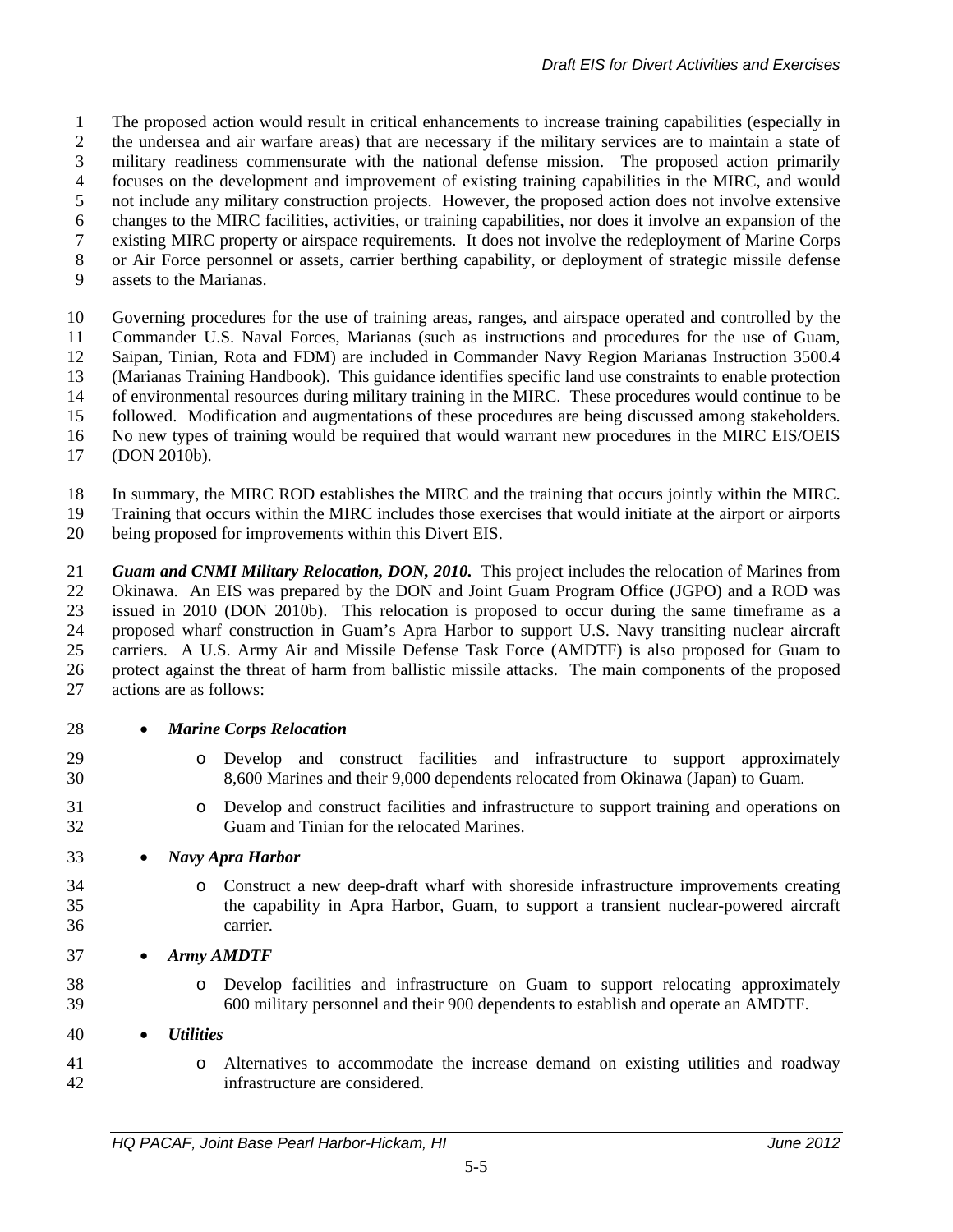The proposed action would result in critical enhancements to increase training capabilities (especially in the undersea and air warfare areas) that are necessary if the military services are to maintain a state of military readiness commensurate with the national defense mission. The proposed action primarily focuses on the development and improvement of existing training capabilities in the MIRC, and would not include any military construction projects. However, the proposed action does not involve extensive changes to the MIRC facilities, activities, or training capabilities, nor does it involve an expansion of the existing MIRC property or airspace requirements. It does not involve the redeployment of Marine Corps or Air Force personnel or assets, carrier berthing capability, or deployment of strategic missile defense assets to the Marianas.

Governing procedures for the use of training areas, ranges, and airspace operated and controlled by the Commander U.S. Naval Forces, Marianas (such as instructions and procedures for the use of Guam, Saipan, Tinian, Rota and FDM) are included in Commander Navy Region Marianas Instruction 3500.4 (Marianas Training Handbook). This guidance identifies specific land use constraints to enable protection of environmental resources during military training in the MIRC. These procedures would continue to be followed. Modification and augmentations of these procedures are being discussed among stakeholders. No new types of training would be required that would warrant new procedures in the MIRC EIS/OEIS (DON 2010b).

In summary, the MIRC ROD establishes the MIRC and the training that occurs jointly within the MIRC. Training that occurs within the MIRC includes those exercises that would initiate at the airport or airports being proposed for improvements within this Divert EIS.

***Guam and CNMI Military Relocation, DON, 2010.*** This project includes the relocation of Marines from Okinawa. An EIS was prepared by the DON and Joint Guam Program Office (JGPO) and a ROD was issued in 2010 (DON 2010b). This relocation is proposed to occur during the same timeframe as a proposed wharf construction in Guam's Apra Harbor to support U.S. Navy transiting nuclear aircraft carriers. A U.S. Army Air and Missile Defense Task Force (AMDTF) is also proposed for Guam to protect against the threat of harm from ballistic missile attacks. The main components of the proposed actions are as follows:

- ***Marine Corps Relocation***
  - Develop and construct facilities and infrastructure to support approximately 8,600 Marines and their 9,000 dependents relocated from Okinawa (Japan) to Guam.
  - Develop and construct facilities and infrastructure to support training and operations on Guam and Tinian for the relocated Marines.
- ***Navy Apra Harbor***
  - Construct a new deep-draft wharf with shoreside infrastructure improvements creating the capability in Apra Harbor, Guam, to support a transient nuclear-powered aircraft carrier.
- ***Army AMDTF***
  - Develop facilities and infrastructure on Guam to support relocating approximately 600 military personnel and their 900 dependents to establish and operate an AMDTF.
- ***Utilities***
  - Alternatives to accommodate the increase demand on existing utilities and roadway infrastructure are considered.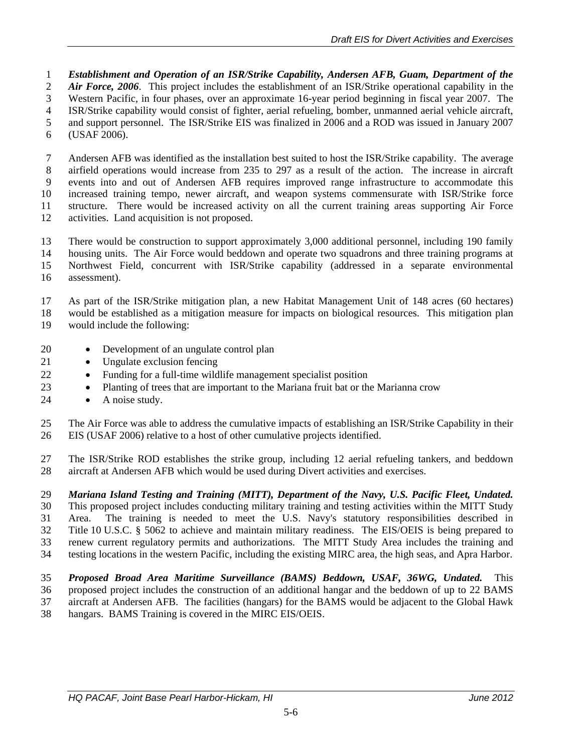***Establishment and Operation of an ISR/Strike Capability, Andersen AFB, Guam, Department of the Air Force, 2006***. This project includes the establishment of an ISR/Strike operational capability in the Western Pacific, in four phases, over an approximate 16-year period beginning in fiscal year 2007. The ISR/Strike capability would consist of fighter, aerial refueling, bomber, unmanned aerial vehicle aircraft, and support personnel. The ISR/Strike EIS was finalized in 2006 and a ROD was issued in January 2007 (USAF 2006).

Andersen AFB was identified as the installation best suited to host the ISR/Strike capability. The average airfield operations would increase from 235 to 297 as a result of the action. The increase in aircraft events into and out of Andersen AFB requires improved range infrastructure to accommodate this increased training tempo, newer aircraft, and weapon systems commensurate with ISR/Strike force structure. There would be increased activity on all the current training areas supporting Air Force activities. Land acquisition is not proposed.

There would be construction to support approximately 3,000 additional personnel, including 190 family housing units. The Air Force would beddown and operate two squadrons and three training programs at Northwest Field, concurrent with ISR/Strike capability (addressed in a separate environmental assessment).

As part of the ISR/Strike mitigation plan, a new Habitat Management Unit of 148 acres (60 hectares) would be established as a mitigation measure for impacts on biological resources. This mitigation plan would include the following:

- Development of an ungulate control plan
- Ungulate exclusion fencing
- Funding for a full-time wildlife management specialist position
- Planting of trees that are important to the Mariana fruit bat or the Marianna crow
- A noise study.

The Air Force was able to address the cumulative impacts of establishing an ISR/Strike Capability in their EIS (USAF 2006) relative to a host of other cumulative projects identified.

The ISR/Strike ROD establishes the strike group, including 12 aerial refueling tankers, and beddown aircraft at Andersen AFB which would be used during Divert activities and exercises.

***Mariana Island Testing and Training (MITT), Department of the Navy, U.S. Pacific Fleet, Undated.*** This proposed project includes conducting military training and testing activities within the MITT Study Area. The training is needed to meet the U.S. Navy's statutory responsibilities described in Title 10 U.S.C. § 5062 to achieve and maintain military readiness. The EIS/OEIS is being prepared to renew current regulatory permits and authorizations. The MITT Study Area includes the training and testing locations in the western Pacific, including the existing MIRC area, the high seas, and Apra Harbor.

***Proposed Broad Area Maritime Surveillance (BAMS) Beddown, USAF, 36WG, Undated.*** This proposed project includes the construction of an additional hangar and the beddown of up to 22 BAMS aircraft at Andersen AFB. The facilities (hangars) for the BAMS would be adjacent to the Global Hawk hangars. BAMS Training is covered in the MIRC EIS/OEIS.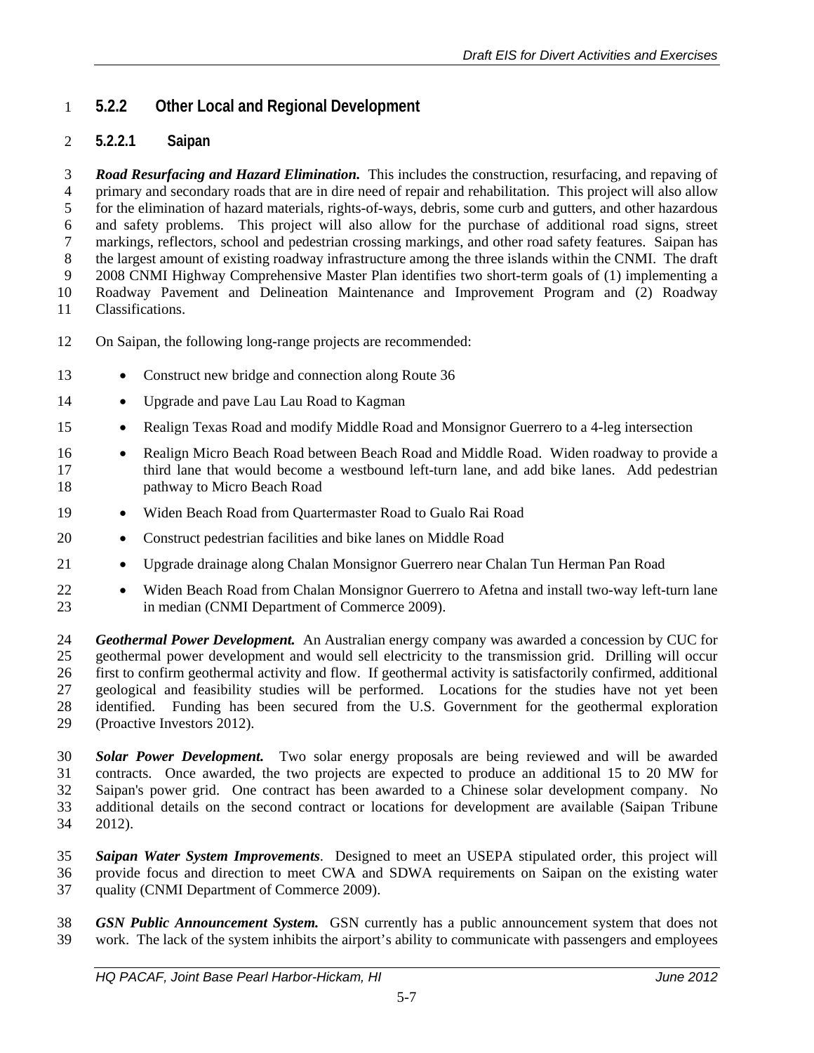### 5.2.2 Other Local and Regional Development

#### 5.2.2.1 Saipan

***Road Resurfacing and Hazard Elimination.*** This includes the construction, resurfacing, and repaving of primary and secondary roads that are in dire need of repair and rehabilitation. This project will also allow for the elimination of hazard materials, rights-of-ways, debris, some curb and gutters, and other hazardous and safety problems. This project will also allow for the purchase of additional road signs, street markings, reflectors, school and pedestrian crossing markings, and other road safety features. Saipan has the largest amount of existing roadway infrastructure among the three islands within the CNMI. The draft 2008 CNMI Highway Comprehensive Master Plan identifies two short-term goals of (1) implementing a Roadway Pavement and Delineation Maintenance and Improvement Program and (2) Roadway Classifications.

On Saipan, the following long-range projects are recommended:

- Construct new bridge and connection along Route 36
- Upgrade and pave Lau Lau Road to Kagman
- Realign Texas Road and modify Middle Road and Monsignor Guerrero to a 4-leg intersection
- Realign Micro Beach Road between Beach Road and Middle Road. Widen roadway to provide a third lane that would become a westbound left-turn lane, and add bike lanes. Add pedestrian pathway to Micro Beach Road
- Widen Beach Road from Quartermaster Road to Gualo Rai Road
- Construct pedestrian facilities and bike lanes on Middle Road
- Upgrade drainage along Chalan Monsignor Guerrero near Chalan Tun Herman Pan Road
- Widen Beach Road from Chalan Monsignor Guerrero to Afetna and install two-way left-turn lane in median (CNMI Department of Commerce 2009).

***Geothermal Power Development.*** An Australian energy company was awarded a concession by CUC for geothermal power development and would sell electricity to the transmission grid. Drilling will occur first to confirm geothermal activity and flow. If geothermal activity is satisfactorily confirmed, additional geological and feasibility studies will be performed. Locations for the studies have not yet been identified. Funding has been secured from the U.S. Government for the geothermal exploration (Proactive Investors 2012).

***Solar Power Development.*** Two solar energy proposals are being reviewed and will be awarded contracts. Once awarded, the two projects are expected to produce an additional 15 to 20 MW for Saipan's power grid. One contract has been awarded to a Chinese solar development company. No additional details on the second contract or locations for development are available (Saipan Tribune 2012).

***Saipan Water System Improvements***. Designed to meet an USEPA stipulated order, this project will provide focus and direction to meet CWA and SDWA requirements on Saipan on the existing water quality (CNMI Department of Commerce 2009).

***GSN Public Announcement System.*** GSN currently has a public announcement system that does not work. The lack of the system inhibits the airport's ability to communicate with passengers and employees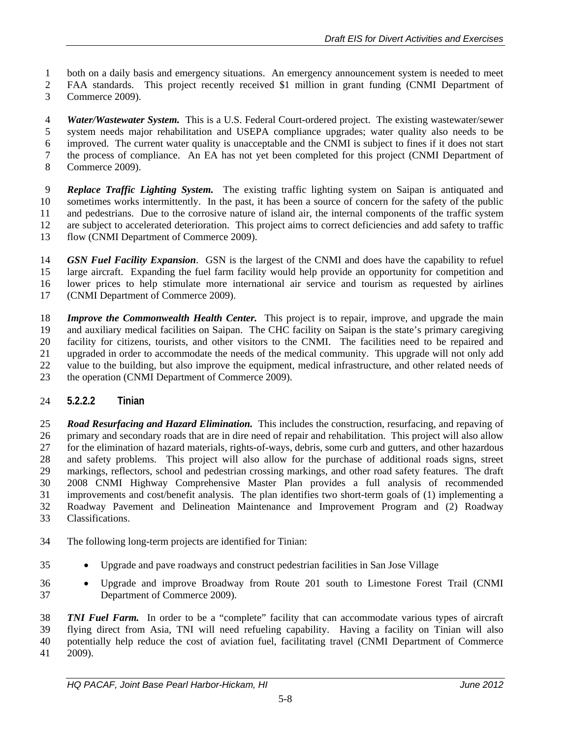both on a daily basis and emergency situations. An emergency announcement system is needed to meet FAA standards. This project recently received $1 million in grant funding (CNMI Department of Commerce 2009).

***Water/Wastewater System.*** This is a U.S. Federal Court-ordered project. The existing wastewater/sewer system needs major rehabilitation and USEPA compliance upgrades; water quality also needs to be improved. The current water quality is unacceptable and the CNMI is subject to fines if it does not start the process of compliance. An EA has not yet been completed for this project (CNMI Department of Commerce 2009).

***Replace Traffic Lighting System.*** The existing traffic lighting system on Saipan is antiquated and sometimes works intermittently. In the past, it has been a source of concern for the safety of the public and pedestrians. Due to the corrosive nature of island air, the internal components of the traffic system are subject to accelerated deterioration. This project aims to correct deficiencies and add safety to traffic flow (CNMI Department of Commerce 2009).

***GSN Fuel Facility Expansion***. GSN is the largest of the CNMI and does have the capability to refuel large aircraft. Expanding the fuel farm facility would help provide an opportunity for competition and lower prices to help stimulate more international air service and tourism as requested by airlines (CNMI Department of Commerce 2009).

***Improve the Commonwealth Health Center.*** This project is to repair, improve, and upgrade the main and auxiliary medical facilities on Saipan. The CHC facility on Saipan is the state's primary caregiving facility for citizens, tourists, and other visitors to the CNMI. The facilities need to be repaired and upgraded in order to accommodate the needs of the medical community. This upgrade will not only add value to the building, but also improve the equipment, medical infrastructure, and other related needs of the operation (CNMI Department of Commerce 2009).

#### 5.2.2.2 Tinian

***Road Resurfacing and Hazard Elimination.*** This includes the construction, resurfacing, and repaving of primary and secondary roads that are in dire need of repair and rehabilitation. This project will also allow for the elimination of hazard materials, rights-of-ways, debris, some curb and gutters, and other hazardous and safety problems. This project will also allow for the purchase of additional roads signs, street markings, reflectors, school and pedestrian crossing markings, and other road safety features. The draft 2008 CNMI Highway Comprehensive Master Plan provides a full analysis of recommended improvements and cost/benefit analysis. The plan identifies two short-term goals of (1) implementing a Roadway Pavement and Delineation Maintenance and Improvement Program and (2) Roadway Classifications.

The following long-term projects are identified for Tinian:

- Upgrade and pave roadways and construct pedestrian facilities in San Jose Village
- Upgrade and improve Broadway from Route 201 south to Limestone Forest Trail (CNMI Department of Commerce 2009).

***TNI Fuel Farm.*** In order to be a "complete" facility that can accommodate various types of aircraft flying direct from Asia, TNI will need refueling capability. Having a facility on Tinian will also potentially help reduce the cost of aviation fuel, facilitating travel (CNMI Department of Commerce 2009).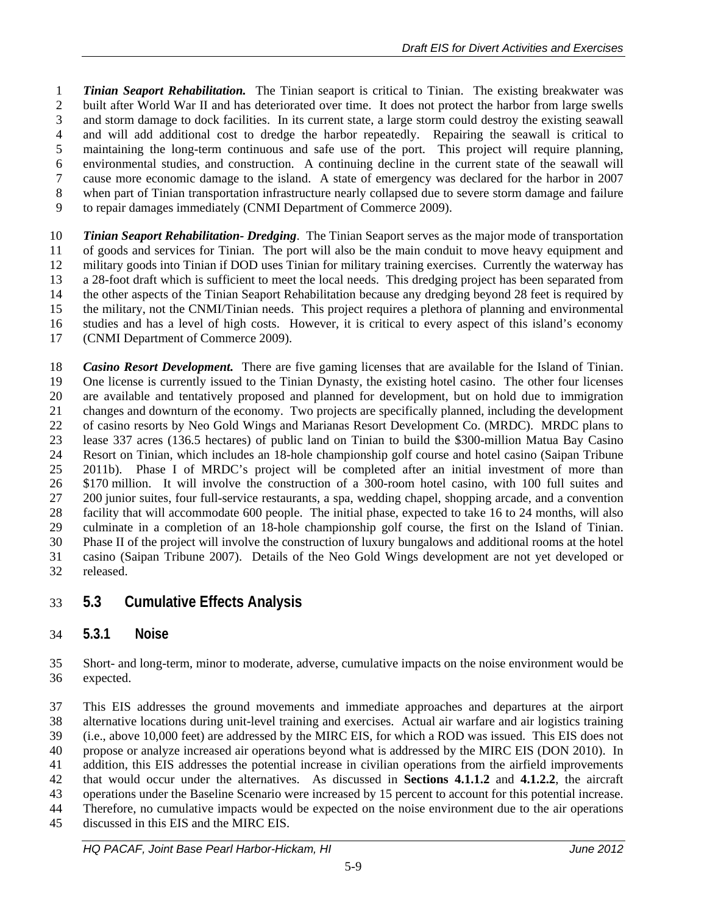***Tinian Seaport Rehabilitation.*** The Tinian seaport is critical to Tinian. The existing breakwater was built after World War II and has deteriorated over time. It does not protect the harbor from large swells and storm damage to dock facilities. In its current state, a large storm could destroy the existing seawall and will add additional cost to dredge the harbor repeatedly. Repairing the seawall is critical to maintaining the long-term continuous and safe use of the port. This project will require planning, environmental studies, and construction. A continuing decline in the current state of the seawall will cause more economic damage to the island. A state of emergency was declared for the harbor in 2007 when part of Tinian transportation infrastructure nearly collapsed due to severe storm damage and failure to repair damages immediately (CNMI Department of Commerce 2009).

***Tinian Seaport Rehabilitation- Dredging***. The Tinian Seaport serves as the major mode of transportation of goods and services for Tinian. The port will also be the main conduit to move heavy equipment and military goods into Tinian if DOD uses Tinian for military training exercises. Currently the waterway has a 28-foot draft which is sufficient to meet the local needs. This dredging project has been separated from the other aspects of the Tinian Seaport Rehabilitation because any dredging beyond 28 feet is required by the military, not the CNMI/Tinian needs. This project requires a plethora of planning and environmental studies and has a level of high costs. However, it is critical to every aspect of this island's economy (CNMI Department of Commerce 2009).

***Casino Resort Development.*** There are five gaming licenses that are available for the Island of Tinian. One license is currently issued to the Tinian Dynasty, the existing hotel casino. The other four licenses are available and tentatively proposed and planned for development, but on hold due to immigration changes and downturn of the economy. Two projects are specifically planned, including the development of casino resorts by Neo Gold Wings and Marianas Resort Development Co. (MRDC). MRDC plans to lease 337 acres (136.5 hectares) of public land on Tinian to build the $300-million Matua Bay Casino Resort on Tinian, which includes an 18-hole championship golf course and hotel casino (Saipan Tribune 2011b). Phase I of MRDC's project will be completed after an initial investment of more than $170 million. It will involve the construction of a 300-room hotel casino, with 100 full suites and 200 junior suites, four full-service restaurants, a spa, wedding chapel, shopping arcade, and a convention facility that will accommodate 600 people. The initial phase, expected to take 16 to 24 months, will also culminate in a completion of an 18-hole championship golf course, the first on the Island of Tinian. Phase II of the project will involve the construction of luxury bungalows and additional rooms at the hotel casino (Saipan Tribune 2007). Details of the Neo Gold Wings development are not yet developed or released.

## 5.3 Cumulative Effects Analysis

### 5.3.1 Noise

Short- and long-term, minor to moderate, adverse, cumulative impacts on the noise environment would be expected.

This EIS addresses the ground movements and immediate approaches and departures at the airport alternative locations during unit-level training and exercises. Actual air warfare and air logistics training (i.e., above 10,000 feet) are addressed by the MIRC EIS, for which a ROD was issued. This EIS does not propose or analyze increased air operations beyond what is addressed by the MIRC EIS (DON 2010). In addition, this EIS addresses the potential increase in civilian operations from the airfield improvements that would occur under the alternatives. As discussed in **Sections 4.1.1.2** and **4.1.2.2**, the aircraft operations under the Baseline Scenario were increased by 15 percent to account for this potential increase. Therefore, no cumulative impacts would be expected on the noise environment due to the air operations discussed in this EIS and the MIRC EIS.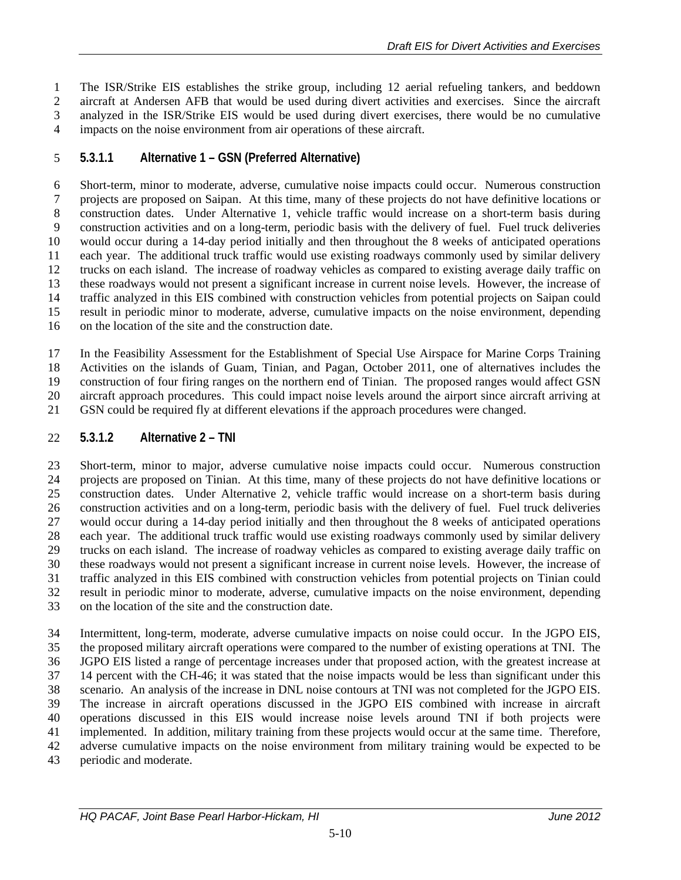The ISR/Strike EIS establishes the strike group, including 12 aerial refueling tankers, and beddown aircraft at Andersen AFB that would be used during divert activities and exercises. Since the aircraft analyzed in the ISR/Strike EIS would be used during divert exercises, there would be no cumulative impacts on the noise environment from air operations of these aircraft.

#### 5.3.1.1 Alternative 1 – GSN (Preferred Alternative)

Short-term, minor to moderate, adverse, cumulative noise impacts could occur. Numerous construction projects are proposed on Saipan. At this time, many of these projects do not have definitive locations or construction dates. Under Alternative 1, vehicle traffic would increase on a short-term basis during construction activities and on a long-term, periodic basis with the delivery of fuel. Fuel truck deliveries would occur during a 14-day period initially and then throughout the 8 weeks of anticipated operations each year. The additional truck traffic would use existing roadways commonly used by similar delivery trucks on each island. The increase of roadway vehicles as compared to existing average daily traffic on these roadways would not present a significant increase in current noise levels. However, the increase of traffic analyzed in this EIS combined with construction vehicles from potential projects on Saipan could result in periodic minor to moderate, adverse, cumulative impacts on the noise environment, depending on the location of the site and the construction date.

In the Feasibility Assessment for the Establishment of Special Use Airspace for Marine Corps Training Activities on the islands of Guam, Tinian, and Pagan, October 2011, one of alternatives includes the construction of four firing ranges on the northern end of Tinian. The proposed ranges would affect GSN aircraft approach procedures. This could impact noise levels around the airport since aircraft arriving at GSN could be required fly at different elevations if the approach procedures were changed.

#### 5.3.1.2 Alternative 2 – TNI

Short-term, minor to major, adverse cumulative noise impacts could occur. Numerous construction projects are proposed on Tinian. At this time, many of these projects do not have definitive locations or construction dates. Under Alternative 2, vehicle traffic would increase on a short-term basis during construction activities and on a long-term, periodic basis with the delivery of fuel. Fuel truck deliveries would occur during a 14-day period initially and then throughout the 8 weeks of anticipated operations each year. The additional truck traffic would use existing roadways commonly used by similar delivery trucks on each island. The increase of roadway vehicles as compared to existing average daily traffic on these roadways would not present a significant increase in current noise levels. However, the increase of traffic analyzed in this EIS combined with construction vehicles from potential projects on Tinian could result in periodic minor to moderate, adverse, cumulative impacts on the noise environment, depending on the location of the site and the construction date.

Intermittent, long-term, moderate, adverse cumulative impacts on noise could occur. In the JGPO EIS, the proposed military aircraft operations were compared to the number of existing operations at TNI. The JGPO EIS listed a range of percentage increases under that proposed action, with the greatest increase at 14 percent with the CH-46; it was stated that the noise impacts would be less than significant under this scenario. An analysis of the increase in DNL noise contours at TNI was not completed for the JGPO EIS. The increase in aircraft operations discussed in the JGPO EIS combined with increase in aircraft operations discussed in this EIS would increase noise levels around TNI if both projects were implemented. In addition, military training from these projects would occur at the same time. Therefore, adverse cumulative impacts on the noise environment from military training would be expected to be periodic and moderate.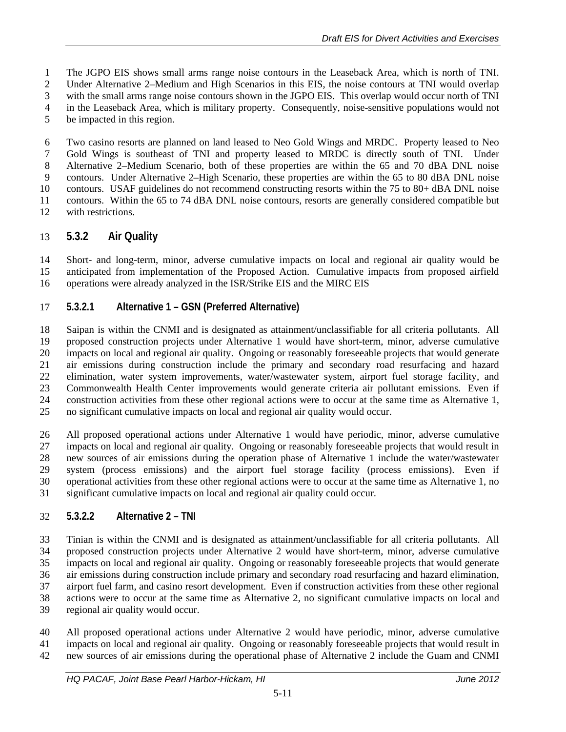The JGPO EIS shows small arms range noise contours in the Leaseback Area, which is north of TNI. Under Alternative 2–Medium and High Scenarios in this EIS, the noise contours at TNI would overlap with the small arms range noise contours shown in the JGPO EIS. This overlap would occur north of TNI in the Leaseback Area, which is military property. Consequently, noise-sensitive populations would not be impacted in this region.

Two casino resorts are planned on land leased to Neo Gold Wings and MRDC. Property leased to Neo Gold Wings is southeast of TNI and property leased to MRDC is directly south of TNI. Under Alternative 2–Medium Scenario, both of these properties are within the 65 and 70 dBA DNL noise contours. Under Alternative 2–High Scenario, these properties are within the 65 to 80 dBA DNL noise contours. USAF guidelines do not recommend constructing resorts within the 75 to 80+ dBA DNL noise contours. Within the 65 to 74 dBA DNL noise contours, resorts are generally considered compatible but with restrictions.

### 5.3.2 Air Quality

Short- and long-term, minor, adverse cumulative impacts on local and regional air quality would be anticipated from implementation of the Proposed Action. Cumulative impacts from proposed airfield operations were already analyzed in the ISR/Strike EIS and the MIRC EIS

#### 5.3.2.1 Alternative 1 – GSN (Preferred Alternative)

Saipan is within the CNMI and is designated as attainment/unclassifiable for all criteria pollutants. All proposed construction projects under Alternative 1 would have short-term, minor, adverse cumulative impacts on local and regional air quality. Ongoing or reasonably foreseeable projects that would generate air emissions during construction include the primary and secondary road resurfacing and hazard elimination, water system improvements, water/wastewater system, airport fuel storage facility, and Commonwealth Health Center improvements would generate criteria air pollutant emissions. Even if construction activities from these other regional actions were to occur at the same time as Alternative 1, no significant cumulative impacts on local and regional air quality would occur.

All proposed operational actions under Alternative 1 would have periodic, minor, adverse cumulative impacts on local and regional air quality. Ongoing or reasonably foreseeable projects that would result in new sources of air emissions during the operation phase of Alternative 1 include the water/wastewater system (process emissions) and the airport fuel storage facility (process emissions). Even if operational activities from these other regional actions were to occur at the same time as Alternative 1, no significant cumulative impacts on local and regional air quality could occur.

#### 5.3.2.2 Alternative 2 – TNI

Tinian is within the CNMI and is designated as attainment/unclassifiable for all criteria pollutants. All proposed construction projects under Alternative 2 would have short-term, minor, adverse cumulative impacts on local and regional air quality. Ongoing or reasonably foreseeable projects that would generate air emissions during construction include primary and secondary road resurfacing and hazard elimination, airport fuel farm, and casino resort development. Even if construction activities from these other regional actions were to occur at the same time as Alternative 2, no significant cumulative impacts on local and regional air quality would occur.

All proposed operational actions under Alternative 2 would have periodic, minor, adverse cumulative impacts on local and regional air quality. Ongoing or reasonably foreseeable projects that would result in new sources of air emissions during the operational phase of Alternative 2 include the Guam and CNMI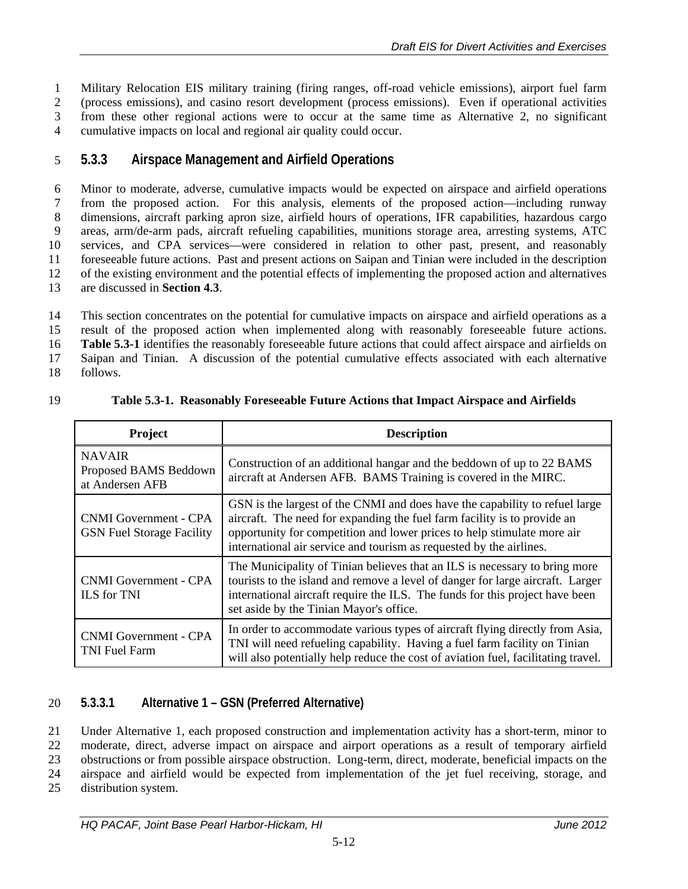Military Relocation EIS military training (firing ranges, off-road vehicle emissions), airport fuel farm (process emissions), and casino resort development (process emissions). Even if operational activities from these other regional actions were to occur at the same time as Alternative 2, no significant cumulative impacts on local and regional air quality could occur.

### 5.3.3 Airspace Management and Airfield Operations

Minor to moderate, adverse, cumulative impacts would be expected on airspace and airfield operations from the proposed action. For this analysis, elements of the proposed action—including runway dimensions, aircraft parking apron size, airfield hours of operations, IFR capabilities, hazardous cargo areas, arm/de-arm pads, aircraft refueling capabilities, munitions storage area, arresting systems, ATC services, and CPA services—were considered in relation to other past, present, and reasonably foreseeable future actions. Past and present actions on Saipan and Tinian were included in the description of the existing environment and the potential effects of implementing the proposed action and alternatives are discussed in **Section 4.3**.

This section concentrates on the potential for cumulative impacts on airspace and airfield operations as a result of the proposed action when implemented along with reasonably foreseeable future actions. **Table 5.3-1** identifies the reasonably foreseeable future actions that could affect airspace and airfields on Saipan and Tinian. A discussion of the potential cumulative effects associated with each alternative follows.

**Table 5.3-1. Reasonably Foreseeable Future Actions that Impact Airspace and Airfields**

| Project | Description |
|---|---|
| NAVAIR Proposed BAMS Beddown at Andersen AFB | Construction of an additional hangar and the beddown of up to 22 BAMS aircraft at Andersen AFB. BAMS Training is covered in the MIRC. |
| CNMI Government - CPA GSN Fuel Storage Facility | GSN is the largest of the CNMI and does have the capability to refuel large aircraft. The need for expanding the fuel farm facility is to provide an opportunity for competition and lower prices to help stimulate more air international air service and tourism as requested by the airlines. |
| CNMI Government - CPA ILS for TNI | The Municipality of Tinian believes that an ILS is necessary to bring more tourists to the island and remove a level of danger for large aircraft. Larger international aircraft require the ILS. The funds for this project have been set aside by the Tinian Mayor's office. |
| CNMI Government - CPA TNI Fuel Farm | In order to accommodate various types of aircraft flying directly from Asia, TNI will need refueling capability. Having a fuel farm facility on Tinian will also potentially help reduce the cost of aviation fuel, facilitating travel. |

#### 5.3.3.1 Alternative 1 – GSN (Preferred Alternative)

Under Alternative 1, each proposed construction and implementation activity has a short-term, minor to moderate, direct, adverse impact on airspace and airport operations as a result of temporary airfield obstructions or from possible airspace obstruction. Long-term, direct, moderate, beneficial impacts on the airspace and airfield would be expected from implementation of the jet fuel receiving, storage, and distribution system.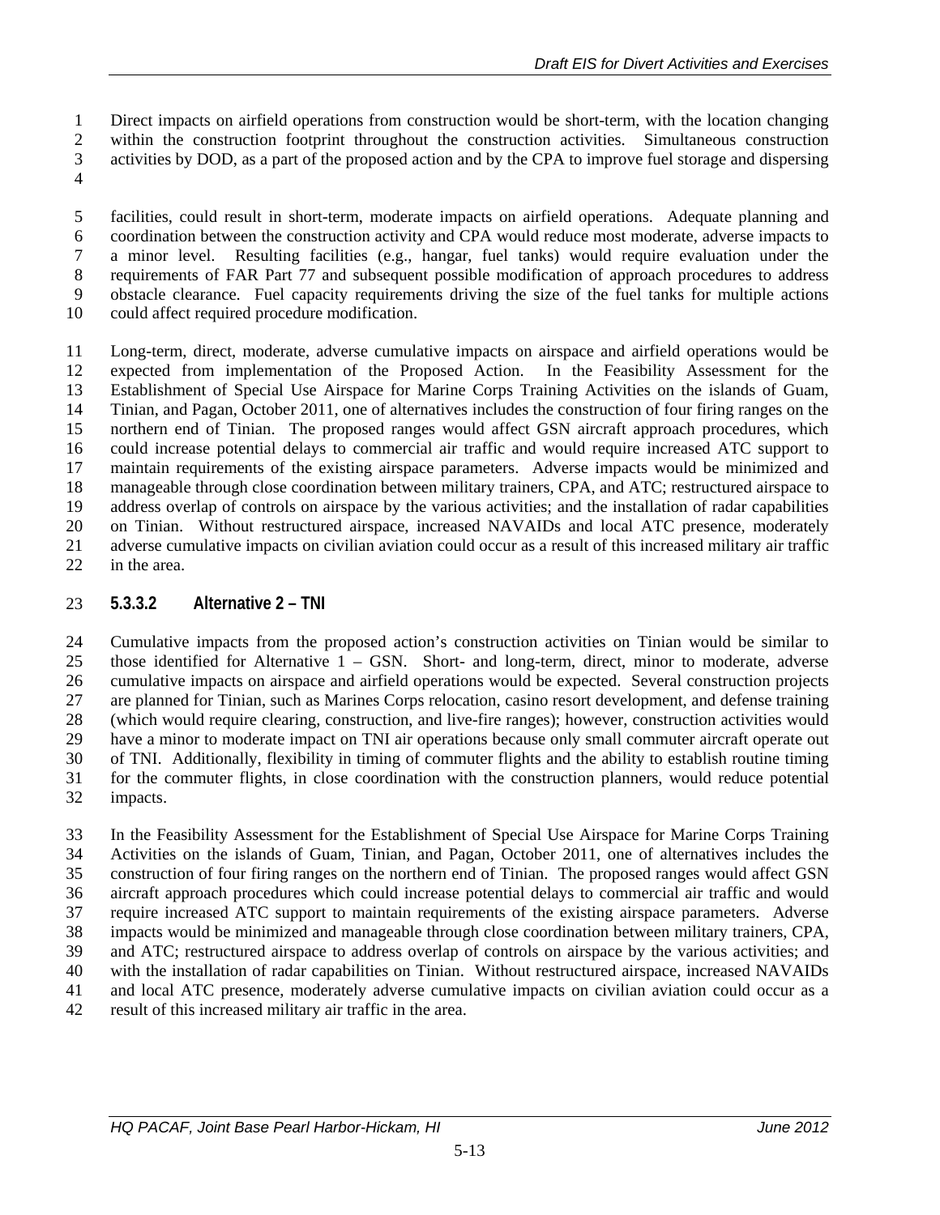Direct impacts on airfield operations from construction would be short-term, with the location changing within the construction footprint throughout the construction activities. Simultaneous construction activities by DOD, as a part of the proposed action and by the CPA to improve fuel storage and dispersing

facilities, could result in short-term, moderate impacts on airfield operations. Adequate planning and coordination between the construction activity and CPA would reduce most moderate, adverse impacts to a minor level. Resulting facilities (e.g., hangar, fuel tanks) would require evaluation under the requirements of FAR Part 77 and subsequent possible modification of approach procedures to address obstacle clearance. Fuel capacity requirements driving the size of the fuel tanks for multiple actions could affect required procedure modification.

Long-term, direct, moderate, adverse cumulative impacts on airspace and airfield operations would be expected from implementation of the Proposed Action. In the Feasibility Assessment for the Establishment of Special Use Airspace for Marine Corps Training Activities on the islands of Guam, Tinian, and Pagan, October 2011, one of alternatives includes the construction of four firing ranges on the northern end of Tinian. The proposed ranges would affect GSN aircraft approach procedures, which could increase potential delays to commercial air traffic and would require increased ATC support to maintain requirements of the existing airspace parameters. Adverse impacts would be minimized and manageable through close coordination between military trainers, CPA, and ATC; restructured airspace to address overlap of controls on airspace by the various activities; and the installation of radar capabilities on Tinian. Without restructured airspace, increased NAVAIDs and local ATC presence, moderately adverse cumulative impacts on civilian aviation could occur as a result of this increased military air traffic in the area.

#### 5.3.3.2 Alternative 2 – TNI

Cumulative impacts from the proposed action's construction activities on Tinian would be similar to those identified for Alternative 1 – GSN. Short- and long-term, direct, minor to moderate, adverse cumulative impacts on airspace and airfield operations would be expected. Several construction projects are planned for Tinian, such as Marines Corps relocation, casino resort development, and defense training (which would require clearing, construction, and live-fire ranges); however, construction activities would have a minor to moderate impact on TNI air operations because only small commuter aircraft operate out of TNI. Additionally, flexibility in timing of commuter flights and the ability to establish routine timing for the commuter flights, in close coordination with the construction planners, would reduce potential impacts.

In the Feasibility Assessment for the Establishment of Special Use Airspace for Marine Corps Training Activities on the islands of Guam, Tinian, and Pagan, October 2011, one of alternatives includes the construction of four firing ranges on the northern end of Tinian. The proposed ranges would affect GSN aircraft approach procedures which could increase potential delays to commercial air traffic and would require increased ATC support to maintain requirements of the existing airspace parameters. Adverse impacts would be minimized and manageable through close coordination between military trainers, CPA, and ATC; restructured airspace to address overlap of controls on airspace by the various activities; and with the installation of radar capabilities on Tinian. Without restructured airspace, increased NAVAIDs and local ATC presence, moderately adverse cumulative impacts on civilian aviation could occur as a result of this increased military air traffic in the area.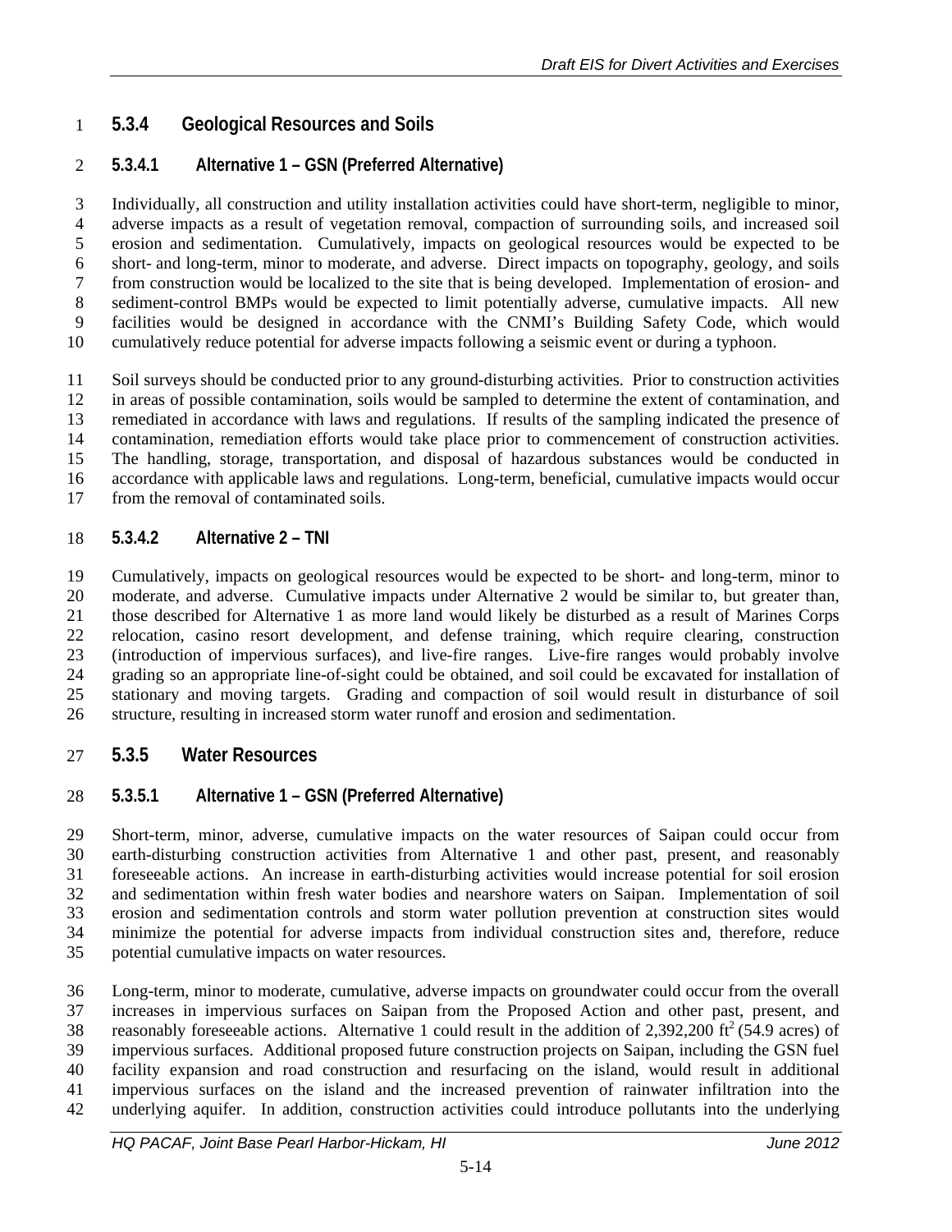### 5.3.4 Geological Resources and Soils

#### 5.3.4.1 Alternative 1 – GSN (Preferred Alternative)

Individually, all construction and utility installation activities could have short-term, negligible to minor, adverse impacts as a result of vegetation removal, compaction of surrounding soils, and increased soil erosion and sedimentation. Cumulatively, impacts on geological resources would be expected to be short- and long-term, minor to moderate, and adverse. Direct impacts on topography, geology, and soils from construction would be localized to the site that is being developed. Implementation of erosion- and sediment-control BMPs would be expected to limit potentially adverse, cumulative impacts. All new facilities would be designed in accordance with the CNMI's Building Safety Code, which would cumulatively reduce potential for adverse impacts following a seismic event or during a typhoon.

Soil surveys should be conducted prior to any ground-disturbing activities. Prior to construction activities in areas of possible contamination, soils would be sampled to determine the extent of contamination, and remediated in accordance with laws and regulations. If results of the sampling indicated the presence of contamination, remediation efforts would take place prior to commencement of construction activities. The handling, storage, transportation, and disposal of hazardous substances would be conducted in accordance with applicable laws and regulations. Long-term, beneficial, cumulative impacts would occur from the removal of contaminated soils.

#### 5.3.4.2 Alternative 2 – TNI

Cumulatively, impacts on geological resources would be expected to be short- and long-term, minor to moderate, and adverse. Cumulative impacts under Alternative 2 would be similar to, but greater than, those described for Alternative 1 as more land would likely be disturbed as a result of Marines Corps relocation, casino resort development, and defense training, which require clearing, construction (introduction of impervious surfaces), and live-fire ranges. Live-fire ranges would probably involve grading so an appropriate line-of-sight could be obtained, and soil could be excavated for installation of stationary and moving targets. Grading and compaction of soil would result in disturbance of soil structure, resulting in increased storm water runoff and erosion and sedimentation.

### 5.3.5 Water Resources

#### 5.3.5.1 Alternative 1 – GSN (Preferred Alternative)

Short-term, minor, adverse, cumulative impacts on the water resources of Saipan could occur from earth-disturbing construction activities from Alternative 1 and other past, present, and reasonably foreseeable actions. An increase in earth-disturbing activities would increase potential for soil erosion and sedimentation within fresh water bodies and nearshore waters on Saipan. Implementation of soil erosion and sedimentation controls and storm water pollution prevention at construction sites would minimize the potential for adverse impacts from individual construction sites and, therefore, reduce potential cumulative impacts on water resources.

Long-term, minor to moderate, cumulative, adverse impacts on groundwater could occur from the overall increases in impervious surfaces on Saipan from the Proposed Action and other past, present, and reasonably foreseeable actions. Alternative 1 could result in the addition of 2,392,200 $ft^2$ (54.9 acres) of impervious surfaces. Additional proposed future construction projects on Saipan, including the GSN fuel facility expansion and road construction and resurfacing on the island, would result in additional impervious surfaces on the island and the increased prevention of rainwater infiltration into the underlying aquifer. In addition, construction activities could introduce pollutants into the underlying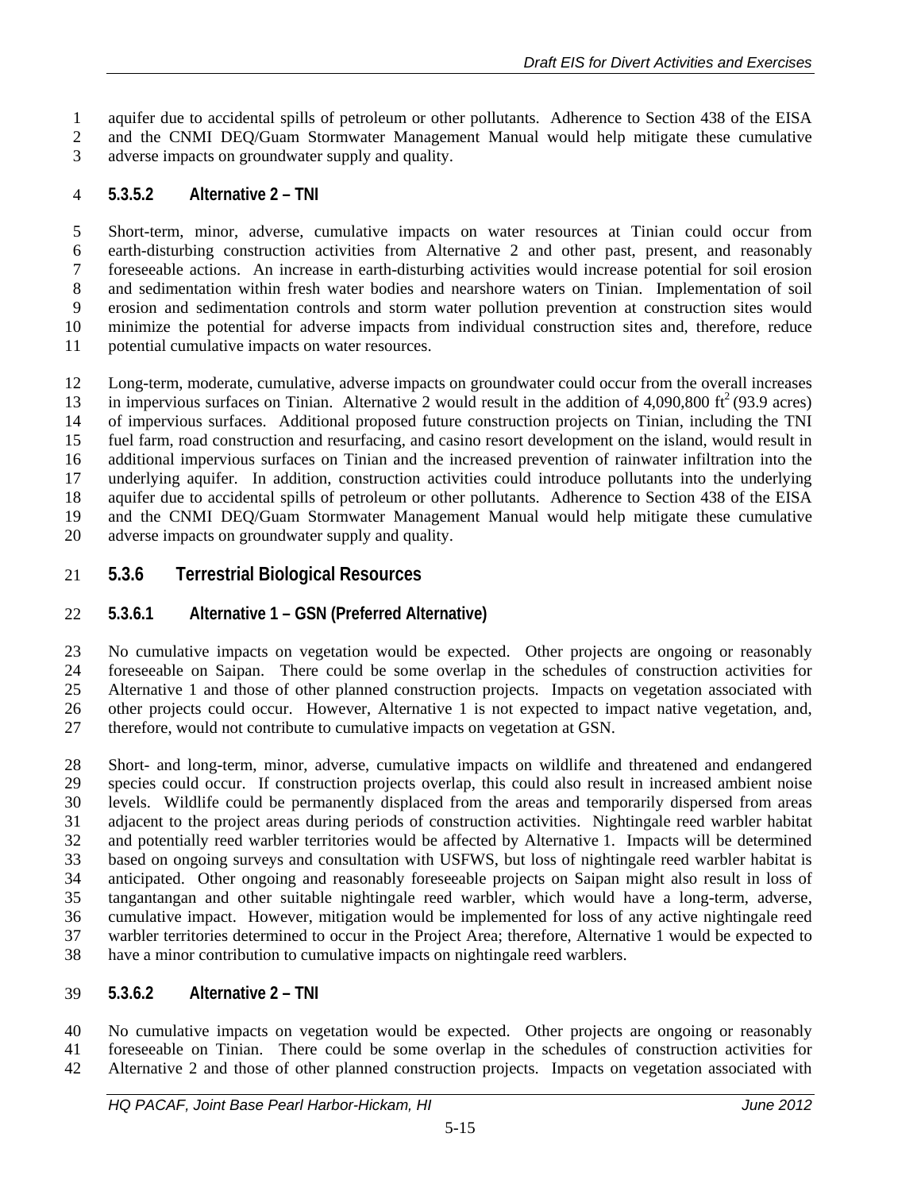aquifer due to accidental spills of petroleum or other pollutants. Adherence to Section 438 of the EISA and the CNMI DEQ/Guam Stormwater Management Manual would help mitigate these cumulative adverse impacts on groundwater supply and quality.

#### 5.3.5.2 Alternative 2 – TNI

Short-term, minor, adverse, cumulative impacts on water resources at Tinian could occur from earth-disturbing construction activities from Alternative 2 and other past, present, and reasonably foreseeable actions. An increase in earth-disturbing activities would increase potential for soil erosion and sedimentation within fresh water bodies and nearshore waters on Tinian. Implementation of soil erosion and sedimentation controls and storm water pollution prevention at construction sites would minimize the potential for adverse impacts from individual construction sites and, therefore, reduce potential cumulative impacts on water resources.

Long-term, moderate, cumulative, adverse impacts on groundwater could occur from the overall increases in impervious surfaces on Tinian. Alternative 2 would result in the addition of 4,090,800 $ft^2$ (93.9 acres) of impervious surfaces. Additional proposed future construction projects on Tinian, including the TNI fuel farm, road construction and resurfacing, and casino resort development on the island, would result in additional impervious surfaces on Tinian and the increased prevention of rainwater infiltration into the underlying aquifer. In addition, construction activities could introduce pollutants into the underlying aquifer due to accidental spills of petroleum or other pollutants. Adherence to Section 438 of the EISA and the CNMI DEQ/Guam Stormwater Management Manual would help mitigate these cumulative adverse impacts on groundwater supply and quality.

### 5.3.6 Terrestrial Biological Resources

#### 5.3.6.1 Alternative 1 – GSN (Preferred Alternative)

No cumulative impacts on vegetation would be expected. Other projects are ongoing or reasonably foreseeable on Saipan. There could be some overlap in the schedules of construction activities for Alternative 1 and those of other planned construction projects. Impacts on vegetation associated with other projects could occur. However, Alternative 1 is not expected to impact native vegetation, and, therefore, would not contribute to cumulative impacts on vegetation at GSN.

Short- and long-term, minor, adverse, cumulative impacts on wildlife and threatened and endangered species could occur. If construction projects overlap, this could also result in increased ambient noise levels. Wildlife could be permanently displaced from the areas and temporarily dispersed from areas adjacent to the project areas during periods of construction activities. Nightingale reed warbler habitat and potentially reed warbler territories would be affected by Alternative 1. Impacts will be determined based on ongoing surveys and consultation with USFWS, but loss of nightingale reed warbler habitat is anticipated. Other ongoing and reasonably foreseeable projects on Saipan might also result in loss of tangantangan and other suitable nightingale reed warbler, which would have a long-term, adverse, cumulative impact. However, mitigation would be implemented for loss of any active nightingale reed warbler territories determined to occur in the Project Area; therefore, Alternative 1 would be expected to have a minor contribution to cumulative impacts on nightingale reed warblers.

#### 5.3.6.2 Alternative 2 – TNI

No cumulative impacts on vegetation would be expected. Other projects are ongoing or reasonably foreseeable on Tinian. There could be some overlap in the schedules of construction activities for Alternative 2 and those of other planned construction projects. Impacts on vegetation associated with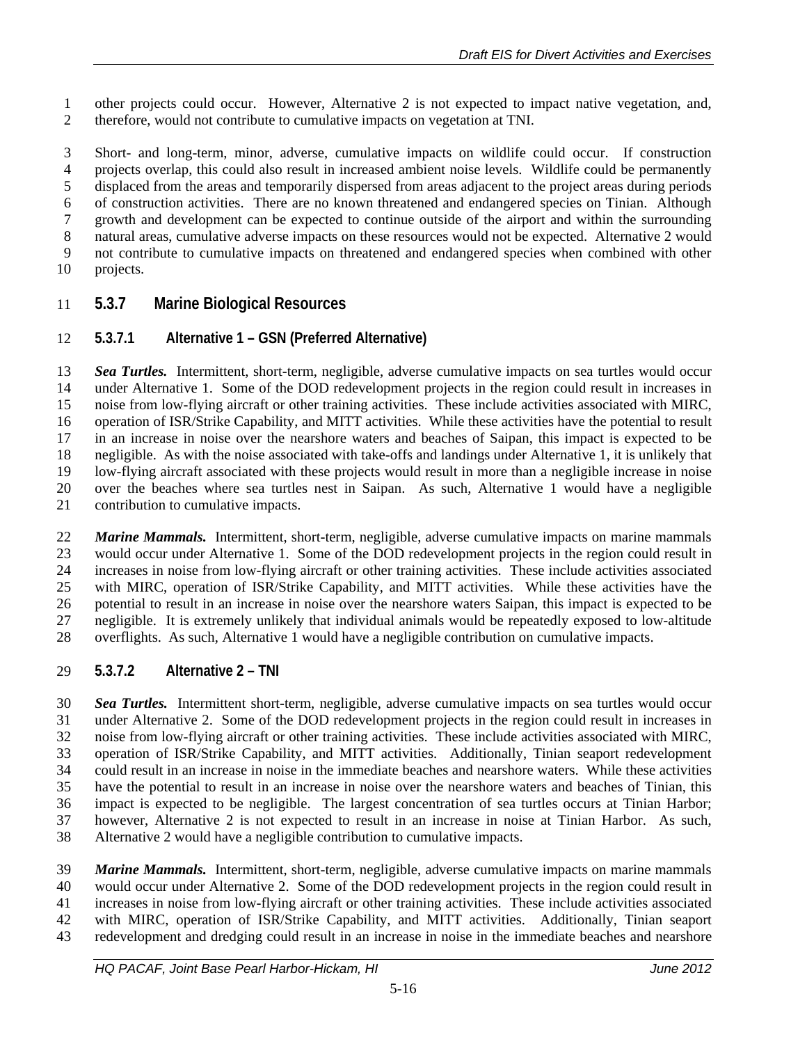other projects could occur. However, Alternative 2 is not expected to impact native vegetation, and, therefore, would not contribute to cumulative impacts on vegetation at TNI.

Short- and long-term, minor, adverse, cumulative impacts on wildlife could occur. If construction projects overlap, this could also result in increased ambient noise levels. Wildlife could be permanently displaced from the areas and temporarily dispersed from areas adjacent to the project areas during periods of construction activities. There are no known threatened and endangered species on Tinian. Although growth and development can be expected to continue outside of the airport and within the surrounding natural areas, cumulative adverse impacts on these resources would not be expected. Alternative 2 would not contribute to cumulative impacts on threatened and endangered species when combined with other projects.

### 5.3.7 Marine Biological Resources

#### 5.3.7.1 Alternative 1 – GSN (Preferred Alternative)

***Sea Turtles.*** Intermittent, short-term, negligible, adverse cumulative impacts on sea turtles would occur under Alternative 1. Some of the DOD redevelopment projects in the region could result in increases in noise from low-flying aircraft or other training activities. These include activities associated with MIRC, operation of ISR/Strike Capability, and MITT activities. While these activities have the potential to result in an increase in noise over the nearshore waters and beaches of Saipan, this impact is expected to be negligible. As with the noise associated with take-offs and landings under Alternative 1, it is unlikely that low-flying aircraft associated with these projects would result in more than a negligible increase in noise over the beaches where sea turtles nest in Saipan. As such, Alternative 1 would have a negligible contribution to cumulative impacts.

***Marine Mammals.*** Intermittent, short-term, negligible, adverse cumulative impacts on marine mammals would occur under Alternative 1. Some of the DOD redevelopment projects in the region could result in increases in noise from low-flying aircraft or other training activities. These include activities associated with MIRC, operation of ISR/Strike Capability, and MITT activities. While these activities have the potential to result in an increase in noise over the nearshore waters Saipan, this impact is expected to be negligible. It is extremely unlikely that individual animals would be repeatedly exposed to low-altitude overflights. As such, Alternative 1 would have a negligible contribution on cumulative impacts.

#### 5.3.7.2 Alternative 2 – TNI

***Sea Turtles.*** Intermittent short-term, negligible, adverse cumulative impacts on sea turtles would occur under Alternative 2. Some of the DOD redevelopment projects in the region could result in increases in noise from low-flying aircraft or other training activities. These include activities associated with MIRC, operation of ISR/Strike Capability, and MITT activities. Additionally, Tinian seaport redevelopment could result in an increase in noise in the immediate beaches and nearshore waters. While these activities have the potential to result in an increase in noise over the nearshore waters and beaches of Tinian, this impact is expected to be negligible. The largest concentration of sea turtles occurs at Tinian Harbor; however, Alternative 2 is not expected to result in an increase in noise at Tinian Harbor. As such, Alternative 2 would have a negligible contribution to cumulative impacts.

***Marine Mammals.*** Intermittent, short-term, negligible, adverse cumulative impacts on marine mammals would occur under Alternative 2. Some of the DOD redevelopment projects in the region could result in increases in noise from low-flying aircraft or other training activities. These include activities associated with MIRC, operation of ISR/Strike Capability, and MITT activities. Additionally, Tinian seaport redevelopment and dredging could result in an increase in noise in the immediate beaches and nearshore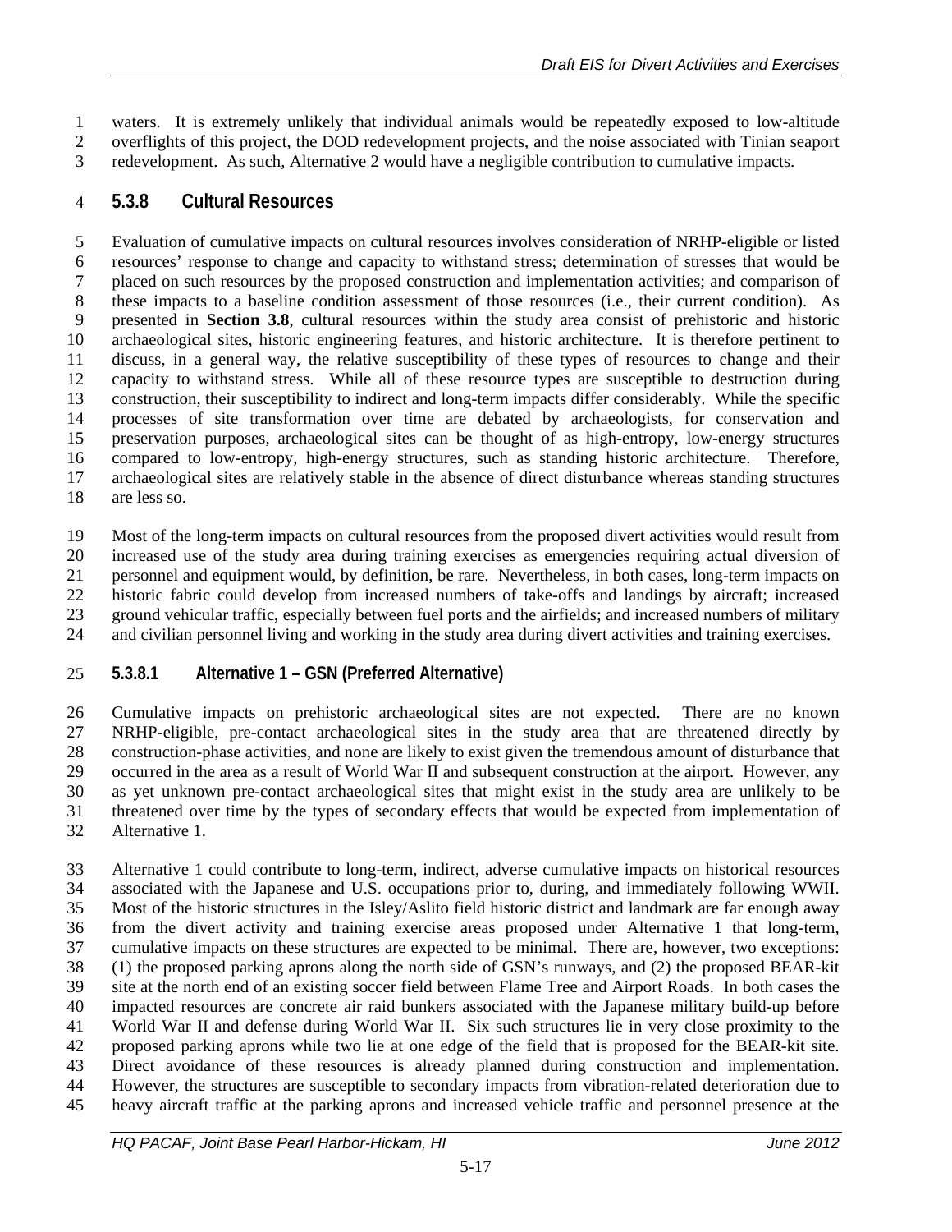waters. It is extremely unlikely that individual animals would be repeatedly exposed to low-altitude overflights of this project, the DOD redevelopment projects, and the noise associated with Tinian seaport redevelopment. As such, Alternative 2 would have a negligible contribution to cumulative impacts.

### 5.3.8 Cultural Resources

Evaluation of cumulative impacts on cultural resources involves consideration of NRHP-eligible or listed resources' response to change and capacity to withstand stress; determination of stresses that would be placed on such resources by the proposed construction and implementation activities; and comparison of these impacts to a baseline condition assessment of those resources (i.e., their current condition). As presented in **Section 3.8**, cultural resources within the study area consist of prehistoric and historic archaeological sites, historic engineering features, and historic architecture. It is therefore pertinent to discuss, in a general way, the relative susceptibility of these types of resources to change and their capacity to withstand stress. While all of these resource types are susceptible to destruction during construction, their susceptibility to indirect and long-term impacts differ considerably. While the specific processes of site transformation over time are debated by archaeologists, for conservation and preservation purposes, archaeological sites can be thought of as high-entropy, low-energy structures compared to low-entropy, high-energy structures, such as standing historic architecture. Therefore, archaeological sites are relatively stable in the absence of direct disturbance whereas standing structures are less so.

Most of the long-term impacts on cultural resources from the proposed divert activities would result from increased use of the study area during training exercises as emergencies requiring actual diversion of personnel and equipment would, by definition, be rare. Nevertheless, in both cases, long-term impacts on historic fabric could develop from increased numbers of take-offs and landings by aircraft; increased ground vehicular traffic, especially between fuel ports and the airfields; and increased numbers of military and civilian personnel living and working in the study area during divert activities and training exercises.

#### 5.3.8.1 Alternative 1 – GSN (Preferred Alternative)

Cumulative impacts on prehistoric archaeological sites are not expected. There are no known NRHP-eligible, pre-contact archaeological sites in the study area that are threatened directly by construction-phase activities, and none are likely to exist given the tremendous amount of disturbance that occurred in the area as a result of World War II and subsequent construction at the airport. However, any as yet unknown pre-contact archaeological sites that might exist in the study area are unlikely to be threatened over time by the types of secondary effects that would be expected from implementation of Alternative 1.

Alternative 1 could contribute to long-term, indirect, adverse cumulative impacts on historical resources associated with the Japanese and U.S. occupations prior to, during, and immediately following WWII. Most of the historic structures in the Isley/Aslito field historic district and landmark are far enough away from the divert activity and training exercise areas proposed under Alternative 1 that long-term, cumulative impacts on these structures are expected to be minimal. There are, however, two exceptions: (1) the proposed parking aprons along the north side of GSN's runways, and (2) the proposed BEAR-kit site at the north end of an existing soccer field between Flame Tree and Airport Roads. In both cases the impacted resources are concrete air raid bunkers associated with the Japanese military build-up before World War II and defense during World War II. Six such structures lie in very close proximity to the proposed parking aprons while two lie at one edge of the field that is proposed for the BEAR-kit site. Direct avoidance of these resources is already planned during construction and implementation. However, the structures are susceptible to secondary impacts from vibration-related deterioration due to heavy aircraft traffic at the parking aprons and increased vehicle traffic and personnel presence at the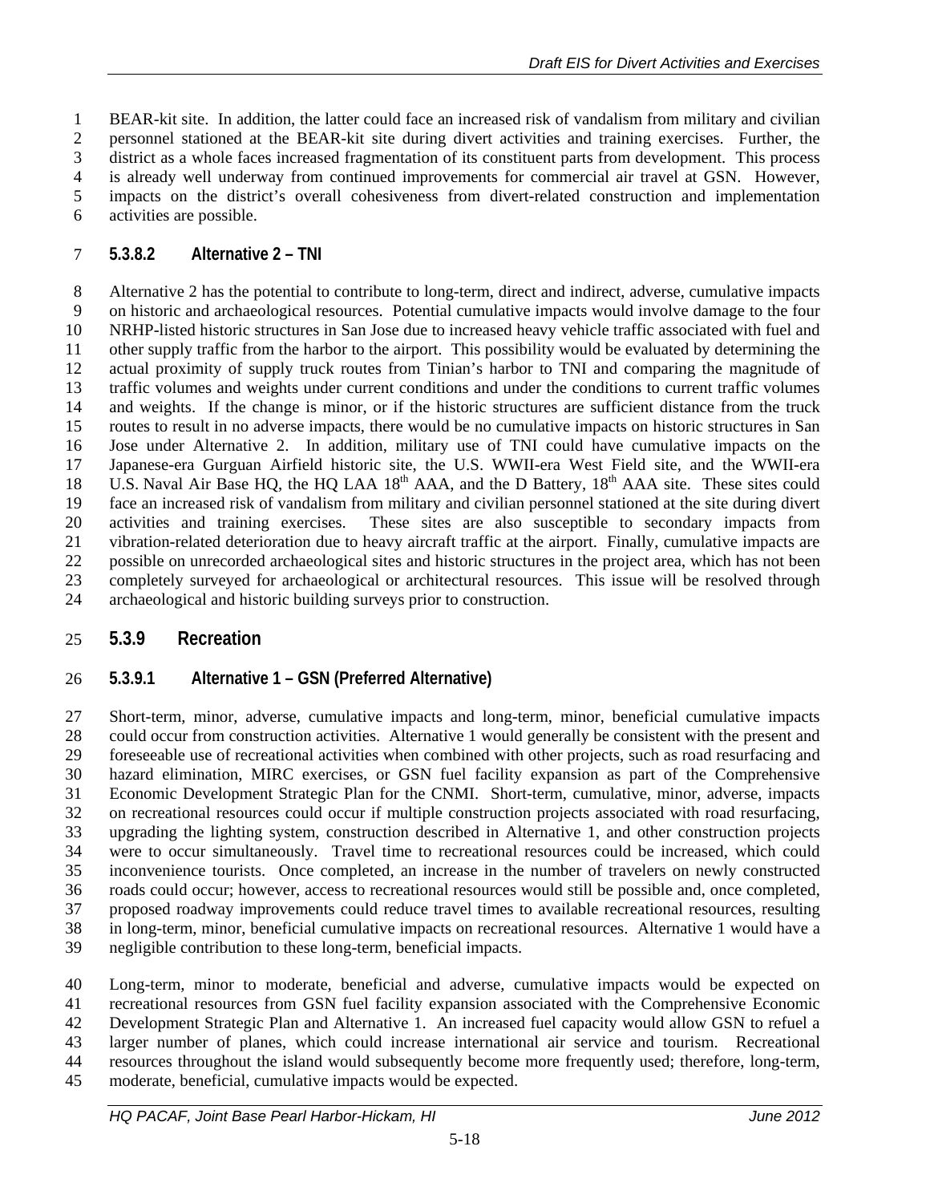BEAR-kit site. In addition, the latter could face an increased risk of vandalism from military and civilian personnel stationed at the BEAR-kit site during divert activities and training exercises. Further, the district as a whole faces increased fragmentation of its constituent parts from development. This process is already well underway from continued improvements for commercial air travel at GSN. However, impacts on the district's overall cohesiveness from divert-related construction and implementation activities are possible.

#### 5.3.8.2 Alternative 2 – TNI

Alternative 2 has the potential to contribute to long-term, direct and indirect, adverse, cumulative impacts on historic and archaeological resources. Potential cumulative impacts would involve damage to the four NRHP-listed historic structures in San Jose due to increased heavy vehicle traffic associated with fuel and other supply traffic from the harbor to the airport. This possibility would be evaluated by determining the actual proximity of supply truck routes from Tinian's harbor to TNI and comparing the magnitude of traffic volumes and weights under current conditions and under the conditions to current traffic volumes and weights. If the change is minor, or if the historic structures are sufficient distance from the truck routes to result in no adverse impacts, there would be no cumulative impacts on historic structures in San Jose under Alternative 2. In addition, military use of TNI could have cumulative impacts on the Japanese-era Gurguan Airfield historic site, the U.S. WWII-era West Field site, and the WWII-era U.S. Naval Air Base HQ, the HQ LAA 18th AAA, and the D Battery, 18th AAA site. These sites could face an increased risk of vandalism from military and civilian personnel stationed at the site during divert activities and training exercises. These sites are also susceptible to secondary impacts from vibration-related deterioration due to heavy aircraft traffic at the airport. Finally, cumulative impacts are possible on unrecorded archaeological sites and historic structures in the project area, which has not been completely surveyed for archaeological or architectural resources. This issue will be resolved through archaeological and historic building surveys prior to construction.

### 5.3.9 Recreation

#### 5.3.9.1 Alternative 1 – GSN (Preferred Alternative)

Short-term, minor, adverse, cumulative impacts and long-term, minor, beneficial cumulative impacts could occur from construction activities. Alternative 1 would generally be consistent with the present and foreseeable use of recreational activities when combined with other projects, such as road resurfacing and hazard elimination, MIRC exercises, or GSN fuel facility expansion as part of the Comprehensive Economic Development Strategic Plan for the CNMI. Short-term, cumulative, minor, adverse, impacts on recreational resources could occur if multiple construction projects associated with road resurfacing, upgrading the lighting system, construction described in Alternative 1, and other construction projects were to occur simultaneously. Travel time to recreational resources could be increased, which could inconvenience tourists. Once completed, an increase in the number of travelers on newly constructed roads could occur; however, access to recreational resources would still be possible and, once completed, proposed roadway improvements could reduce travel times to available recreational resources, resulting in long-term, minor, beneficial cumulative impacts on recreational resources. Alternative 1 would have a negligible contribution to these long-term, beneficial impacts.

Long-term, minor to moderate, beneficial and adverse, cumulative impacts would be expected on recreational resources from GSN fuel facility expansion associated with the Comprehensive Economic Development Strategic Plan and Alternative 1. An increased fuel capacity would allow GSN to refuel a larger number of planes, which could increase international air service and tourism. Recreational resources throughout the island would subsequently become more frequently used; therefore, long-term, moderate, beneficial, cumulative impacts would be expected.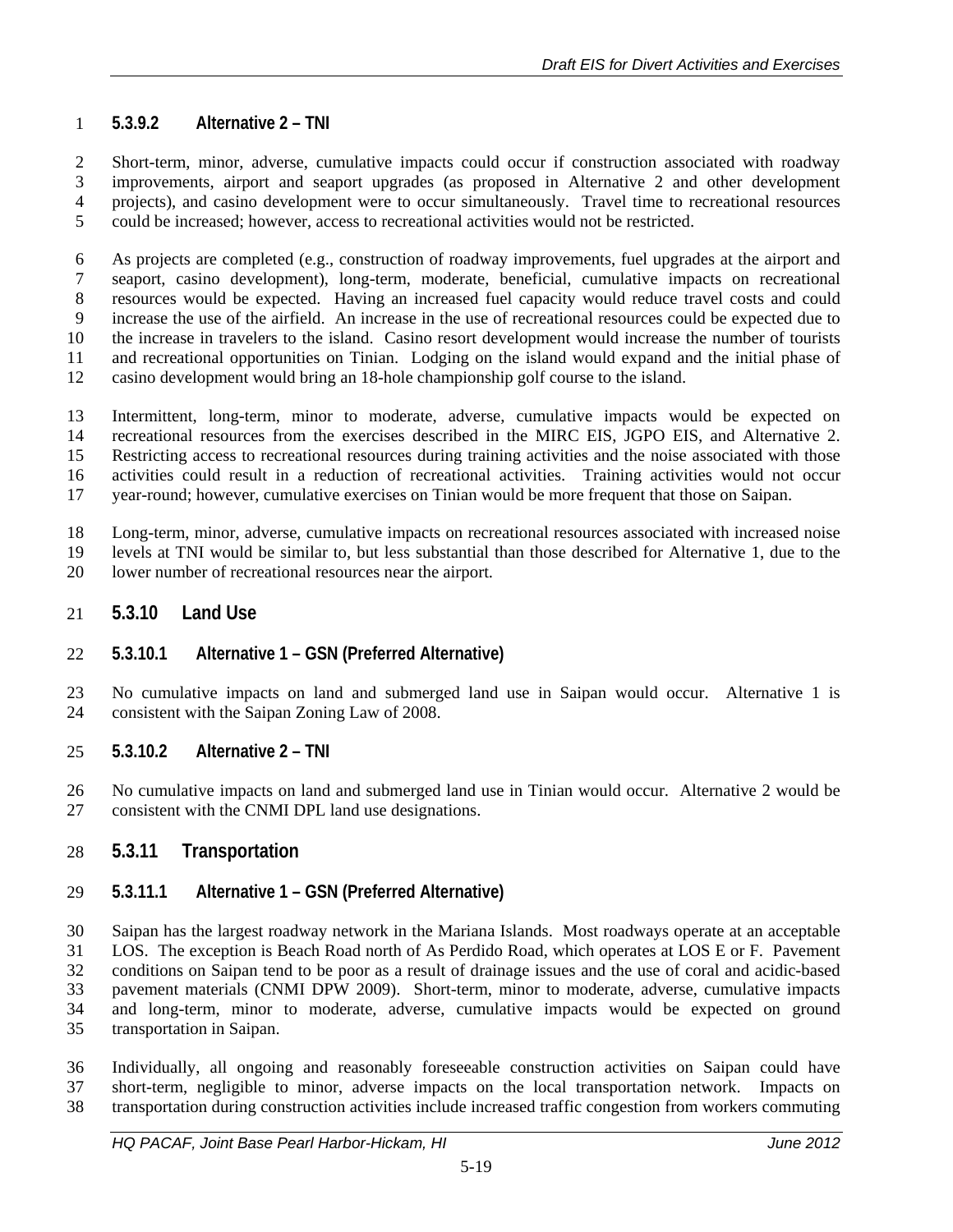#### 5.3.9.2 Alternative 2 – TNI

Short-term, minor, adverse, cumulative impacts could occur if construction associated with roadway improvements, airport and seaport upgrades (as proposed in Alternative 2 and other development projects), and casino development were to occur simultaneously. Travel time to recreational resources could be increased; however, access to recreational activities would not be restricted.

As projects are completed (e.g., construction of roadway improvements, fuel upgrades at the airport and seaport, casino development), long-term, moderate, beneficial, cumulative impacts on recreational resources would be expected. Having an increased fuel capacity would reduce travel costs and could increase the use of the airfield. An increase in the use of recreational resources could be expected due to the increase in travelers to the island. Casino resort development would increase the number of tourists and recreational opportunities on Tinian. Lodging on the island would expand and the initial phase of casino development would bring an 18-hole championship golf course to the island.

Intermittent, long-term, minor to moderate, adverse, cumulative impacts would be expected on recreational resources from the exercises described in the MIRC EIS, JGPO EIS, and Alternative 2. Restricting access to recreational resources during training activities and the noise associated with those activities could result in a reduction of recreational activities. Training activities would not occur year-round; however, cumulative exercises on Tinian would be more frequent that those on Saipan.

Long-term, minor, adverse, cumulative impacts on recreational resources associated with increased noise levels at TNI would be similar to, but less substantial than those described for Alternative 1, due to the lower number of recreational resources near the airport.

### 5.3.10 Land Use

#### 5.3.10.1 Alternative 1 – GSN (Preferred Alternative)

No cumulative impacts on land and submerged land use in Saipan would occur. Alternative 1 is consistent with the Saipan Zoning Law of 2008.

#### 5.3.10.2 Alternative 2 – TNI

No cumulative impacts on land and submerged land use in Tinian would occur. Alternative 2 would be consistent with the CNMI DPL land use designations.

### 5.3.11 Transportation

#### 5.3.11.1 Alternative 1 – GSN (Preferred Alternative)

Saipan has the largest roadway network in the Mariana Islands. Most roadways operate at an acceptable LOS. The exception is Beach Road north of As Perdido Road, which operates at LOS E or F. Pavement conditions on Saipan tend to be poor as a result of drainage issues and the use of coral and acidic-based pavement materials (CNMI DPW 2009). Short-term, minor to moderate, adverse, cumulative impacts and long-term, minor to moderate, adverse, cumulative impacts would be expected on ground transportation in Saipan.

Individually, all ongoing and reasonably foreseeable construction activities on Saipan could have short-term, negligible to minor, adverse impacts on the local transportation network. Impacts on transportation during construction activities include increased traffic congestion from workers commuting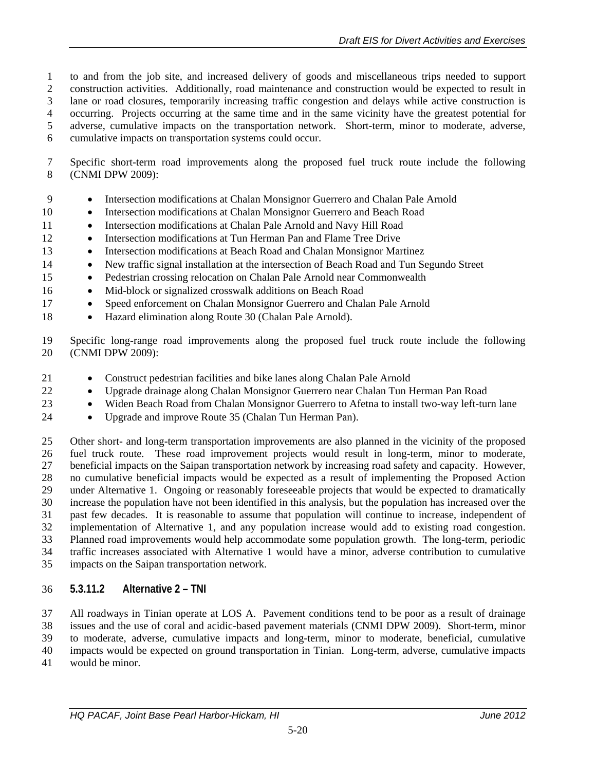to and from the job site, and increased delivery of goods and miscellaneous trips needed to support construction activities. Additionally, road maintenance and construction would be expected to result in lane or road closures, temporarily increasing traffic congestion and delays while active construction is occurring. Projects occurring at the same time and in the same vicinity have the greatest potential for adverse, cumulative impacts on the transportation network. Short-term, minor to moderate, adverse, cumulative impacts on transportation systems could occur.

Specific short-term road improvements along the proposed fuel truck route include the following (CNMI DPW 2009):

- Intersection modifications at Chalan Monsignor Guerrero and Chalan Pale Arnold
- Intersection modifications at Chalan Monsignor Guerrero and Beach Road
- Intersection modifications at Chalan Pale Arnold and Navy Hill Road
- Intersection modifications at Tun Herman Pan and Flame Tree Drive
- Intersection modifications at Beach Road and Chalan Monsignor Martinez
- New traffic signal installation at the intersection of Beach Road and Tun Segundo Street
- Pedestrian crossing relocation on Chalan Pale Arnold near Commonwealth
- Mid-block or signalized crosswalk additions on Beach Road
- Speed enforcement on Chalan Monsignor Guerrero and Chalan Pale Arnold
- Hazard elimination along Route 30 (Chalan Pale Arnold).

Specific long-range road improvements along the proposed fuel truck route include the following (CNMI DPW 2009):

- Construct pedestrian facilities and bike lanes along Chalan Pale Arnold
- Upgrade drainage along Chalan Monsignor Guerrero near Chalan Tun Herman Pan Road
- Widen Beach Road from Chalan Monsignor Guerrero to Afetna to install two-way left-turn lane
- Upgrade and improve Route 35 (Chalan Tun Herman Pan).

Other short- and long-term transportation improvements are also planned in the vicinity of the proposed fuel truck route. These road improvement projects would result in long-term, minor to moderate, beneficial impacts on the Saipan transportation network by increasing road safety and capacity. However, no cumulative beneficial impacts would be expected as a result of implementing the Proposed Action under Alternative 1. Ongoing or reasonably foreseeable projects that would be expected to dramatically increase the population have not been identified in this analysis, but the population has increased over the past few decades. It is reasonable to assume that population will continue to increase, independent of implementation of Alternative 1, and any population increase would add to existing road congestion. Planned road improvements would help accommodate some population growth. The long-term, periodic traffic increases associated with Alternative 1 would have a minor, adverse contribution to cumulative impacts on the Saipan transportation network.

#### 5.3.11.2 Alternative 2 – TNI

All roadways in Tinian operate at LOS A. Pavement conditions tend to be poor as a result of drainage issues and the use of coral and acidic-based pavement materials (CNMI DPW 2009). Short-term, minor to moderate, adverse, cumulative impacts and long-term, minor to moderate, beneficial, cumulative impacts would be expected on ground transportation in Tinian. Long-term, adverse, cumulative impacts would be minor.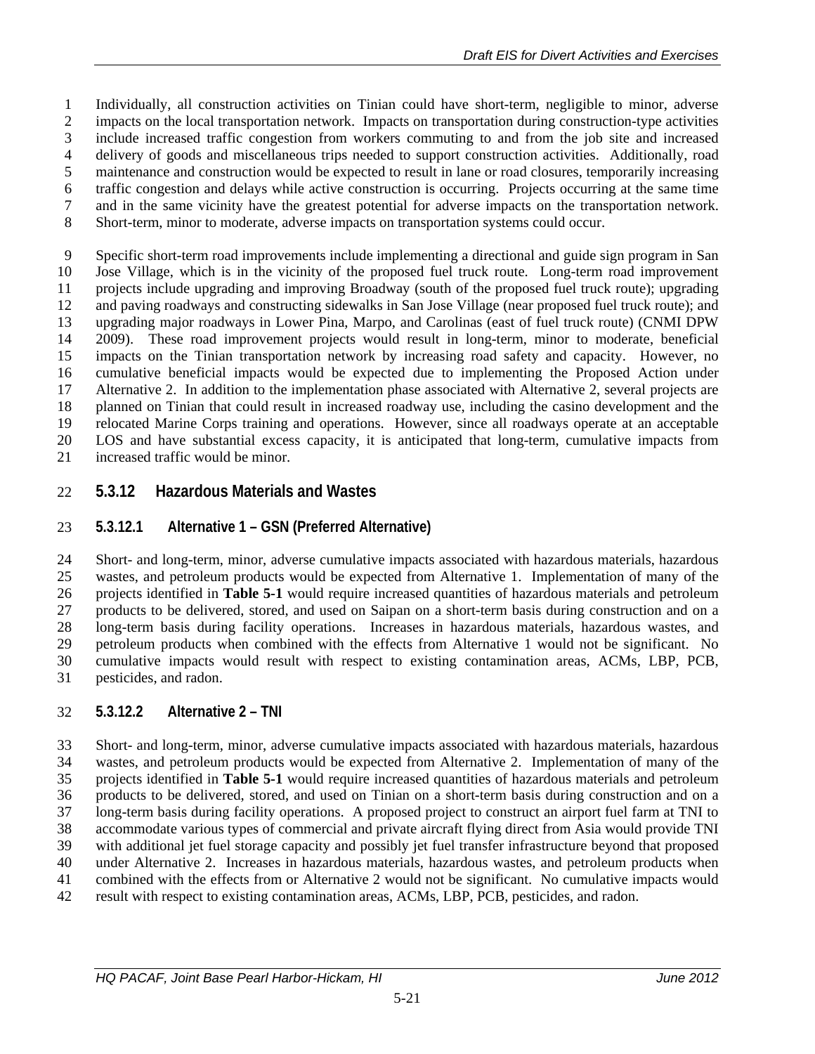Individually, all construction activities on Tinian could have short-term, negligible to minor, adverse impacts on the local transportation network. Impacts on transportation during construction-type activities include increased traffic congestion from workers commuting to and from the job site and increased delivery of goods and miscellaneous trips needed to support construction activities. Additionally, road maintenance and construction would be expected to result in lane or road closures, temporarily increasing traffic congestion and delays while active construction is occurring. Projects occurring at the same time and in the same vicinity have the greatest potential for adverse impacts on the transportation network. Short-term, minor to moderate, adverse impacts on transportation systems could occur.

Specific short-term road improvements include implementing a directional and guide sign program in San Jose Village, which is in the vicinity of the proposed fuel truck route. Long-term road improvement projects include upgrading and improving Broadway (south of the proposed fuel truck route); upgrading and paving roadways and constructing sidewalks in San Jose Village (near proposed fuel truck route); and upgrading major roadways in Lower Pina, Marpo, and Carolinas (east of fuel truck route) (CNMI DPW 2009). These road improvement projects would result in long-term, minor to moderate, beneficial impacts on the Tinian transportation network by increasing road safety and capacity. However, no cumulative beneficial impacts would be expected due to implementing the Proposed Action under Alternative 2. In addition to the implementation phase associated with Alternative 2, several projects are planned on Tinian that could result in increased roadway use, including the casino development and the relocated Marine Corps training and operations. However, since all roadways operate at an acceptable LOS and have substantial excess capacity, it is anticipated that long-term, cumulative impacts from increased traffic would be minor.

## 5.3.12 Hazardous Materials and Wastes

### 5.3.12.1 Alternative 1 – GSN (Preferred Alternative)

Short- and long-term, minor, adverse cumulative impacts associated with hazardous materials, hazardous wastes, and petroleum products would be expected from Alternative 1. Implementation of many of the projects identified in **Table 5-1** would require increased quantities of hazardous materials and petroleum products to be delivered, stored, and used on Saipan on a short-term basis during construction and on a long-term basis during facility operations. Increases in hazardous materials, hazardous wastes, and petroleum products when combined with the effects from Alternative 1 would not be significant. No cumulative impacts would result with respect to existing contamination areas, ACMs, LBP, PCB, pesticides, and radon.

### 5.3.12.2 Alternative 2 – TNI

Short- and long-term, minor, adverse cumulative impacts associated with hazardous materials, hazardous wastes, and petroleum products would be expected from Alternative 2. Implementation of many of the projects identified in **Table 5-1** would require increased quantities of hazardous materials and petroleum products to be delivered, stored, and used on Tinian on a short-term basis during construction and on a long-term basis during facility operations. A proposed project to construct an airport fuel farm at TNI to accommodate various types of commercial and private aircraft flying direct from Asia would provide TNI with additional jet fuel storage capacity and possibly jet fuel transfer infrastructure beyond that proposed under Alternative 2. Increases in hazardous materials, hazardous wastes, and petroleum products when combined with the effects from or Alternative 2 would not be significant. No cumulative impacts would result with respect to existing contamination areas, ACMs, LBP, PCB, pesticides, and radon.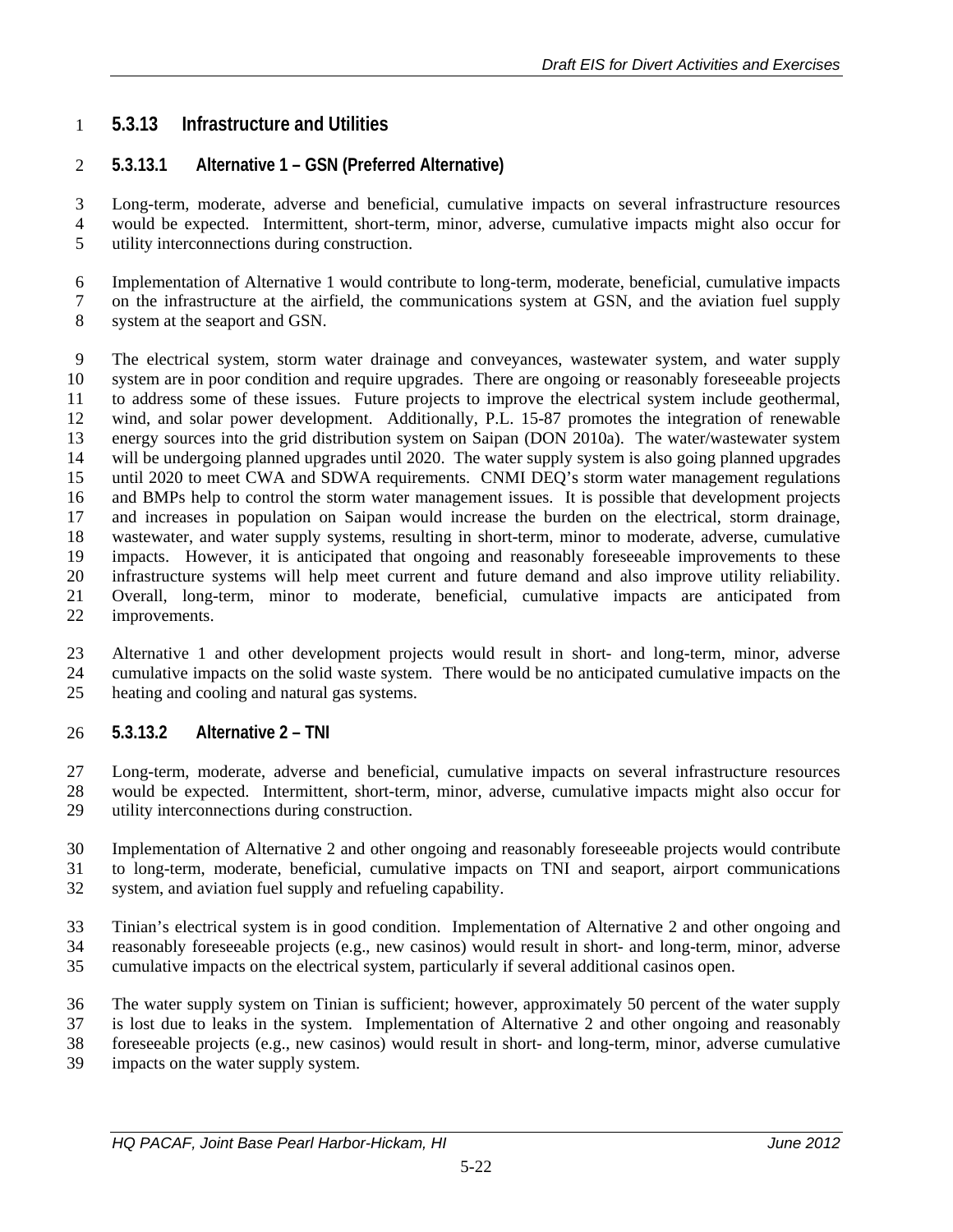### 5.3.13 Infrastructure and Utilities

#### 5.3.13.1 Alternative 1 – GSN (Preferred Alternative)

Long-term, moderate, adverse and beneficial, cumulative impacts on several infrastructure resources would be expected. Intermittent, short-term, minor, adverse, cumulative impacts might also occur for utility interconnections during construction.

Implementation of Alternative 1 would contribute to long-term, moderate, beneficial, cumulative impacts on the infrastructure at the airfield, the communications system at GSN, and the aviation fuel supply system at the seaport and GSN.

The electrical system, storm water drainage and conveyances, wastewater system, and water supply system are in poor condition and require upgrades. There are ongoing or reasonably foreseeable projects to address some of these issues. Future projects to improve the electrical system include geothermal, wind, and solar power development. Additionally, P.L. 15-87 promotes the integration of renewable energy sources into the grid distribution system on Saipan (DON 2010a). The water/wastewater system will be undergoing planned upgrades until 2020. The water supply system is also going planned upgrades until 2020 to meet CWA and SDWA requirements. CNMI DEQ's storm water management regulations and BMPs help to control the storm water management issues. It is possible that development projects and increases in population on Saipan would increase the burden on the electrical, storm drainage, wastewater, and water supply systems, resulting in short-term, minor to moderate, adverse, cumulative impacts. However, it is anticipated that ongoing and reasonably foreseeable improvements to these infrastructure systems will help meet current and future demand and also improve utility reliability. Overall, long-term, minor to moderate, beneficial, cumulative impacts are anticipated from improvements.

Alternative 1 and other development projects would result in short- and long-term, minor, adverse cumulative impacts on the solid waste system. There would be no anticipated cumulative impacts on the heating and cooling and natural gas systems.

#### 5.3.13.2 Alternative 2 – TNI

Long-term, moderate, adverse and beneficial, cumulative impacts on several infrastructure resources would be expected. Intermittent, short-term, minor, adverse, cumulative impacts might also occur for utility interconnections during construction.

Implementation of Alternative 2 and other ongoing and reasonably foreseeable projects would contribute to long-term, moderate, beneficial, cumulative impacts on TNI and seaport, airport communications system, and aviation fuel supply and refueling capability.

Tinian's electrical system is in good condition. Implementation of Alternative 2 and other ongoing and reasonably foreseeable projects (e.g., new casinos) would result in short- and long-term, minor, adverse cumulative impacts on the electrical system, particularly if several additional casinos open.

The water supply system on Tinian is sufficient; however, approximately 50 percent of the water supply is lost due to leaks in the system. Implementation of Alternative 2 and other ongoing and reasonably foreseeable projects (e.g., new casinos) would result in short- and long-term, minor, adverse cumulative impacts on the water supply system.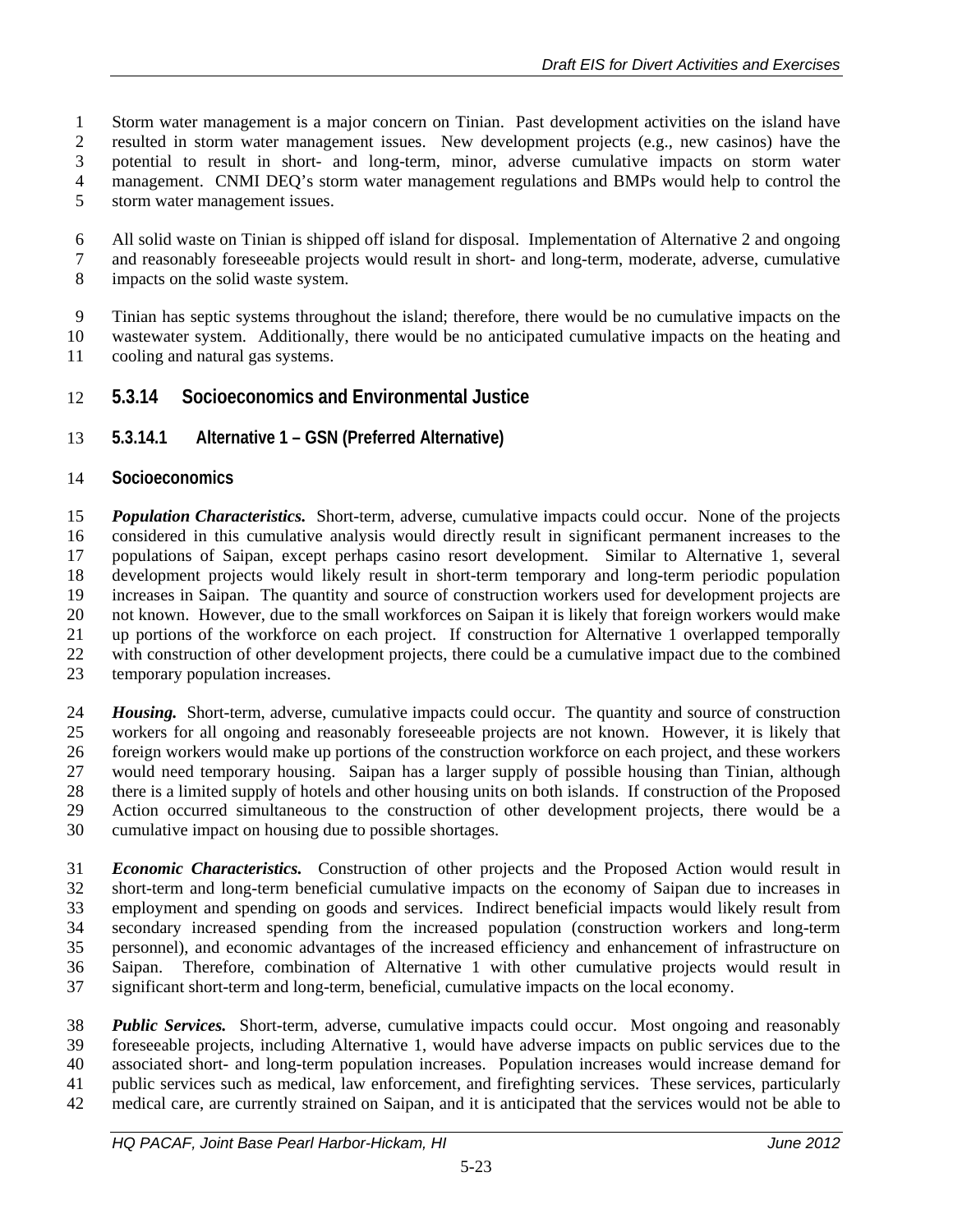Storm water management is a major concern on Tinian. Past development activities on the island have resulted in storm water management issues. New development projects (e.g., new casinos) have the potential to result in short- and long-term, minor, adverse cumulative impacts on storm water management. CNMI DEQ's storm water management regulations and BMPs would help to control the storm water management issues.

All solid waste on Tinian is shipped off island for disposal. Implementation of Alternative 2 and ongoing and reasonably foreseeable projects would result in short- and long-term, moderate, adverse, cumulative impacts on the solid waste system.

Tinian has septic systems throughout the island; therefore, there would be no cumulative impacts on the wastewater system. Additionally, there would be no anticipated cumulative impacts on the heating and cooling and natural gas systems.

### 5.3.14 Socioeconomics and Environmental Justice

#### 5.3.14.1 Alternative 1 – GSN (Preferred Alternative)

**Socioeconomics**

***Population Characteristics.*** Short-term, adverse, cumulative impacts could occur. None of the projects considered in this cumulative analysis would directly result in significant permanent increases to the populations of Saipan, except perhaps casino resort development. Similar to Alternative 1, several development projects would likely result in short-term temporary and long-term periodic population increases in Saipan. The quantity and source of construction workers used for development projects are not known. However, due to the small workforces on Saipan it is likely that foreign workers would make up portions of the workforce on each project. If construction for Alternative 1 overlapped temporally with construction of other development projects, there could be a cumulative impact due to the combined temporary population increases.

***Housing.*** Short-term, adverse, cumulative impacts could occur. The quantity and source of construction workers for all ongoing and reasonably foreseeable projects are not known. However, it is likely that foreign workers would make up portions of the construction workforce on each project, and these workers would need temporary housing. Saipan has a larger supply of possible housing than Tinian, although there is a limited supply of hotels and other housing units on both islands. If construction of the Proposed Action occurred simultaneous to the construction of other development projects, there would be a cumulative impact on housing due to possible shortages.

***Economic Characteristics.*** Construction of other projects and the Proposed Action would result in short-term and long-term beneficial cumulative impacts on the economy of Saipan due to increases in employment and spending on goods and services. Indirect beneficial impacts would likely result from secondary increased spending from the increased population (construction workers and long-term personnel), and economic advantages of the increased efficiency and enhancement of infrastructure on Saipan. Therefore, combination of Alternative 1 with other cumulative projects would result in significant short-term and long-term, beneficial, cumulative impacts on the local economy.

***Public Services.*** Short-term, adverse, cumulative impacts could occur. Most ongoing and reasonably foreseeable projects, including Alternative 1, would have adverse impacts on public services due to the associated short- and long-term population increases. Population increases would increase demand for public services such as medical, law enforcement, and firefighting services. These services, particularly medical care, are currently strained on Saipan, and it is anticipated that the services would not be able to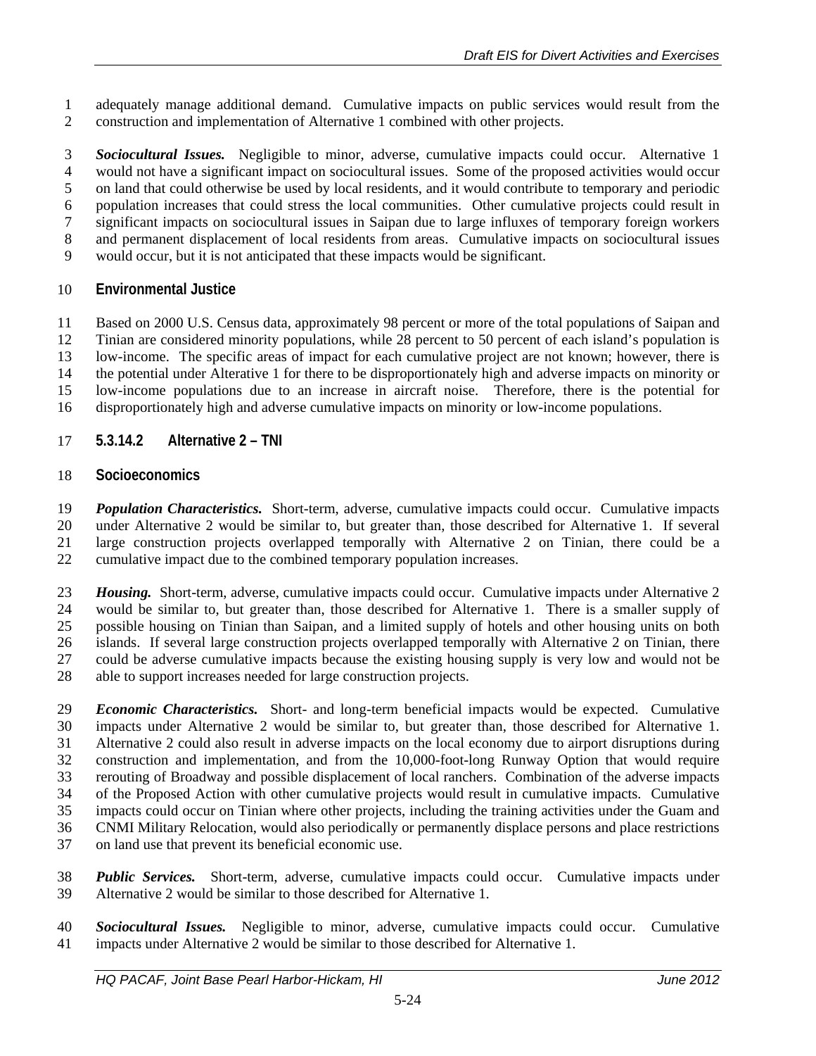adequately manage additional demand. Cumulative impacts on public services would result from the construction and implementation of Alternative 1 combined with other projects.

***Sociocultural Issues.*** Negligible to minor, adverse, cumulative impacts could occur. Alternative 1 would not have a significant impact on sociocultural issues. Some of the proposed activities would occur on land that could otherwise be used by local residents, and it would contribute to temporary and periodic population increases that could stress the local communities. Other cumulative projects could result in significant impacts on sociocultural issues in Saipan due to large influxes of temporary foreign workers and permanent displacement of local residents from areas. Cumulative impacts on sociocultural issues would occur, but it is not anticipated that these impacts would be significant.

**Environmental Justice**

Based on 2000 U.S. Census data, approximately 98 percent or more of the total populations of Saipan and Tinian are considered minority populations, while 28 percent to 50 percent of each island's population is low-income. The specific areas of impact for each cumulative project are not known; however, there is the potential under Alterative 1 for there to be disproportionately high and adverse impacts on minority or low-income populations due to an increase in aircraft noise. Therefore, there is the potential for disproportionately high and adverse cumulative impacts on minority or low-income populations.

#### 5.3.14.2 Alternative 2 – TNI

**Socioeconomics**

***Population Characteristics.*** Short-term, adverse, cumulative impacts could occur. Cumulative impacts under Alternative 2 would be similar to, but greater than, those described for Alternative 1. If several large construction projects overlapped temporally with Alternative 2 on Tinian, there could be a cumulative impact due to the combined temporary population increases.

***Housing.*** Short-term, adverse, cumulative impacts could occur. Cumulative impacts under Alternative 2 would be similar to, but greater than, those described for Alternative 1. There is a smaller supply of possible housing on Tinian than Saipan, and a limited supply of hotels and other housing units on both islands. If several large construction projects overlapped temporally with Alternative 2 on Tinian, there could be adverse cumulative impacts because the existing housing supply is very low and would not be able to support increases needed for large construction projects.

***Economic Characteristics.*** Short- and long-term beneficial impacts would be expected. Cumulative impacts under Alternative 2 would be similar to, but greater than, those described for Alternative 1. Alternative 2 could also result in adverse impacts on the local economy due to airport disruptions during construction and implementation, and from the 10,000-foot-long Runway Option that would require rerouting of Broadway and possible displacement of local ranchers. Combination of the adverse impacts of the Proposed Action with other cumulative projects would result in cumulative impacts. Cumulative impacts could occur on Tinian where other projects, including the training activities under the Guam and CNMI Military Relocation, would also periodically or permanently displace persons and place restrictions on land use that prevent its beneficial economic use.

***Public Services.*** Short-term, adverse, cumulative impacts could occur. Cumulative impacts under Alternative 2 would be similar to those described for Alternative 1.

***Sociocultural Issues.*** Negligible to minor, adverse, cumulative impacts could occur. Cumulative impacts under Alternative 2 would be similar to those described for Alternative 1.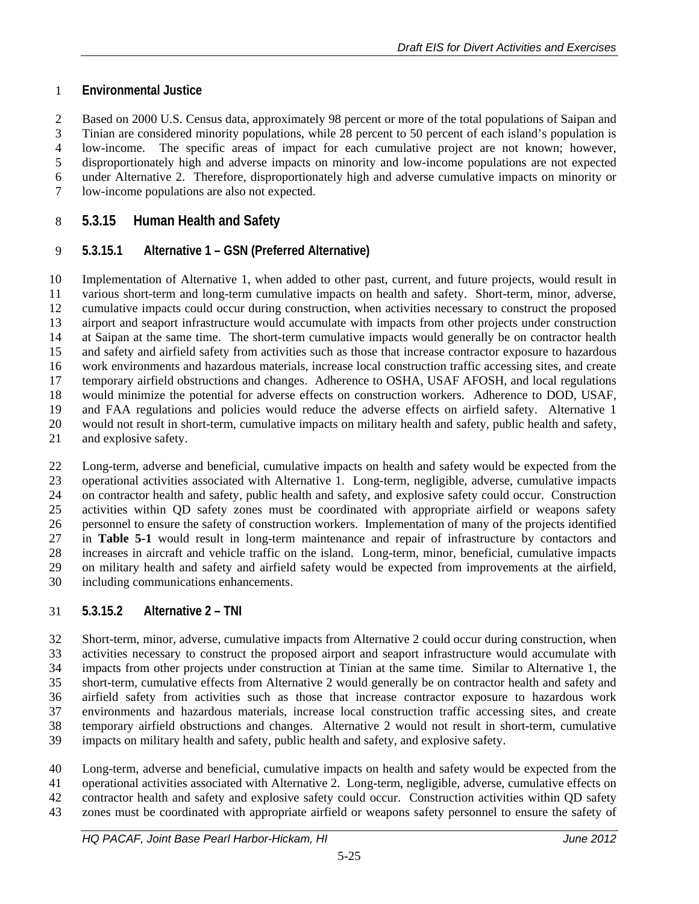**Environmental Justice**

Based on 2000 U.S. Census data, approximately 98 percent or more of the total populations of Saipan and Tinian are considered minority populations, while 28 percent to 50 percent of each island's population is low-income. The specific areas of impact for each cumulative project are not known; however, disproportionately high and adverse impacts on minority and low-income populations are not expected under Alternative 2. Therefore, disproportionately high and adverse cumulative impacts on minority or low-income populations are also not expected.

## 5.3.15 Human Health and Safety

### 5.3.15.1 Alternative 1 – GSN (Preferred Alternative)

Implementation of Alternative 1, when added to other past, current, and future projects, would result in various short-term and long-term cumulative impacts on health and safety. Short-term, minor, adverse, cumulative impacts could occur during construction, when activities necessary to construct the proposed airport and seaport infrastructure would accumulate with impacts from other projects under construction at Saipan at the same time. The short-term cumulative impacts would generally be on contractor health and safety and airfield safety from activities such as those that increase contractor exposure to hazardous work environments and hazardous materials, increase local construction traffic accessing sites, and create temporary airfield obstructions and changes. Adherence to OSHA, USAF AFOSH, and local regulations would minimize the potential for adverse effects on construction workers. Adherence to DOD, USAF, and FAA regulations and policies would reduce the adverse effects on airfield safety. Alternative 1 would not result in short-term, cumulative impacts on military health and safety, public health and safety, and explosive safety.

Long-term, adverse and beneficial, cumulative impacts on health and safety would be expected from the operational activities associated with Alternative 1. Long-term, negligible, adverse, cumulative impacts on contractor health and safety, public health and safety, and explosive safety could occur. Construction activities within QD safety zones must be coordinated with appropriate airfield or weapons safety personnel to ensure the safety of construction workers. Implementation of many of the projects identified in **Table 5-1** would result in long-term maintenance and repair of infrastructure by contactors and increases in aircraft and vehicle traffic on the island. Long-term, minor, beneficial, cumulative impacts on military health and safety and airfield safety would be expected from improvements at the airfield, including communications enhancements.

### 5.3.15.2 Alternative 2 – TNI

Short-term, minor, adverse, cumulative impacts from Alternative 2 could occur during construction, when activities necessary to construct the proposed airport and seaport infrastructure would accumulate with impacts from other projects under construction at Tinian at the same time. Similar to Alternative 1, the short-term, cumulative effects from Alternative 2 would generally be on contractor health and safety and airfield safety from activities such as those that increase contractor exposure to hazardous work environments and hazardous materials, increase local construction traffic accessing sites, and create temporary airfield obstructions and changes. Alternative 2 would not result in short-term, cumulative impacts on military health and safety, public health and safety, and explosive safety.

Long-term, adverse and beneficial, cumulative impacts on health and safety would be expected from the operational activities associated with Alternative 2. Long-term, negligible, adverse, cumulative effects on contractor health and safety and explosive safety could occur. Construction activities within QD safety zones must be coordinated with appropriate airfield or weapons safety personnel to ensure the safety of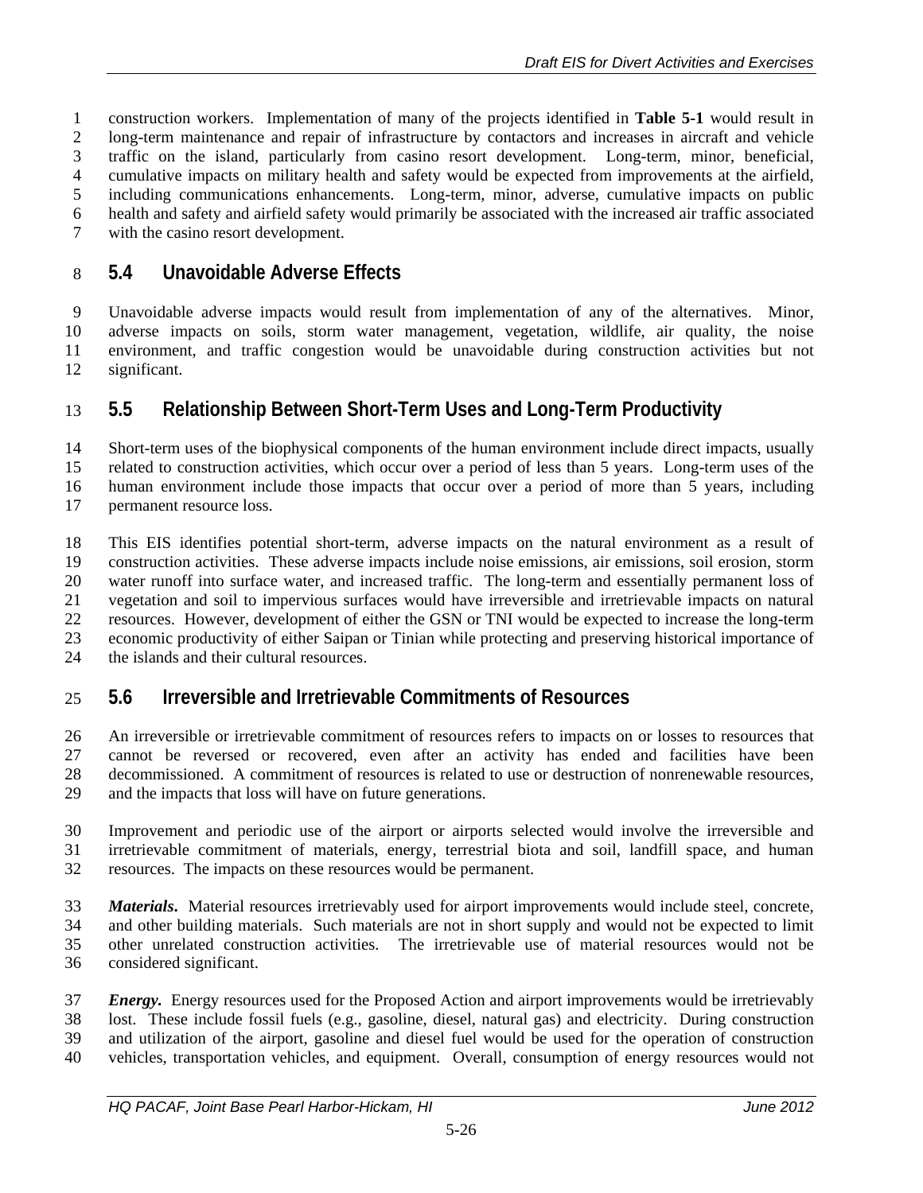construction workers. Implementation of many of the projects identified in **Table 5-1** would result in long-term maintenance and repair of infrastructure by contactors and increases in aircraft and vehicle traffic on the island, particularly from casino resort development. Long-term, minor, beneficial, cumulative impacts on military health and safety would be expected from improvements at the airfield, including communications enhancements. Long-term, minor, adverse, cumulative impacts on public health and safety and airfield safety would primarily be associated with the increased air traffic associated with the casino resort development.

## 5.4 Unavoidable Adverse Effects

Unavoidable adverse impacts would result from implementation of any of the alternatives. Minor, adverse impacts on soils, storm water management, vegetation, wildlife, air quality, the noise environment, and traffic congestion would be unavoidable during construction activities but not significant.

## 5.5 Relationship Between Short-Term Uses and Long-Term Productivity

Short-term uses of the biophysical components of the human environment include direct impacts, usually related to construction activities, which occur over a period of less than 5 years. Long-term uses of the human environment include those impacts that occur over a period of more than 5 years, including permanent resource loss.

This EIS identifies potential short-term, adverse impacts on the natural environment as a result of construction activities. These adverse impacts include noise emissions, air emissions, soil erosion, storm water runoff into surface water, and increased traffic. The long-term and essentially permanent loss of vegetation and soil to impervious surfaces would have irreversible and irretrievable impacts on natural resources. However, development of either the GSN or TNI would be expected to increase the long-term economic productivity of either Saipan or Tinian while protecting and preserving historical importance of the islands and their cultural resources.

## 5.6 Irreversible and Irretrievable Commitments of Resources

An irreversible or irretrievable commitment of resources refers to impacts on or losses to resources that cannot be reversed or recovered, even after an activity has ended and facilities have been decommissioned. A commitment of resources is related to use or destruction of nonrenewable resources, and the impacts that loss will have on future generations.

Improvement and periodic use of the airport or airports selected would involve the irreversible and irretrievable commitment of materials, energy, terrestrial biota and soil, landfill space, and human resources. The impacts on these resources would be permanent.

***Materials***. Material resources irretrievably used for airport improvements would include steel, concrete, and other building materials. Such materials are not in short supply and would not be expected to limit other unrelated construction activities. The irretrievable use of material resources would not be considered significant.

***Energy.*** Energy resources used for the Proposed Action and airport improvements would be irretrievably lost. These include fossil fuels (e.g., gasoline, diesel, natural gas) and electricity. During construction and utilization of the airport, gasoline and diesel fuel would be used for the operation of construction vehicles, transportation vehicles, and equipment. Overall, consumption of energy resources would not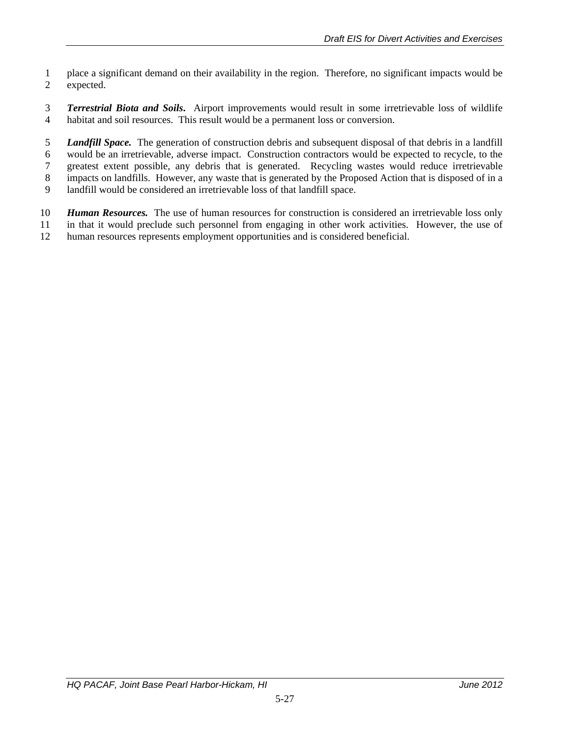place a significant demand on their availability in the region. Therefore, no significant impacts would be expected.

***Terrestrial Biota and Soils.*** Airport improvements would result in some irretrievable loss of wildlife habitat and soil resources. This result would be a permanent loss or conversion.

***Landfill Space.*** The generation of construction debris and subsequent disposal of that debris in a landfill would be an irretrievable, adverse impact. Construction contractors would be expected to recycle, to the greatest extent possible, any debris that is generated. Recycling wastes would reduce irretrievable impacts on landfills. However, any waste that is generated by the Proposed Action that is disposed of in a landfill would be considered an irretrievable loss of that landfill space.

***Human Resources.*** The use of human resources for construction is considered an irretrievable loss only in that it would preclude such personnel from engaging in other work activities. However, the use of human resources represents employment opportunities and is considered beneficial.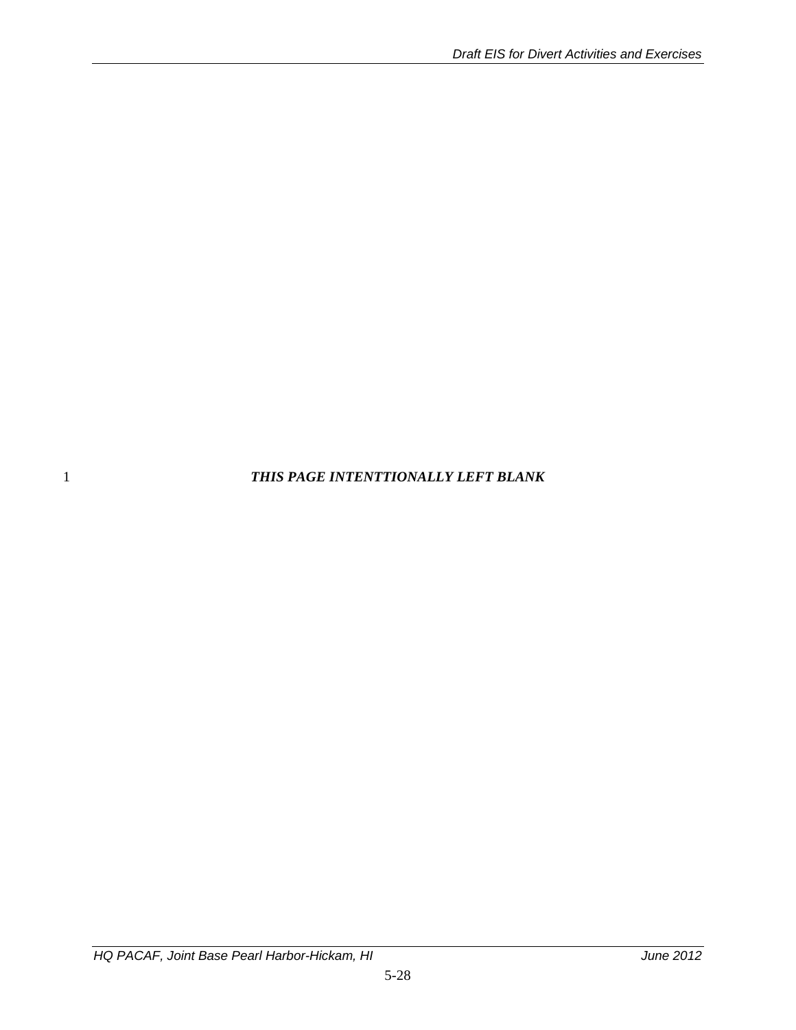***THIS PAGE INTENTTIONALLY LEFT BLANK***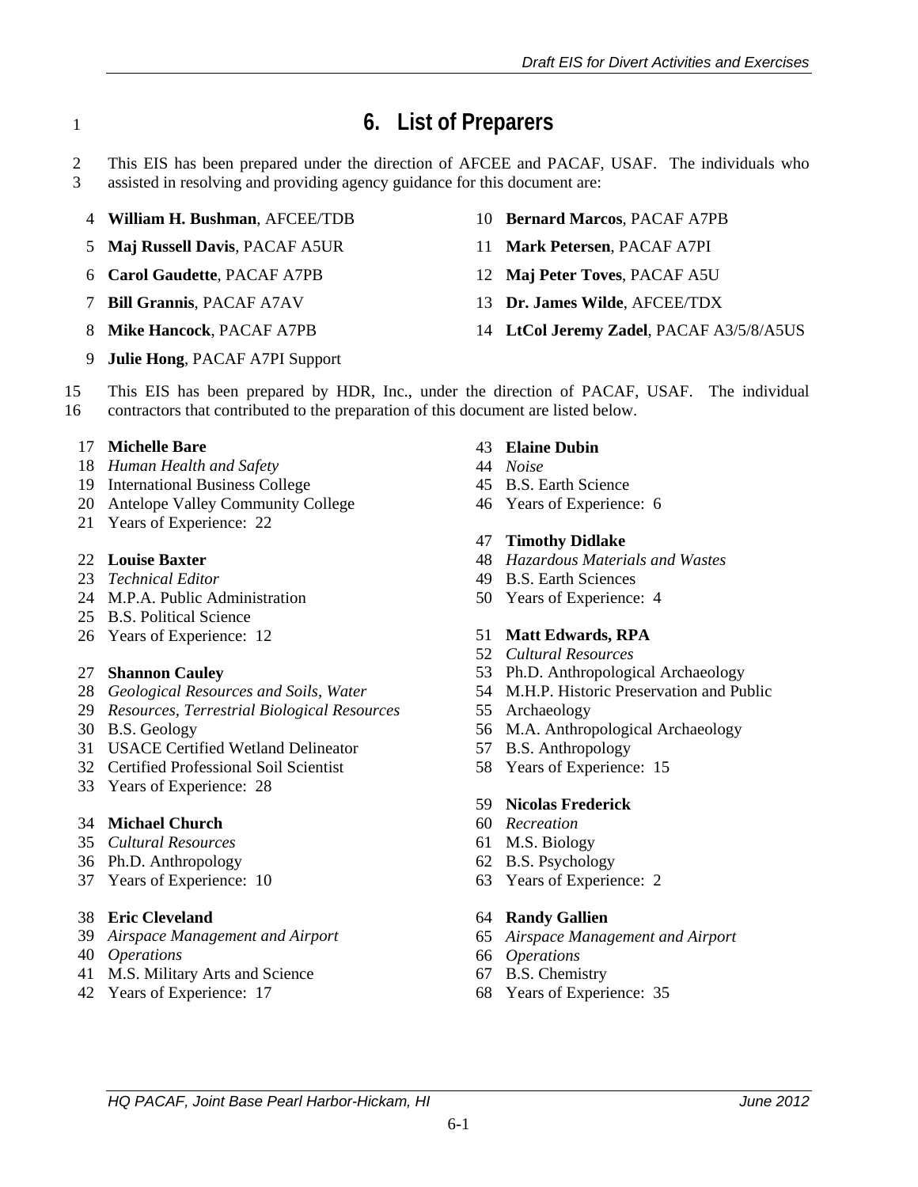# 6. List of Preparers

This EIS has been prepared under the direction of AFCEE and PACAF, USAF. The individuals who assisted in resolving and providing agency guidance for this document are:

**William H. Bushman**, AFCEE/TDB

**Maj Russell Davis**, PACAF A5UR

**Carol Gaudette**, PACAF A7PB

**Bill Grannis**, PACAF A7AV

**Mike Hancock**, PACAF A7PB

**Julie Hong**, PACAF A7PI Support

**Bernard Marcos**, PACAF A7PB

**Mark Petersen**, PACAF A7PI

**Maj Peter Toves**, PACAF A5U

**Dr. James Wilde**, AFCEE/TDX

**LtCol Jeremy Zadel**, PACAF A3/5/8/A5US

This EIS has been prepared by HDR, Inc., under the direction of PACAF, USAF. The individual contractors that contributed to the preparation of this document are listed below.

**Michelle Bare**
*Human Health and Safety*
International Business College
Antelope Valley Community College
Years of Experience: 22

**Louise Baxter**
*Technical Editor*
M.P.A. Public Administration
B.S. Political Science
Years of Experience: 12

**Shannon Cauley**
*Geological Resources and Soils, Water Resources, Terrestrial Biological Resources*
B.S. Geology
USACE Certified Wetland Delineator
Certified Professional Soil Scientist
Years of Experience: 28

**Michael Church**
*Cultural Resources*
Ph.D. Anthropology
Years of Experience: 10

**Eric Cleveland**
*Airspace Management and Airport Operations*
M.S. Military Arts and Science
Years of Experience: 17

**Elaine Dubin**
*Noise*
B.S. Earth Science
Years of Experience: 6

**Timothy Didlake**
*Hazardous Materials and Wastes*
B.S. Earth Sciences
Years of Experience: 4

**Matt Edwards, RPA**
*Cultural Resources*
Ph.D. Anthropological Archaeology
M.H.P. Historic Preservation and Public Archaeology
M.A. Anthropological Archaeology
B.S. Anthropology
Years of Experience: 15

**Nicolas Frederick**
*Recreation*
M.S. Biology
B.S. Psychology
Years of Experience: 2

**Randy Gallien**
*Airspace Management and Airport Operations*
B.S. Chemistry
Years of Experience: 35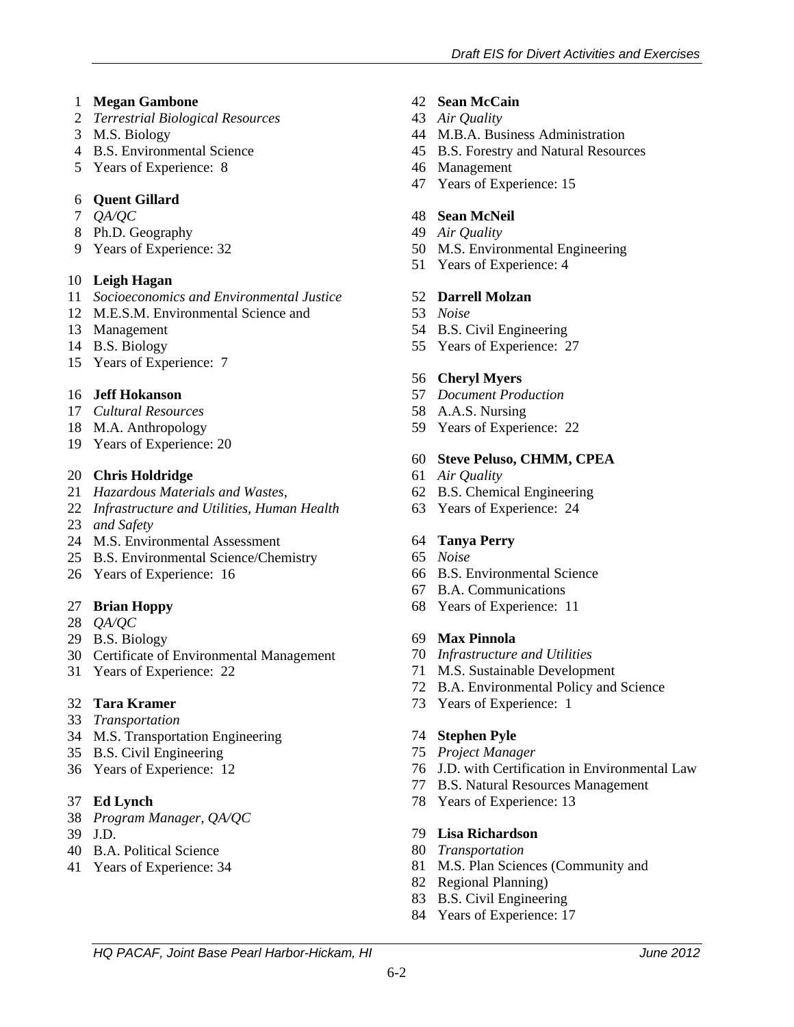**Megan Gambone**
*Terrestrial Biological Resources*
M.S. Biology
B.S. Environmental Science
Years of Experience: 8

**Quent Gillard**
*QA/QC*
Ph.D. Geography
Years of Experience: 32

**Leigh Hagan**
*Socioeconomics and Environmental Justice*
M.E.S.M. Environmental Science and Management
B.S. Biology
Years of Experience: 7

**Jeff Hokanson**
*Cultural Resources*
M.A. Anthropology
Years of Experience: 20

**Chris Holdridge**
*Hazardous Materials and Wastes, Infrastructure and Utilities, Human Health and Safety*
M.S. Environmental Assessment
B.S. Environmental Science/Chemistry
Years of Experience: 16

**Brian Hoppy**
*QA/QC*
B.S. Biology
Certificate of Environmental Management
Years of Experience: 22

**Tara Kramer**
*Transportation*
M.S. Transportation Engineering
B.S. Civil Engineering
Years of Experience: 12

**Ed Lynch**
*Program Manager, QA/QC*
J.D.
B.A. Political Science
Years of Experience: 34

**Sean McCain**
*Air Quality*
M.B.A. Business Administration
B.S. Forestry and Natural Resources Management
Years of Experience: 15

**Sean McNeil**
*Air Quality*
M.S. Environmental Engineering
Years of Experience: 4

**Darrell Molzan**
*Noise*
B.S. Civil Engineering
Years of Experience: 27

**Cheryl Myers**
*Document Production*
A.A.S. Nursing
Years of Experience: 22

**Steve Peluso, CHMM, CPEA**
*Air Quality*
B.S. Chemical Engineering
Years of Experience: 24

**Tanya Perry**
*Noise*
B.S. Environmental Science
B.A. Communications
Years of Experience: 11

**Max Pinnola**
*Infrastructure and Utilities*
M.S. Sustainable Development
B.A. Environmental Policy and Science
Years of Experience: 1

**Stephen Pyle**
*Project Manager*
J.D. with Certification in Environmental Law
B.S. Natural Resources Management
Years of Experience: 13

**Lisa Richardson**
*Transportation*
M.S. Plan Sciences (Community and Regional Planning)
B.S. Civil Engineering
Years of Experience: 17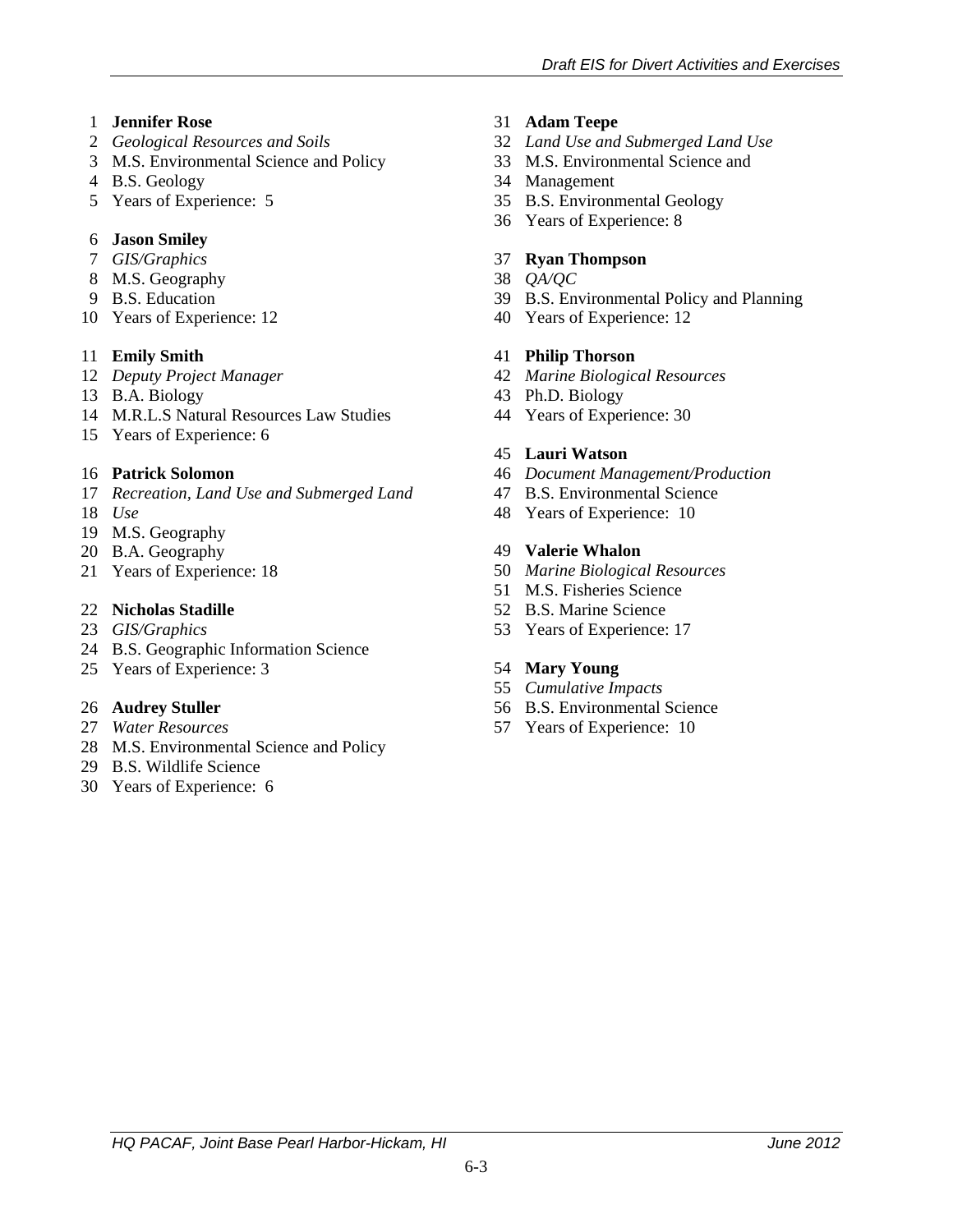**Jennifer Rose**
*Geological Resources and Soils*
M.S. Environmental Science and Policy
B.S. Geology
Years of Experience: 5

**Jason Smiley**
*GIS/Graphics*
M.S. Geography
B.S. Education
Years of Experience: 12

**Emily Smith**
*Deputy Project Manager*
B.A. Biology
M.R.L.S Natural Resources Law Studies
Years of Experience: 6

**Patrick Solomon**
*Recreation, Land Use and Submerged Land Use*
M.S. Geography
B.A. Geography
Years of Experience: 18

**Nicholas Stadille**
*GIS/Graphics*
B.S. Geographic Information Science
Years of Experience: 3

**Audrey Stuller**
*Water Resources*
M.S. Environmental Science and Policy
B.S. Wildlife Science
Years of Experience: 6

**Adam Teepe**
*Land Use and Submerged Land Use*
M.S. Environmental Science and Management
B.S. Environmental Geology
Years of Experience: 8

**Ryan Thompson**
*QA/QC*
B.S. Environmental Policy and Planning
Years of Experience: 12

**Philip Thorson**
*Marine Biological Resources*
Ph.D. Biology
Years of Experience: 30

**Lauri Watson**
*Document Management/Production*
B.S. Environmental Science
Years of Experience: 10

**Valerie Whalon**
*Marine Biological Resources*
M.S. Fisheries Science
B.S. Marine Science
Years of Experience: 17

**Mary Young**
*Cumulative Impacts*
B.S. Environmental Science
Years of Experience: 10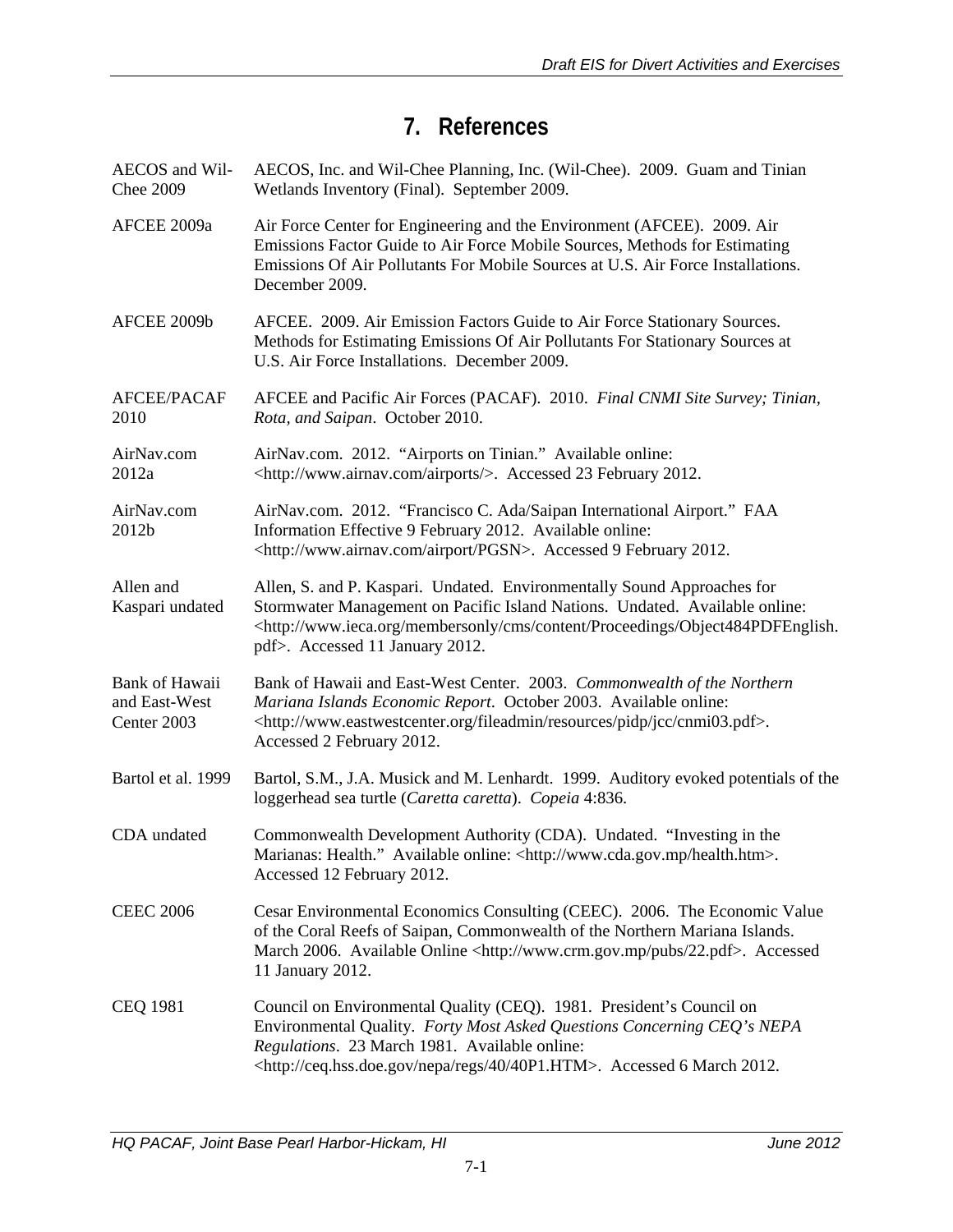# 7. References

| | |
|---|---|
| AECOS and Wil-Chee 2009 | AECOS, Inc. and Wil-Chee Planning, Inc. (Wil-Chee). 2009. Guam and Tinian Wetlands Inventory (Final). September 2009. |
| AFCEE 2009a | Air Force Center for Engineering and the Environment (AFCEE). 2009. Air Emissions Factor Guide to Air Force Mobile Sources, Methods for Estimating Emissions Of Air Pollutants For Mobile Sources at U.S. Air Force Installations. December 2009. |
| AFCEE 2009b | AFCEE. 2009. Air Emission Factors Guide to Air Force Stationary Sources. Methods for Estimating Emissions Of Air Pollutants For Stationary Sources at U.S. Air Force Installations. December 2009. |
| AFCEE/PACAF 2010 | AFCEE and Pacific Air Forces (PACAF). 2010. *Final CNMI Site Survey; Tinian, Rota, and Saipan*. October 2010. |
| AirNav.com 2012a | AirNav.com. 2012. "Airports on Tinian." Available online: <http://www.airnav.com/airports/>. Accessed 23 February 2012. |
| AirNav.com 2012b | AirNav.com. 2012. "Francisco C. Ada/Saipan International Airport." FAA Information Effective 9 February 2012. Available online: <http://www.airnav.com/airport/PGSN>. Accessed 9 February 2012. |
| Allen and Kaspari undated | Allen, S. and P. Kaspari. Undated. Environmentally Sound Approaches for Stormwater Management on Pacific Island Nations. Undated. Available online: <http://www.ieca.org/membersonly/cms/content/Proceedings/Object484PDFEnglish.pdf>. Accessed 11 January 2012. |
| Bank of Hawaii and East-West Center 2003 | Bank of Hawaii and East-West Center. 2003. *Commonwealth of the Northern Mariana Islands Economic Report*. October 2003. Available online: <http://www.eastwestcenter.org/fileadmin/resources/pidp/jcc/cnmi03.pdf>. Accessed 2 February 2012. |
| Bartol et al. 1999 | Bartol, S.M., J.A. Musick and M. Lenhardt. 1999. Auditory evoked potentials of the loggerhead sea turtle (*Caretta caretta*). *Copeia* 4:836. |
| CDA undated | Commonwealth Development Authority (CDA). Undated. "Investing in the Marianas: Health." Available online: <http://www.cda.gov.mp/health.htm>. Accessed 12 February 2012. |
| CEEC 2006 | Cesar Environmental Economics Consulting (CEEC). 2006. The Economic Value of the Coral Reefs of Saipan, Commonwealth of the Northern Mariana Islands. March 2006. Available Online <http://www.crm.gov.mp/pubs/22.pdf>. Accessed 11 January 2012. |
| CEQ 1981 | Council on Environmental Quality (CEQ). 1981. President's Council on Environmental Quality. *Forty Most Asked Questions Concerning CEQ's NEPA Regulations*. 23 March 1981. Available online: <http://ceq.hss.doe.gov/nepa/regs/40/40P1.HTM>. Accessed 6 March 2012. |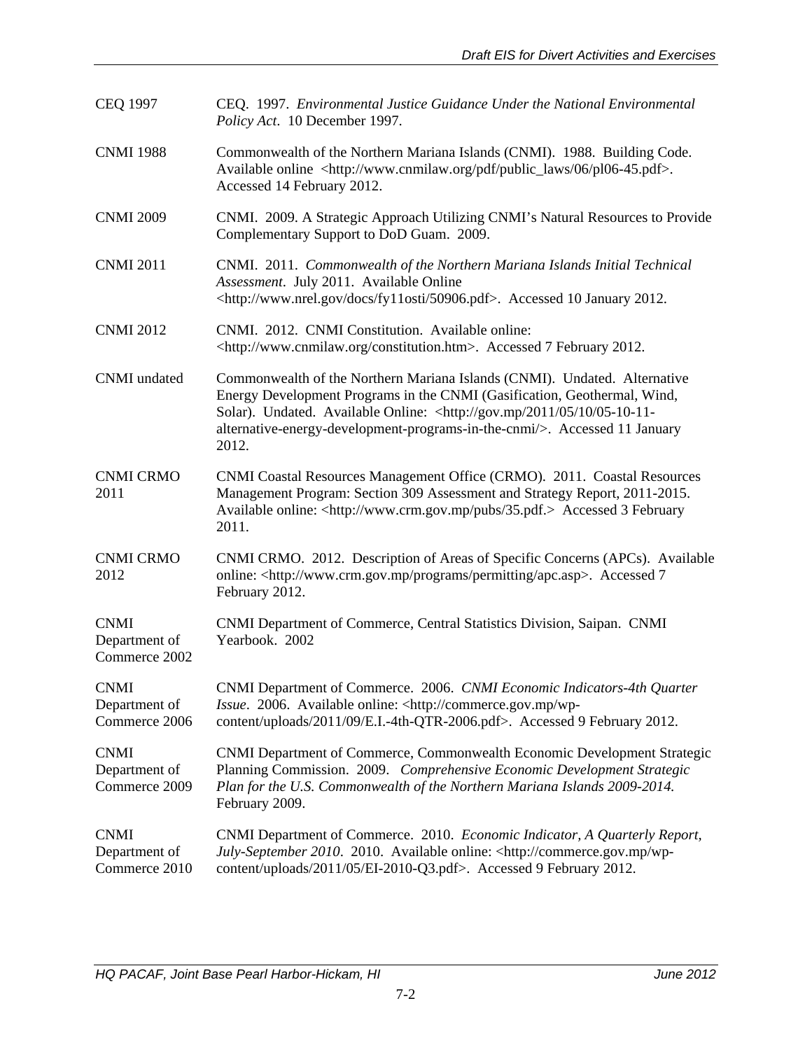| | |
|---|---|
| CEQ 1997 | CEQ. 1997. *Environmental Justice Guidance Under the National Environmental Policy Act*. 10 December 1997. |
| CNMI 1988 | Commonwealth of the Northern Mariana Islands (CNMI). 1988. Building Code. Available online <http://www.cnmilaw.org/pdf/public_laws/06/pl06-45.pdf>. Accessed 14 February 2012. |
| CNMI 2009 | CNMI. 2009. A Strategic Approach Utilizing CNMI's Natural Resources to Provide Complementary Support to DoD Guam. 2009. |
| CNMI 2011 | CNMI. 2011. *Commonwealth of the Northern Mariana Islands Initial Technical Assessment*. July 2011. Available Online <http://www.nrel.gov/docs/fy11osti/50906.pdf>. Accessed 10 January 2012. |
| CNMI 2012 | CNMI. 2012. CNMI Constitution. Available online: <http://www.cnmilaw.org/constitution.htm>. Accessed 7 February 2012. |
| CNMI undated | Commonwealth of the Northern Mariana Islands (CNMI). Undated. Alternative Energy Development Programs in the CNMI (Gasification, Geothermal, Wind, Solar). Undated. Available Online: <http://gov.mp/2011/05/10/05-10-11-alternative-energy-development-programs-in-the-cnmi/>. Accessed 11 January 2012. |
| CNMI CRMO 2011 | CNMI Coastal Resources Management Office (CRMO). 2011. Coastal Resources Management Program: Section 309 Assessment and Strategy Report, 2011-2015. Available online: <http://www.crm.gov.mp/pubs/35.pdf.> Accessed 3 February 2011. |
| CNMI CRMO 2012 | CNMI CRMO. 2012. Description of Areas of Specific Concerns (APCs). Available online: <http://www.crm.gov.mp/programs/permitting/apc.asp>. Accessed 7 February 2012. |
| CNMI Department of Commerce 2002 | CNMI Department of Commerce, Central Statistics Division, Saipan. CNMI Yearbook. 2002 |
| CNMI Department of Commerce 2006 | CNMI Department of Commerce. 2006. *CNMI Economic Indicators-4th Quarter Issue*. 2006. Available online: <http://commerce.gov.mp/wp-content/uploads/2011/09/E.I.-4th-QTR-2006.pdf>. Accessed 9 February 2012. |
| CNMI Department of Commerce 2009 | CNMI Department of Commerce, Commonwealth Economic Development Strategic Planning Commission. 2009. *Comprehensive Economic Development Strategic Plan for the U.S. Commonwealth of the Northern Mariana Islands 2009-2014.* February 2009. |
| CNMI Department of Commerce 2010 | CNMI Department of Commerce. 2010. *Economic Indicator, A Quarterly Report, July-September 2010*. 2010. Available online: <http://commerce.gov.mp/wp-content/uploads/2011/05/EI-2010-Q3.pdf>. Accessed 9 February 2012. |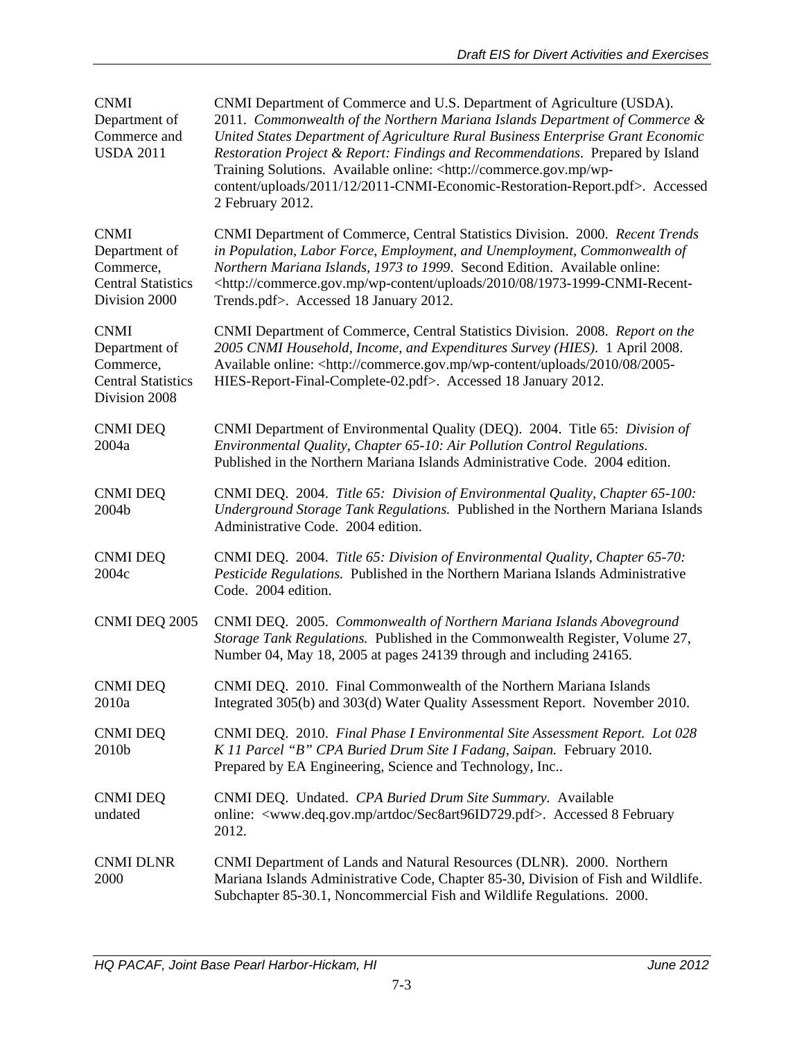| | |
|---|---|
| CNMI Department of Commerce and USDA 2011 | CNMI Department of Commerce and U.S. Department of Agriculture (USDA). 2011. *Commonwealth of the Northern Mariana Islands Department of Commerce & United States Department of Agriculture Rural Business Enterprise Grant Economic Restoration Project & Report: Findings and Recommendations*. Prepared by Island Training Solutions. Available online: <http://commerce.gov.mp/wp-content/uploads/2011/12/2011-CNMI-Economic-Restoration-Report.pdf>. Accessed 2 February 2012. |
| CNMI Department of Commerce, Central Statistics Division 2000 | CNMI Department of Commerce, Central Statistics Division. 2000. *Recent Trends in Population, Labor Force, Employment, and Unemployment, Commonwealth of Northern Mariana Islands, 1973 to 1999*. Second Edition. Available online: <http://commerce.gov.mp/wp-content/uploads/2010/08/1973-1999-CNMI-Recent-Trends.pdf>. Accessed 18 January 2012. |
| CNMI Department of Commerce, Central Statistics Division 2008 | CNMI Department of Commerce, Central Statistics Division. 2008. *Report on the 2005 CNMI Household, Income, and Expenditures Survey (HIES)*. 1 April 2008. Available online: <http://commerce.gov.mp/wp-content/uploads/2010/08/2005-HIES-Report-Final-Complete-02.pdf>. Accessed 18 January 2012. |
| CNMI DEQ 2004a | CNMI Department of Environmental Quality (DEQ). 2004. Title 65: *Division of Environmental Quality, Chapter 65-10: Air Pollution Control Regulations.* Published in the Northern Mariana Islands Administrative Code. 2004 edition. |
| CNMI DEQ 2004b | CNMI DEQ. 2004. *Title 65: Division of Environmental Quality, Chapter 65-100: Underground Storage Tank Regulations.* Published in the Northern Mariana Islands Administrative Code. 2004 edition. |
| CNMI DEQ 2004c | CNMI DEQ. 2004. *Title 65: Division of Environmental Quality, Chapter 65-70: Pesticide Regulations.* Published in the Northern Mariana Islands Administrative Code. 2004 edition. |
| CNMI DEQ 2005 | CNMI DEQ. 2005. *Commonwealth of Northern Mariana Islands Aboveground Storage Tank Regulations.* Published in the Commonwealth Register, Volume 27, Number 04, May 18, 2005 at pages 24139 through and including 24165. |
| CNMI DEQ 2010a | CNMI DEQ. 2010. Final Commonwealth of the Northern Mariana Islands Integrated 305(b) and 303(d) Water Quality Assessment Report. November 2010. |
| CNMI DEQ 2010b | CNMI DEQ. 2010. *Final Phase I Environmental Site Assessment Report. Lot 028 K 11 Parcel "B" CPA Buried Drum Site I Fadang, Saipan.* February 2010. Prepared by EA Engineering, Science and Technology, Inc.. |
| CNMI DEQ undated | CNMI DEQ. Undated. *CPA Buried Drum Site Summary.* Available online: <www.deq.gov.mp/artdoc/Sec8art96ID729.pdf>. Accessed 8 February 2012. |
| CNMI DLNR 2000 | CNMI Department of Lands and Natural Resources (DLNR). 2000. Northern Mariana Islands Administrative Code, Chapter 85-30, Division of Fish and Wildlife. Subchapter 85-30.1, Noncommercial Fish and Wildlife Regulations. 2000. |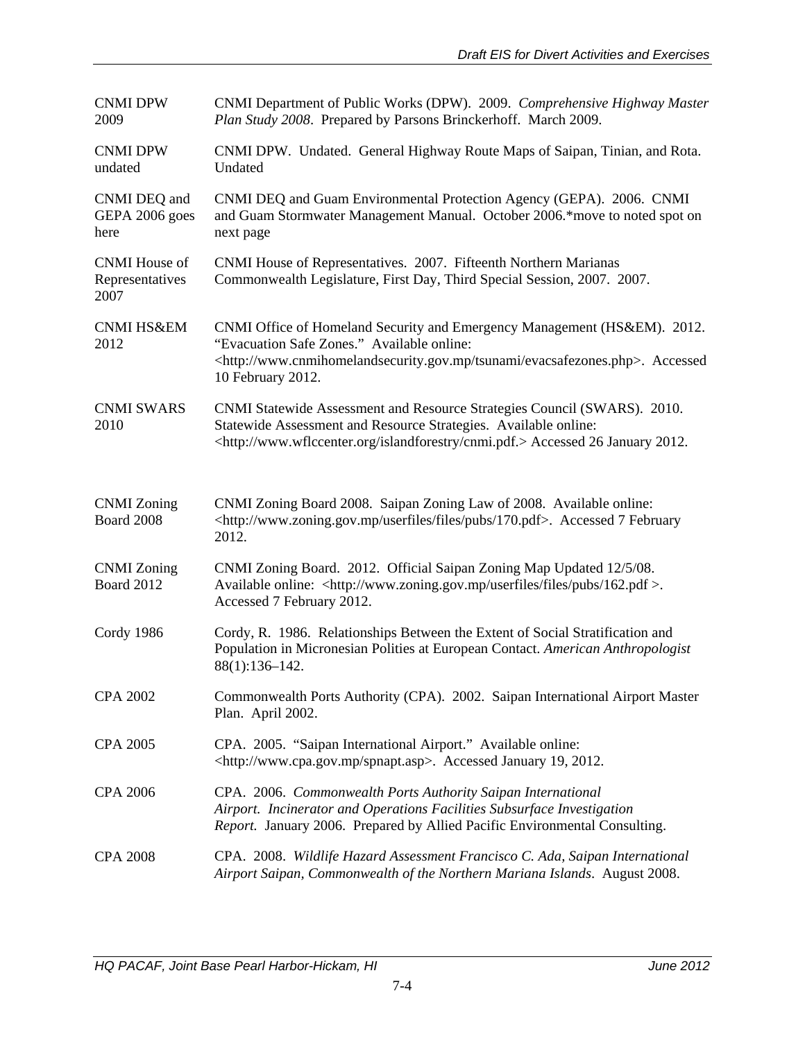| | |
|---|---|
| CNMI DPW 2009 | CNMI Department of Public Works (DPW). 2009. *Comprehensive Highway Master Plan Study 2008*. Prepared by Parsons Brinckerhoff. March 2009. |
| CNMI DPW undated | CNMI DPW. Undated. General Highway Route Maps of Saipan, Tinian, and Rota. Undated |
| CNMI DEQ and GEPA 2006 goes here | CNMI DEQ and Guam Environmental Protection Agency (GEPA). 2006. CNMI and Guam Stormwater Management Manual. October 2006.*move to noted spot on next page |
| CNMI House of Representatives 2007 | CNMI House of Representatives. 2007. Fifteenth Northern Marianas Commonwealth Legislature, First Day, Third Special Session, 2007. 2007. |
| CNMI HS&EM 2012 | CNMI Office of Homeland Security and Emergency Management (HS&EM). 2012. "Evacuation Safe Zones." Available online: <http://www.cnmihomelandsecurity.gov.mp/tsunami/evacsafezones.php>. Accessed 10 February 2012. |
| CNMI SWARS 2010 | CNMI Statewide Assessment and Resource Strategies Council (SWARS). 2010. Statewide Assessment and Resource Strategies. Available online: <http://www.wflccenter.org/islandforestry/cnmi.pdf.> Accessed 26 January 2012. |
| CNMI Zoning Board 2008 | CNMI Zoning Board 2008. Saipan Zoning Law of 2008. Available online: <http://www.zoning.gov.mp/userfiles/files/pubs/170.pdf>. Accessed 7 February 2012. |
| CNMI Zoning Board 2012 | CNMI Zoning Board. 2012. Official Saipan Zoning Map Updated 12/5/08. Available online: <http://www.zoning.gov.mp/userfiles/files/pubs/162.pdf >. Accessed 7 February 2012. |
| Cordy 1986 | Cordy, R. 1986. Relationships Between the Extent of Social Stratification and Population in Micronesian Polities at European Contact. *American Anthropologist* 88(1):136–142. |
| CPA 2002 | Commonwealth Ports Authority (CPA). 2002. Saipan International Airport Master Plan. April 2002. |
| CPA 2005 | CPA. 2005. "Saipan International Airport." Available online: <http://www.cpa.gov.mp/spnapt.asp>. Accessed January 19, 2012. |
| CPA 2006 | CPA. 2006. *Commonwealth Ports Authority Saipan International Airport. Incinerator and Operations Facilities Subsurface Investigation Report.* January 2006. Prepared by Allied Pacific Environmental Consulting. |
| CPA 2008 | CPA. 2008. *Wildlife Hazard Assessment Francisco C. Ada, Saipan International Airport Saipan, Commonwealth of the Northern Mariana Islands*. August 2008. |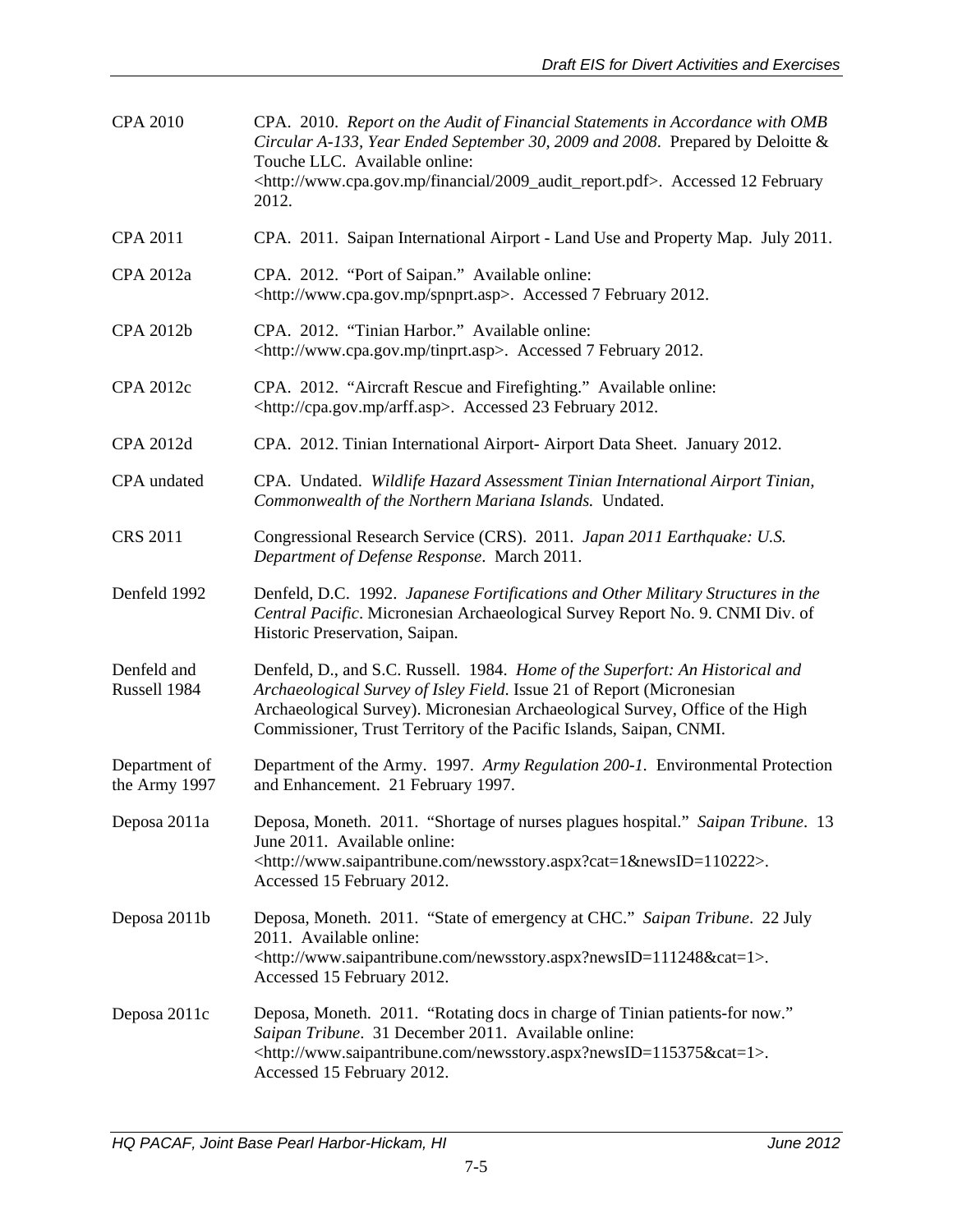CPA 2010 — CPA. 2010. *Report on the Audit of Financial Statements in Accordance with OMB Circular A-133, Year Ended September 30, 2009 and 2008*. Prepared by Deloitte & Touche LLC. Available online: <http://www.cpa.gov.mp/financial/2009_audit_report.pdf>. Accessed 12 February 2012.

CPA 2011 — CPA. 2011. Saipan International Airport - Land Use and Property Map. July 2011.

CPA 2012a — CPA. 2012. "Port of Saipan." Available online: <http://www.cpa.gov.mp/spnprt.asp>. Accessed 7 February 2012.

CPA 2012b — CPA. 2012. "Tinian Harbor." Available online: <http://www.cpa.gov.mp/tinprt.asp>. Accessed 7 February 2012.

CPA 2012c — CPA. 2012. "Aircraft Rescue and Firefighting." Available online: <http://cpa.gov.mp/arff.asp>. Accessed 23 February 2012.

CPA 2012d — CPA. 2012. Tinian International Airport- Airport Data Sheet. January 2012.

CPA undated — CPA. Undated. *Wildlife Hazard Assessment Tinian International Airport Tinian, Commonwealth of the Northern Mariana Islands.* Undated.

CRS 2011 — Congressional Research Service (CRS). 2011. *Japan 2011 Earthquake: U.S. Department of Defense Response*. March 2011.

Denfeld 1992 — Denfeld, D.C. 1992. *Japanese Fortifications and Other Military Structures in the Central Pacific*. Micronesian Archaeological Survey Report No. 9. CNMI Div. of Historic Preservation, Saipan.

Denfeld and Russell 1984 — Denfeld, D., and S.C. Russell. 1984. *Home of the Superfort: An Historical and Archaeological Survey of Isley Field*. Issue 21 of Report (Micronesian Archaeological Survey). Micronesian Archaeological Survey, Office of the High Commissioner, Trust Territory of the Pacific Islands, Saipan, CNMI.

Department of the Army 1997 — Department of the Army. 1997. *Army Regulation 200-1*. Environmental Protection and Enhancement. 21 February 1997.

Deposa 2011a — Deposa, Moneth. 2011. "Shortage of nurses plagues hospital." *Saipan Tribune*. 13 June 2011. Available online: <http://www.saipantribune.com/newsstory.aspx?cat=1&newsID=110222>. Accessed 15 February 2012.

Deposa 2011b — Deposa, Moneth. 2011. "State of emergency at CHC." *Saipan Tribune*. 22 July 2011. Available online: <http://www.saipantribune.com/newsstory.aspx?newsID=111248&cat=1>. Accessed 15 February 2012.

Deposa 2011c — Deposa, Moneth. 2011. "Rotating docs in charge of Tinian patients-for now." *Saipan Tribune*. 31 December 2011. Available online: <http://www.saipantribune.com/newsstory.aspx?newsID=115375&cat=1>. Accessed 15 February 2012.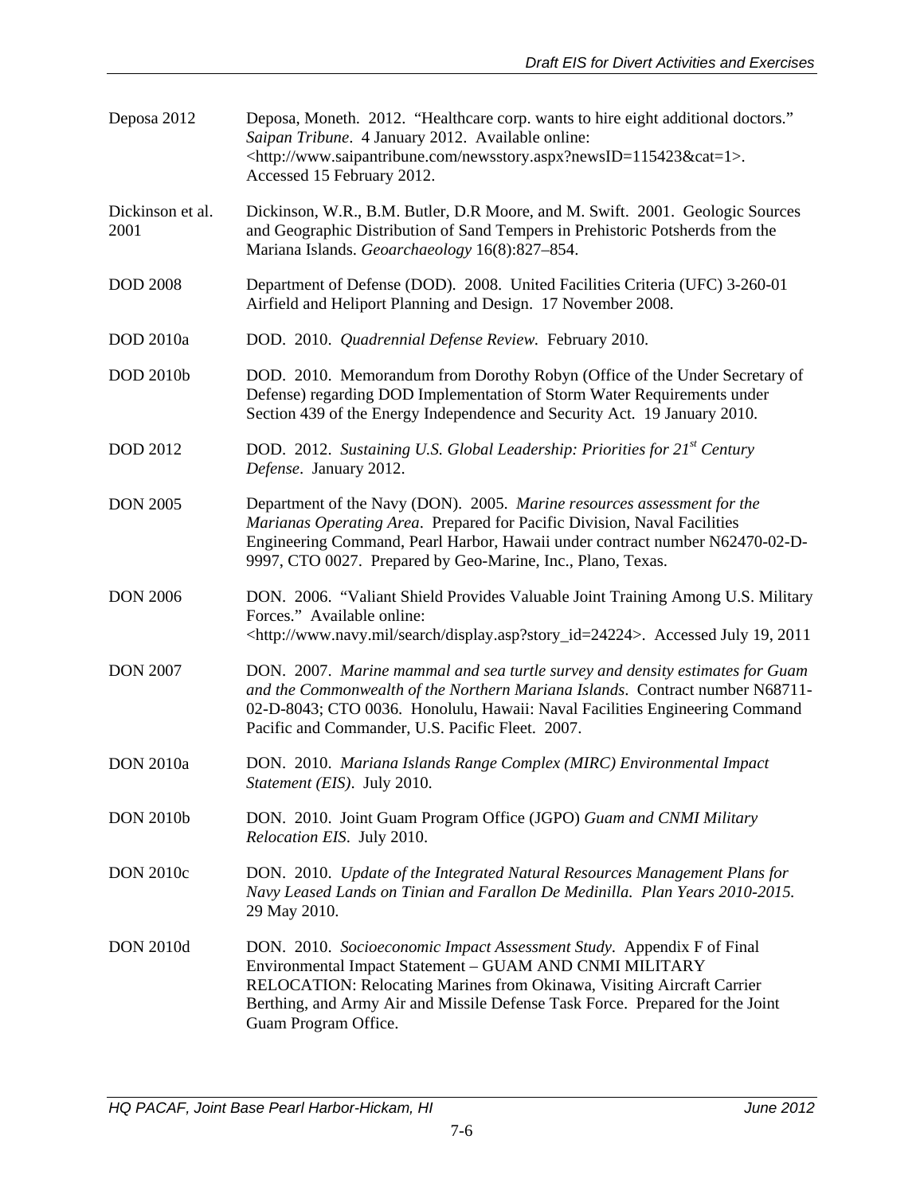Deposa 2012 — Deposa, Moneth. 2012. "Healthcare corp. wants to hire eight additional doctors." *Saipan Tribune*. 4 January 2012. Available online: <http://www.saipantribune.com/newsstory.aspx?newsID=115423&cat=1>. Accessed 15 February 2012.

Dickinson et al. 2001 — Dickinson, W.R., B.M. Butler, D.R Moore, and M. Swift. 2001. Geologic Sources and Geographic Distribution of Sand Tempers in Prehistoric Potsherds from the Mariana Islands. *Geoarchaeology* 16(8):827–854.

DOD 2008 — Department of Defense (DOD). 2008. United Facilities Criteria (UFC) 3-260-01 Airfield and Heliport Planning and Design. 17 November 2008.

DOD 2010a — DOD. 2010. *Quadrennial Defense Review.* February 2010.

DOD 2010b — DOD. 2010. Memorandum from Dorothy Robyn (Office of the Under Secretary of Defense) regarding DOD Implementation of Storm Water Requirements under Section 439 of the Energy Independence and Security Act. 19 January 2010.

DOD 2012 — DOD. 2012. *Sustaining U.S. Global Leadership: Priorities for 21st Century Defense*. January 2012.

DON 2005 — Department of the Navy (DON). 2005. *Marine resources assessment for the Marianas Operating Area*. Prepared for Pacific Division, Naval Facilities Engineering Command, Pearl Harbor, Hawaii under contract number N62470-02-D-9997, CTO 0027. Prepared by Geo-Marine, Inc., Plano, Texas.

DON 2006 — DON. 2006. "Valiant Shield Provides Valuable Joint Training Among U.S. Military Forces." Available online: <http://www.navy.mil/search/display.asp?story_id=24224>. Accessed July 19, 2011

DON 2007 — DON. 2007. *Marine mammal and sea turtle survey and density estimates for Guam and the Commonwealth of the Northern Mariana Islands*. Contract number N68711-02-D-8043; CTO 0036. Honolulu, Hawaii: Naval Facilities Engineering Command Pacific and Commander, U.S. Pacific Fleet. 2007.

DON 2010a — DON. 2010. *Mariana Islands Range Complex (MIRC) Environmental Impact Statement (EIS)*. July 2010.

DON 2010b — DON. 2010. Joint Guam Program Office (JGPO) *Guam and CNMI Military Relocation EIS*. July 2010.

DON 2010c — DON. 2010. *Update of the Integrated Natural Resources Management Plans for Navy Leased Lands on Tinian and Farallon De Medinilla. Plan Years 2010-2015.* 29 May 2010.

DON 2010d — DON. 2010. *Socioeconomic Impact Assessment Study*. Appendix F of Final Environmental Impact Statement – GUAM AND CNMI MILITARY RELOCATION: Relocating Marines from Okinawa, Visiting Aircraft Carrier Berthing, and Army Air and Missile Defense Task Force. Prepared for the Joint Guam Program Office.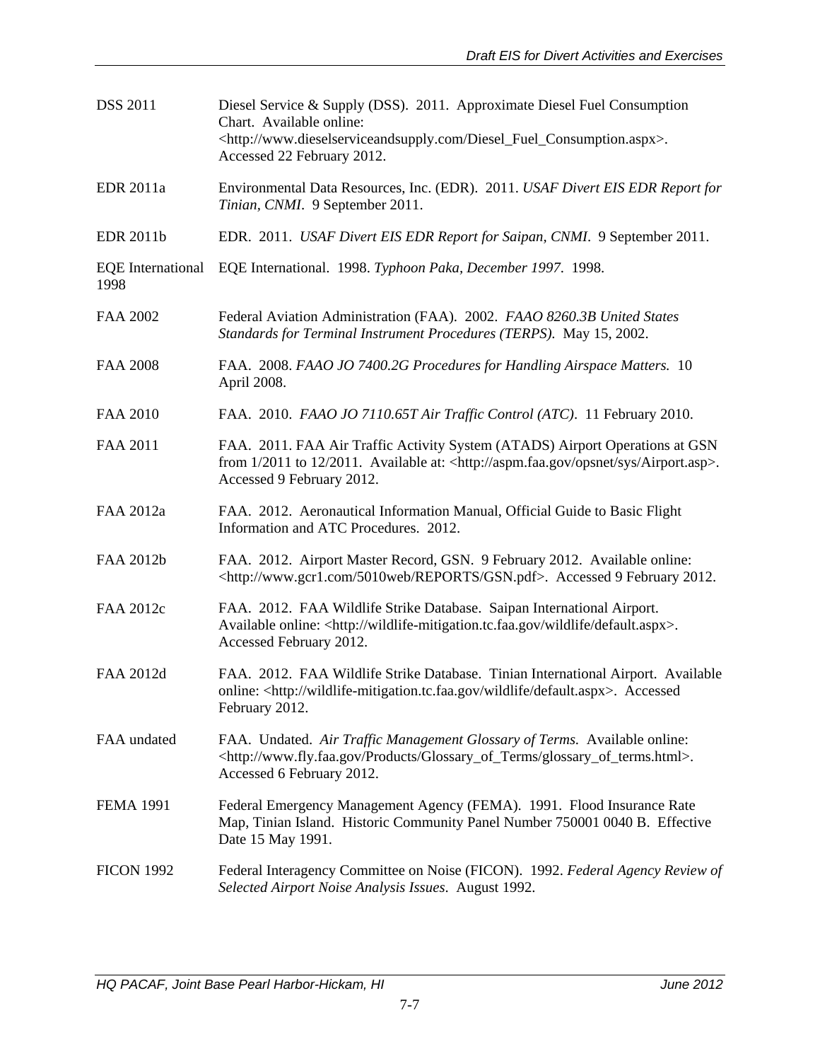| | |
|---|---|
| DSS 2011 | Diesel Service & Supply (DSS). 2011. Approximate Diesel Fuel Consumption Chart. Available online: <http://www.dieselserviceandsupply.com/Diesel_Fuel_Consumption.aspx>. Accessed 22 February 2012. |
| EDR 2011a | Environmental Data Resources, Inc. (EDR). 2011. *USAF Divert EIS EDR Report for Tinian, CNMI*. 9 September 2011. |
| EDR 2011b | EDR. 2011. *USAF Divert EIS EDR Report for Saipan, CNMI*. 9 September 2011. |
| EQE International 1998 | EQE International. 1998. *Typhoon Paka, December 1997*. 1998. |
| FAA 2002 | Federal Aviation Administration (FAA). 2002. *FAAO 8260.3B United States Standards for Terminal Instrument Procedures (TERPS)*. May 15, 2002. |
| FAA 2008 | FAA. 2008. *FAAO JO 7400.2G Procedures for Handling Airspace Matters.* 10 April 2008. |
| FAA 2010 | FAA. 2010. *FAAO JO 7110.65T Air Traffic Control (ATC)*. 11 February 2010. |
| FAA 2011 | FAA. 2011. FAA Air Traffic Activity System (ATADS) Airport Operations at GSN from 1/2011 to 12/2011. Available at: <http://aspm.faa.gov/opsnet/sys/Airport.asp>. Accessed 9 February 2012. |
| FAA 2012a | FAA. 2012. Aeronautical Information Manual, Official Guide to Basic Flight Information and ATC Procedures. 2012. |
| FAA 2012b | FAA. 2012. Airport Master Record, GSN. 9 February 2012. Available online: <http://www.gcr1.com/5010web/REPORTS/GSN.pdf>. Accessed 9 February 2012. |
| FAA 2012c | FAA. 2012. FAA Wildlife Strike Database. Saipan International Airport. Available online: <http://wildlife-mitigation.tc.faa.gov/wildlife/default.aspx>. Accessed February 2012. |
| FAA 2012d | FAA. 2012. FAA Wildlife Strike Database. Tinian International Airport. Available online: <http://wildlife-mitigation.tc.faa.gov/wildlife/default.aspx>. Accessed February 2012. |
| FAA undated | FAA. Undated. *Air Traffic Management Glossary of Terms.* Available online: <http://www.fly.faa.gov/Products/Glossary_of_Terms/glossary_of_terms.html>. Accessed 6 February 2012. |
| FEMA 1991 | Federal Emergency Management Agency (FEMA). 1991. Flood Insurance Rate Map, Tinian Island. Historic Community Panel Number 750001 0040 B. Effective Date 15 May 1991. |
| FICON 1992 | Federal Interagency Committee on Noise (FICON). 1992. *Federal Agency Review of Selected Airport Noise Analysis Issues*. August 1992. |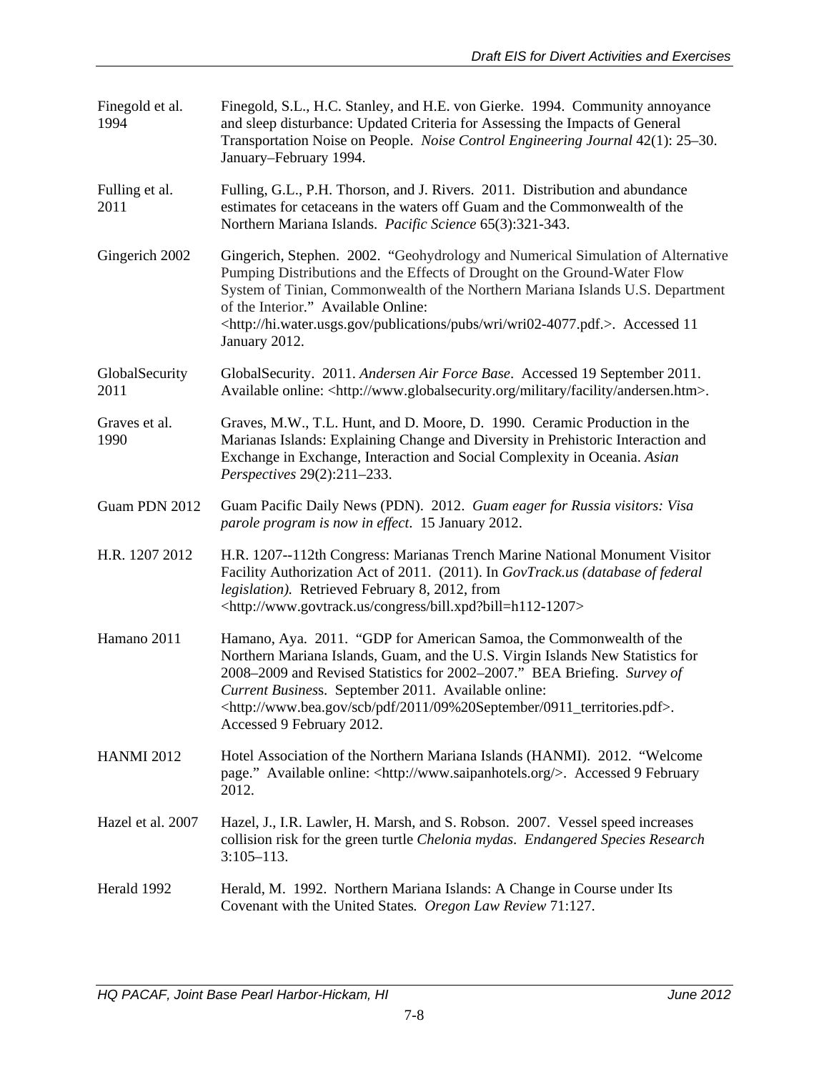| | |
|---|---|
| Finegold et al. 1994 | Finegold, S.L., H.C. Stanley, and H.E. von Gierke. 1994. Community annoyance and sleep disturbance: Updated Criteria for Assessing the Impacts of General Transportation Noise on People. *Noise Control Engineering Journal* 42(1): 25–30. January–February 1994. |
| Fulling et al. 2011 | Fulling, G.L., P.H. Thorson, and J. Rivers. 2011. Distribution and abundance estimates for cetaceans in the waters off Guam and the Commonwealth of the Northern Mariana Islands. *Pacific Science* 65(3):321-343. |
| Gingerich 2002 | Gingerich, Stephen. 2002. "Geohydrology and Numerical Simulation of Alternative Pumping Distributions and the Effects of Drought on the Ground-Water Flow System of Tinian, Commonwealth of the Northern Mariana Islands U.S. Department of the Interior." Available Online: <http://hi.water.usgs.gov/publications/pubs/wri/wri02-4077.pdf.>. Accessed 11 January 2012. |
| GlobalSecurity 2011 | GlobalSecurity. 2011. *Andersen Air Force Base*. Accessed 19 September 2011. Available online: <http://www.globalsecurity.org/military/facility/andersen.htm>. |
| Graves et al. 1990 | Graves, M.W., T.L. Hunt, and D. Moore, D. 1990. Ceramic Production in the Marianas Islands: Explaining Change and Diversity in Prehistoric Interaction and Exchange in Exchange, Interaction and Social Complexity in Oceania. *Asian Perspectives* 29(2):211–233. |
| Guam PDN 2012 | Guam Pacific Daily News (PDN). 2012. *Guam eager for Russia visitors: Visa parole program is now in effect*. 15 January 2012. |
| H.R. 1207 2012 | H.R. 1207--112th Congress: Marianas Trench Marine National Monument Visitor Facility Authorization Act of 2011. (2011). In *GovTrack.us (database of federal legislation).* Retrieved February 8, 2012, from <http://www.govtrack.us/congress/bill.xpd?bill=h112-1207> |
| Hamano 2011 | Hamano, Aya. 2011. "GDP for American Samoa, the Commonwealth of the Northern Mariana Islands, Guam, and the U.S. Virgin Islands New Statistics for 2008–2009 and Revised Statistics for 2002–2007." BEA Briefing. *Survey of Current Business*. September 2011. Available online: <http://www.bea.gov/scb/pdf/2011/09%20September/0911_territories.pdf>. Accessed 9 February 2012. |
| HANMI 2012 | Hotel Association of the Northern Mariana Islands (HANMI). 2012. "Welcome page." Available online: <http://www.saipanhotels.org/>. Accessed 9 February 2012. |
| Hazel et al. 2007 | Hazel, J., I.R. Lawler, H. Marsh, and S. Robson. 2007. Vessel speed increases collision risk for the green turtle *Chelonia mydas*. *Endangered Species Research* 3:105–113. |
| Herald 1992 | Herald, M. 1992. Northern Mariana Islands: A Change in Course under Its Covenant with the United States*. Oregon Law Review* 71:127. |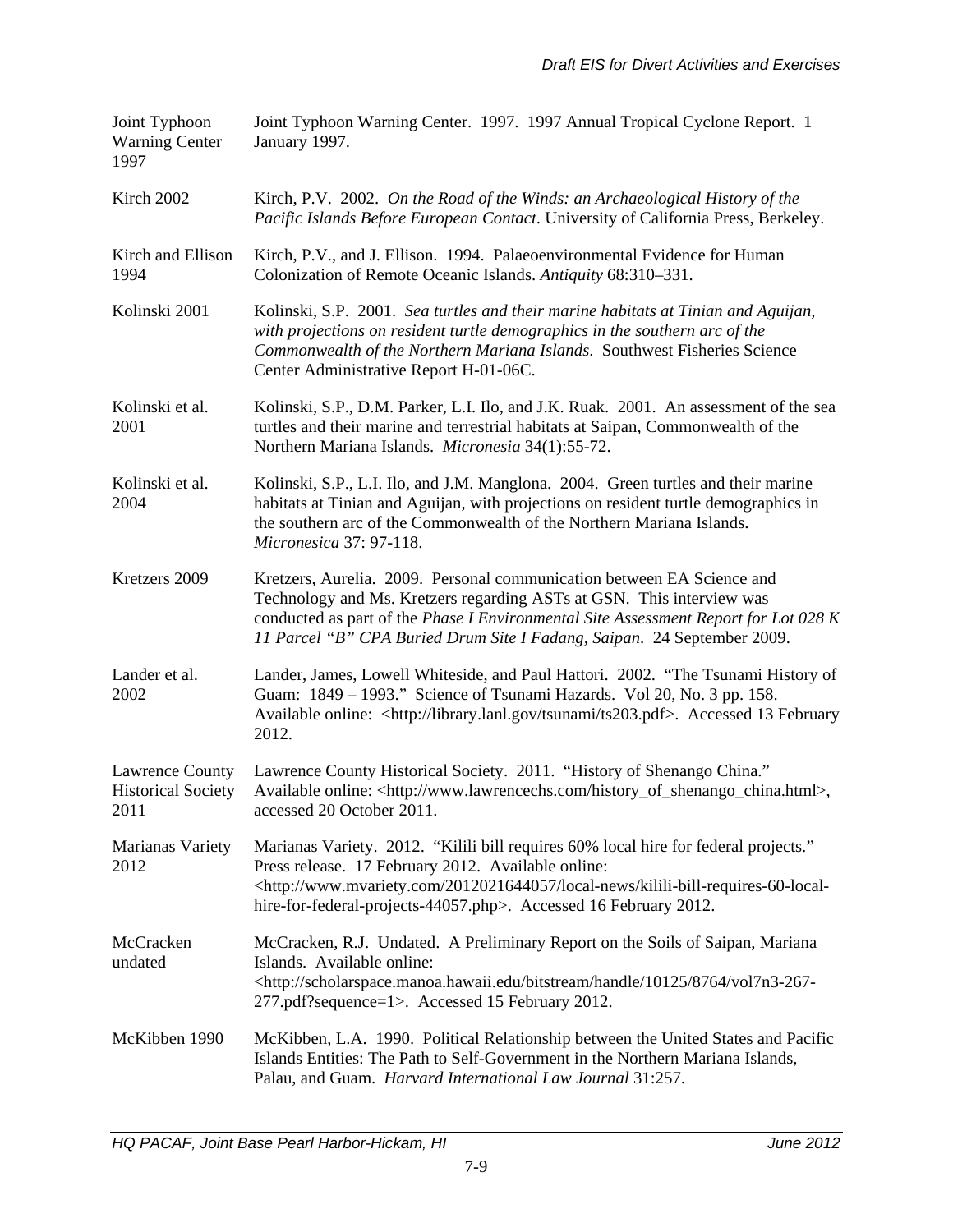| | |
|---|---|
| Joint Typhoon Warning Center 1997 | Joint Typhoon Warning Center. 1997. 1997 Annual Tropical Cyclone Report. 1 January 1997. |
| Kirch 2002 | Kirch, P.V. 2002. *On the Road of the Winds: an Archaeological History of the Pacific Islands Before European Contact*. University of California Press, Berkeley. |
| Kirch and Ellison 1994 | Kirch, P.V., and J. Ellison. 1994. Palaeoenvironmental Evidence for Human Colonization of Remote Oceanic Islands. *Antiquity* 68:310–331. |
| Kolinski 2001 | Kolinski, S.P. 2001. *Sea turtles and their marine habitats at Tinian and Aguijan, with projections on resident turtle demographics in the southern arc of the Commonwealth of the Northern Mariana Islands*. Southwest Fisheries Science Center Administrative Report H-01-06C. |
| Kolinski et al. 2001 | Kolinski, S.P., D.M. Parker, L.I. Ilo, and J.K. Ruak. 2001. An assessment of the sea turtles and their marine and terrestrial habitats at Saipan, Commonwealth of the Northern Mariana Islands. *Micronesia* 34(1):55-72. |
| Kolinski et al. 2004 | Kolinski, S.P., L.I. Ilo, and J.M. Manglona. 2004. Green turtles and their marine habitats at Tinian and Aguijan, with projections on resident turtle demographics in the southern arc of the Commonwealth of the Northern Mariana Islands. *Micronesica* 37: 97-118. |
| Kretzers 2009 | Kretzers, Aurelia. 2009. Personal communication between EA Science and Technology and Ms. Kretzers regarding ASTs at GSN. This interview was conducted as part of the *Phase I Environmental Site Assessment Report for Lot 028 K 11 Parcel "B" CPA Buried Drum Site I Fadang, Saipan*. 24 September 2009. |
| Lander et al. 2002 | Lander, James, Lowell Whiteside, and Paul Hattori. 2002. "The Tsunami History of Guam: 1849 – 1993." Science of Tsunami Hazards. Vol 20, No. 3 pp. 158. Available online: <http://library.lanl.gov/tsunami/ts203.pdf>. Accessed 13 February 2012. |
| Lawrence County Historical Society 2011 | Lawrence County Historical Society. 2011. "History of Shenango China." Available online: <http://www.lawrencechs.com/history_of_shenango_china.html>, accessed 20 October 2011. |
| Marianas Variety 2012 | Marianas Variety. 2012. "Kilili bill requires 60% local hire for federal projects." Press release. 17 February 2012. Available online: <http://www.mvariety.com/2012021644057/local-news/kilili-bill-requires-60-local-hire-for-federal-projects-44057.php>. Accessed 16 February 2012. |
| McCracken undated | McCracken, R.J. Undated. A Preliminary Report on the Soils of Saipan, Mariana Islands. Available online: <http://scholarspace.manoa.hawaii.edu/bitstream/handle/10125/8764/vol7n3-267-277.pdf?sequence=1>. Accessed 15 February 2012. |
| McKibben 1990 | McKibben, L.A. 1990. Political Relationship between the United States and Pacific Islands Entities: The Path to Self-Government in the Northern Mariana Islands, Palau, and Guam. *Harvard International Law Journal* 31:257. |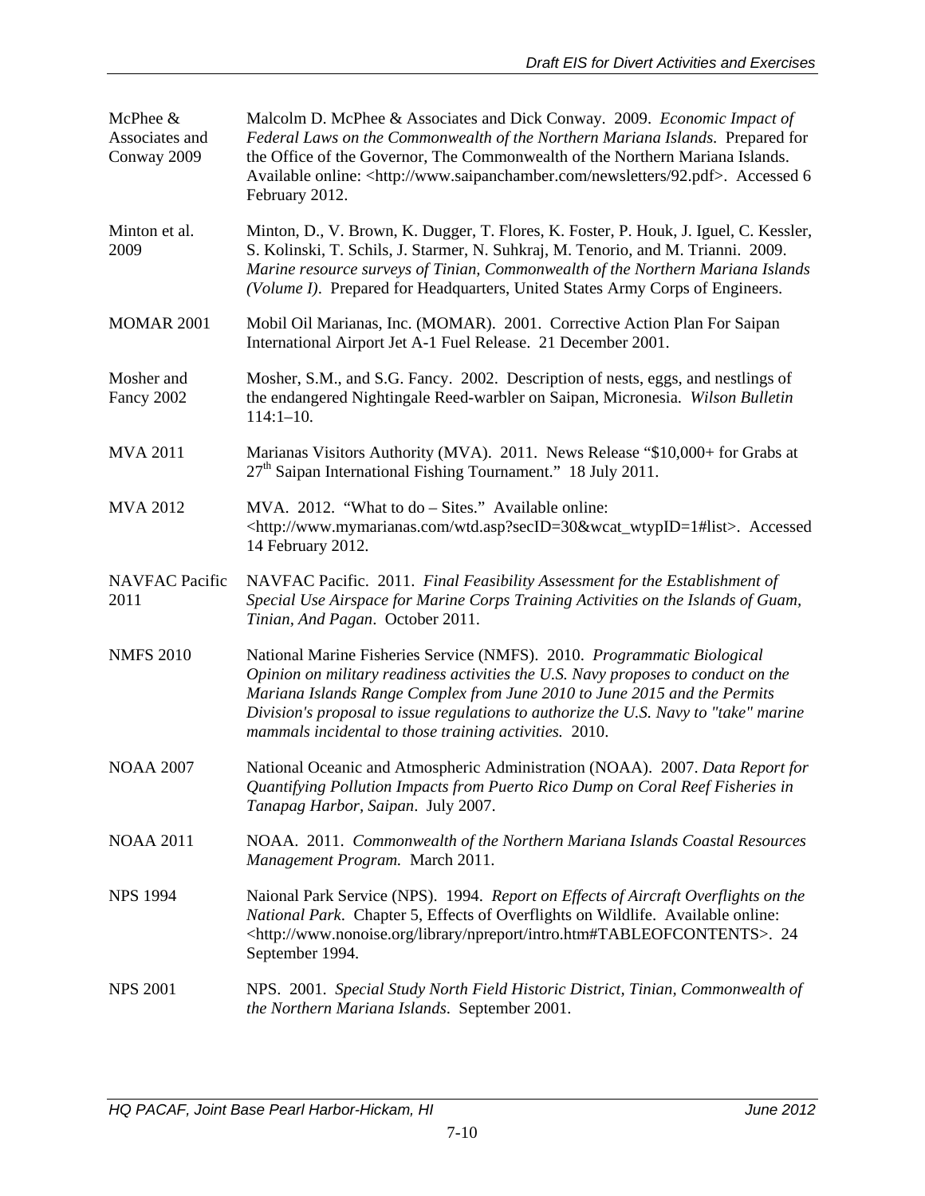| | |
|---|---|
| McPhee & Associates and Conway 2009 | Malcolm D. McPhee & Associates and Dick Conway. 2009. *Economic Impact of Federal Laws on the Commonwealth of the Northern Mariana Islands*. Prepared for the Office of the Governor, The Commonwealth of the Northern Mariana Islands. Available online: <http://www.saipanchamber.com/newsletters/92.pdf>. Accessed 6 February 2012. |
| Minton et al. 2009 | Minton, D., V. Brown, K. Dugger, T. Flores, K. Foster, P. Houk, J. Iguel, C. Kessler, S. Kolinski, T. Schils, J. Starmer, N. Suhkraj, M. Tenorio, and M. Trianni. 2009. *Marine resource surveys of Tinian, Commonwealth of the Northern Mariana Islands (Volume I)*. Prepared for Headquarters, United States Army Corps of Engineers. |
| MOMAR 2001 | Mobil Oil Marianas, Inc. (MOMAR). 2001. Corrective Action Plan For Saipan International Airport Jet A-1 Fuel Release. 21 December 2001. |
| Mosher and Fancy 2002 | Mosher, S.M., and S.G. Fancy. 2002. Description of nests, eggs, and nestlings of the endangered Nightingale Reed-warbler on Saipan, Micronesia. *Wilson Bulletin* 114:1–10. |
| MVA 2011 | Marianas Visitors Authority (MVA). 2011. News Release "$10,000+ for Grabs at 27th Saipan International Fishing Tournament." 18 July 2011. |
| MVA 2012 | MVA. 2012. "What to do – Sites." Available online: <http://www.mymarianas.com/wtd.asp?secID=30&wcat_wtypID=1#list>. Accessed 14 February 2012. |
| NAVFAC Pacific 2011 | NAVFAC Pacific. 2011. *Final Feasibility Assessment for the Establishment of Special Use Airspace for Marine Corps Training Activities on the Islands of Guam, Tinian, And Pagan*. October 2011. |
| NMFS 2010 | National Marine Fisheries Service (NMFS). 2010. *Programmatic Biological Opinion on military readiness activities the U.S. Navy proposes to conduct on the Mariana Islands Range Complex from June 2010 to June 2015 and the Permits Division's proposal to issue regulations to authorize the U.S. Navy to "take" marine mammals incidental to those training activities.* 2010. |
| NOAA 2007 | National Oceanic and Atmospheric Administration (NOAA). 2007. *Data Report for Quantifying Pollution Impacts from Puerto Rico Dump on Coral Reef Fisheries in Tanapag Harbor, Saipan*. July 2007. |
| NOAA 2011 | NOAA. 2011. *Commonwealth of the Northern Mariana Islands Coastal Resources Management Program.* March 2011. |
| NPS 1994 | Naional Park Service (NPS). 1994. *Report on Effects of Aircraft Overflights on the National Park*. Chapter 5, Effects of Overflights on Wildlife. Available online: <http://www.nonoise.org/library/npreport/intro.htm#TABLEOFCONTENTS>. 24 September 1994. |
| NPS 2001 | NPS. 2001. *Special Study North Field Historic District, Tinian, Commonwealth of the Northern Mariana Islands*. September 2001. |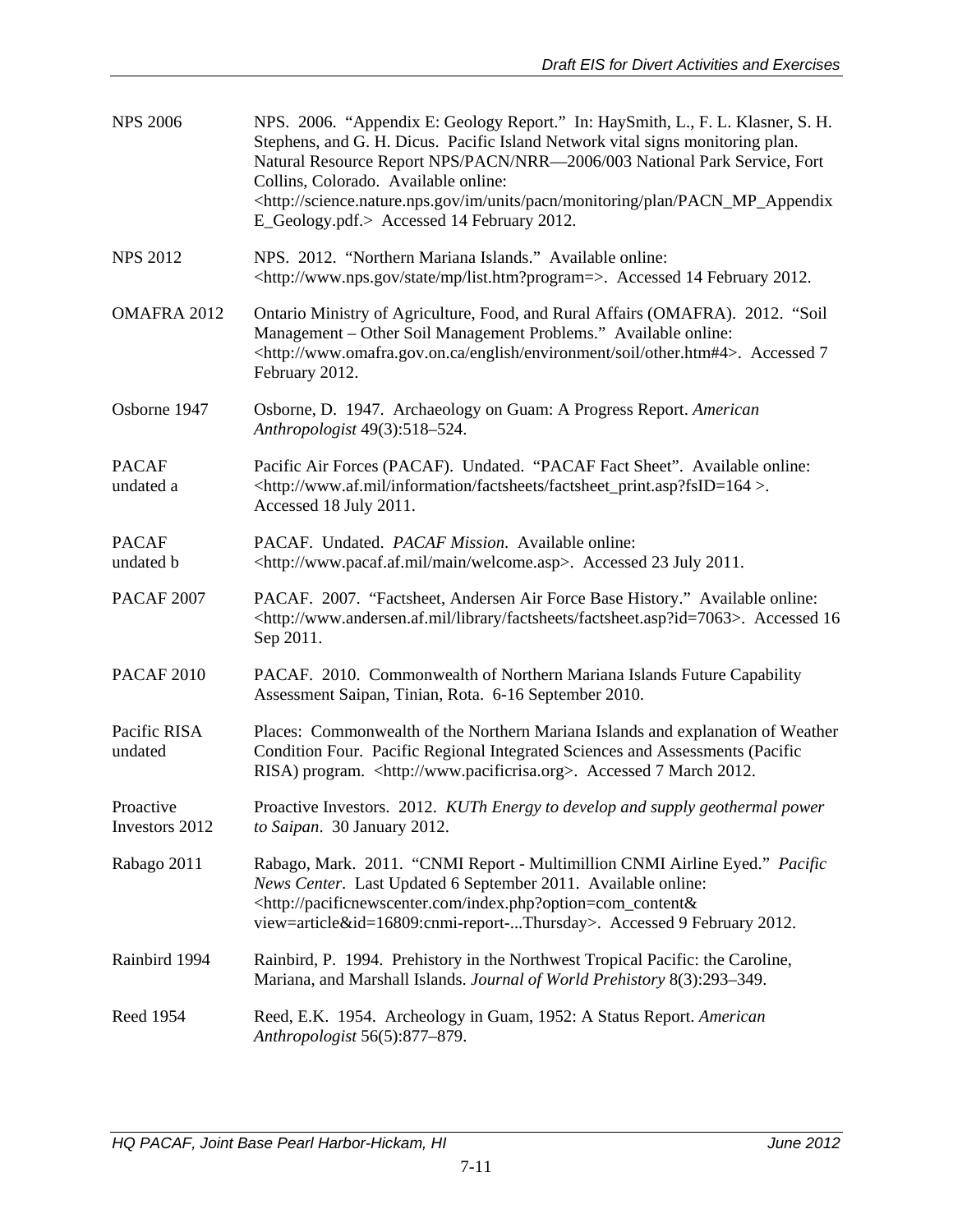| | |
|---|---|
| NPS 2006 | NPS. 2006. "Appendix E: Geology Report." In: HaySmith, L., F. L. Klasner, S. H. Stephens, and G. H. Dicus. Pacific Island Network vital signs monitoring plan. Natural Resource Report NPS/PACN/NRR—2006/003 National Park Service, Fort Collins, Colorado. Available online: <http://science.nature.nps.gov/im/units/pacn/monitoring/plan/PACN_MP_AppendixE_Geology.pdf.> Accessed 14 February 2012. |
| NPS 2012 | NPS. 2012. "Northern Mariana Islands." Available online: <http://www.nps.gov/state/mp/list.htm?program=>. Accessed 14 February 2012. |
| OMAFRA 2012 | Ontario Ministry of Agriculture, Food, and Rural Affairs (OMAFRA). 2012. "Soil Management – Other Soil Management Problems." Available online: <http://www.omafra.gov.on.ca/english/environment/soil/other.htm#4>. Accessed 7 February 2012. |
| Osborne 1947 | Osborne, D. 1947. Archaeology on Guam: A Progress Report. *American Anthropologist* 49(3):518–524. |
| PACAF undated a | Pacific Air Forces (PACAF). Undated. "PACAF Fact Sheet". Available online: <http://www.af.mil/information/factsheets/factsheet_print.asp?fsID=164 >. Accessed 18 July 2011. |
| PACAF undated b | PACAF. Undated. *PACAF Mission*. Available online: <http://www.pacaf.af.mil/main/welcome.asp>. Accessed 23 July 2011. |
| PACAF 2007 | PACAF. 2007. "Factsheet, Andersen Air Force Base History." Available online: <http://www.andersen.af.mil/library/factsheets/factsheet.asp?id=7063>. Accessed 16 Sep 2011. |
| PACAF 2010 | PACAF. 2010. Commonwealth of Northern Mariana Islands Future Capability Assessment Saipan, Tinian, Rota. 6-16 September 2010. |
| Pacific RISA undated | Places: Commonwealth of the Northern Mariana Islands and explanation of Weather Condition Four. Pacific Regional Integrated Sciences and Assessments (Pacific RISA) program. <http://www.pacificrisa.org>. Accessed 7 March 2012. |
| Proactive Investors 2012 | Proactive Investors. 2012. *KUTh Energy to develop and supply geothermal power to Saipan*. 30 January 2012. |
| Rabago 2011 | Rabago, Mark. 2011. "CNMI Report - Multimillion CNMI Airline Eyed." *Pacific News Center*. Last Updated 6 September 2011. Available online: <http://pacificnewscenter.com/index.php?option=com_content&view=article&id=16809:cnmi-report-...Thursday>. Accessed 9 February 2012. |
| Rainbird 1994 | Rainbird, P. 1994. Prehistory in the Northwest Tropical Pacific: the Caroline, Mariana, and Marshall Islands. *Journal of World Prehistory* 8(3):293–349. |
| Reed 1954 | Reed, E.K. 1954. Archeology in Guam, 1952: A Status Report. *American Anthropologist* 56(5):877–879. |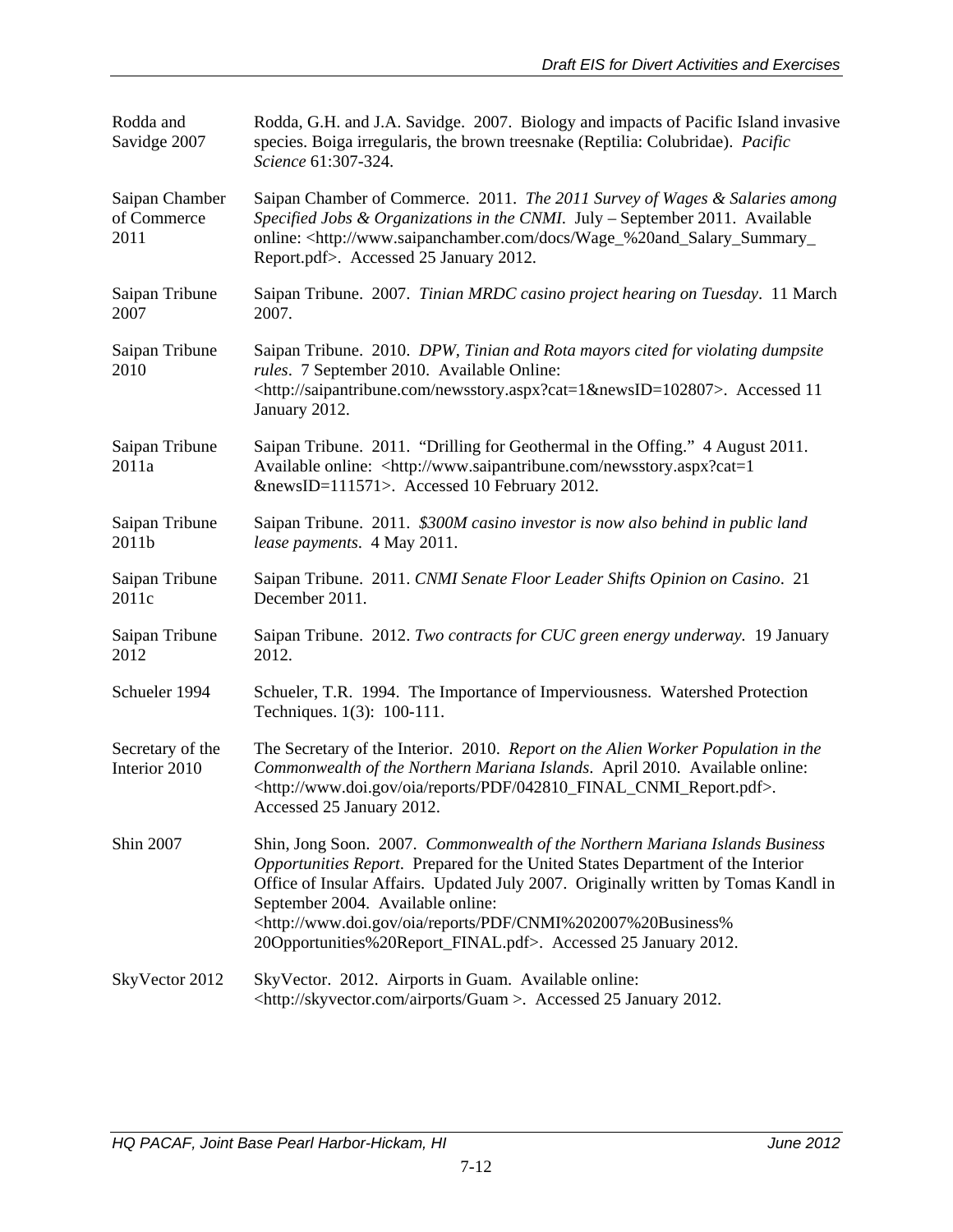| | |
|---|---|
| Rodda and Savidge 2007 | Rodda, G.H. and J.A. Savidge. 2007. Biology and impacts of Pacific Island invasive species. Boiga irregularis, the brown treesnake (Reptilia: Colubridae). *Pacific Science* 61:307-324. |
| Saipan Chamber of Commerce 2011 | Saipan Chamber of Commerce. 2011. *The 2011 Survey of Wages & Salaries among Specified Jobs & Organizations in the CNMI*. July – September 2011. Available online: <http://www.saipanchamber.com/docs/Wage_%20and_Salary_Summary_Report.pdf>. Accessed 25 January 2012. |
| Saipan Tribune 2007 | Saipan Tribune. 2007. *Tinian MRDC casino project hearing on Tuesday*. 11 March 2007. |
| Saipan Tribune 2010 | Saipan Tribune. 2010. *DPW, Tinian and Rota mayors cited for violating dumpsite rules*. 7 September 2010. Available Online: <http://saipantribune.com/newsstory.aspx?cat=1&newsID=102807>. Accessed 11 January 2012. |
| Saipan Tribune 2011a | Saipan Tribune. 2011. "Drilling for Geothermal in the Offing." 4 August 2011. Available online: <http://www.saipantribune.com/newsstory.aspx?cat=1&newsID=111571>. Accessed 10 February 2012. |
| Saipan Tribune 2011b | Saipan Tribune. 2011. *$300M casino investor is now also behind in public land lease payments*. 4 May 2011. |
| Saipan Tribune 2011c | Saipan Tribune. 2011. *CNMI Senate Floor Leader Shifts Opinion on Casino*. 21 December 2011. |
| Saipan Tribune 2012 | Saipan Tribune. 2012. *Two contracts for CUC green energy underway.* 19 January 2012. |
| Schueler 1994 | Schueler, T.R. 1994. The Importance of Imperviousness. Watershed Protection Techniques. 1(3): 100-111. |
| Secretary of the Interior 2010 | The Secretary of the Interior. 2010. *Report on the Alien Worker Population in the Commonwealth of the Northern Mariana Islands*. April 2010. Available online: <http://www.doi.gov/oia/reports/PDF/042810_FINAL_CNMI_Report.pdf>. Accessed 25 January 2012. |
| Shin 2007 | Shin, Jong Soon. 2007. *Commonwealth of the Northern Mariana Islands Business Opportunities Report*. Prepared for the United States Department of the Interior Office of Insular Affairs. Updated July 2007. Originally written by Tomas Kandl in September 2004. Available online: <http://www.doi.gov/oia/reports/PDF/CNMI%202007%20Business%20Opportunities%20Report_FINAL.pdf>. Accessed 25 January 2012. |
| SkyVector 2012 | SkyVector. 2012. Airports in Guam. Available online: <http://skyvector.com/airports/Guam >. Accessed 25 January 2012. |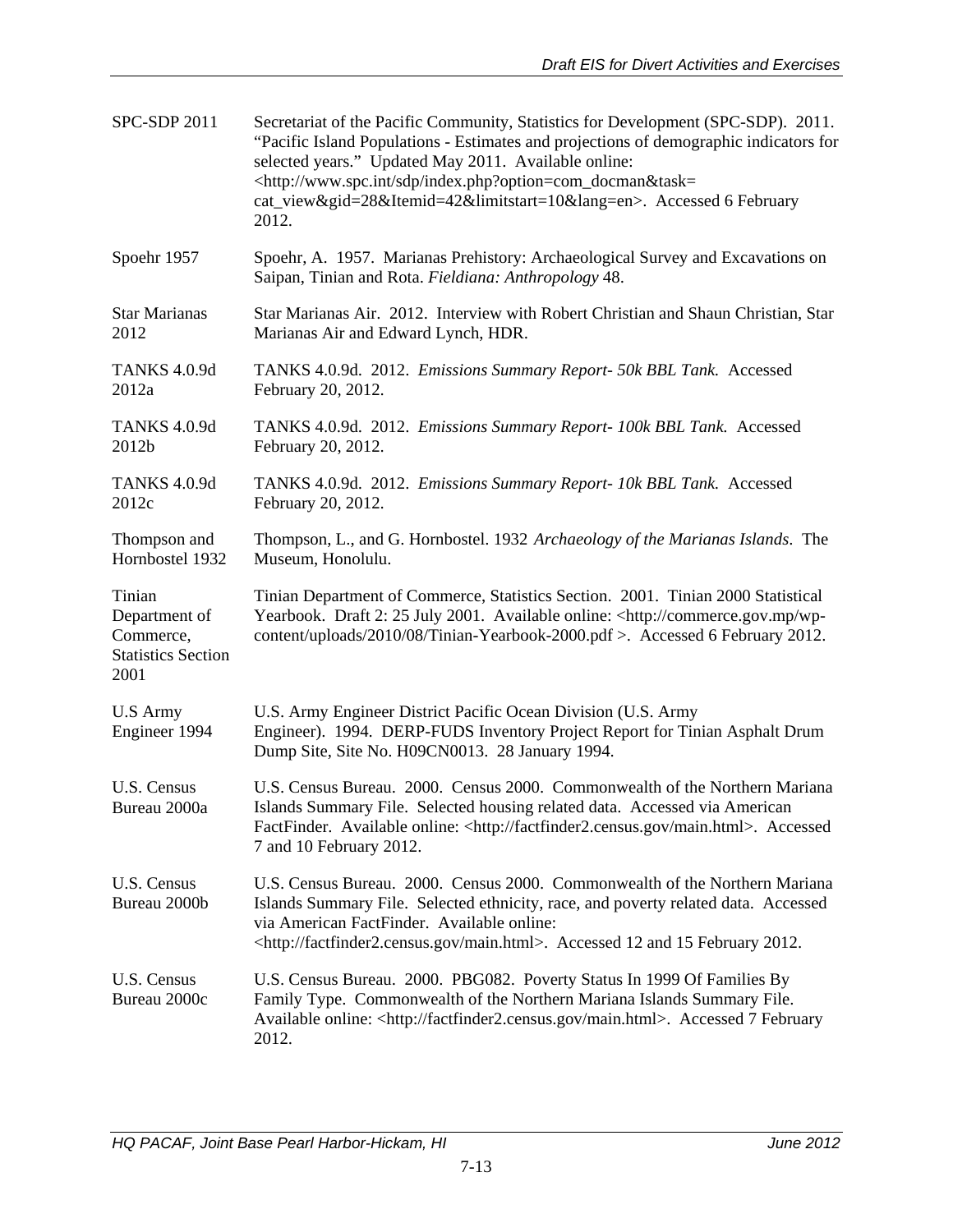| | |
|---|---|
| SPC-SDP 2011 | Secretariat of the Pacific Community, Statistics for Development (SPC-SDP). 2011. "Pacific Island Populations - Estimates and projections of demographic indicators for selected years." Updated May 2011. Available online: <http://www.spc.int/sdp/index.php?option=com_docman&task=cat_view&gid=28&Itemid=42&limitstart=10&lang=en>. Accessed 6 February 2012. |
| Spoehr 1957 | Spoehr, A. 1957. Marianas Prehistory: Archaeological Survey and Excavations on Saipan, Tinian and Rota. *Fieldiana: Anthropology* 48. |
| Star Marianas 2012 | Star Marianas Air. 2012. Interview with Robert Christian and Shaun Christian, Star Marianas Air and Edward Lynch, HDR. |
| TANKS 4.0.9d 2012a | TANKS 4.0.9d. 2012. *Emissions Summary Report- 50k BBL Tank.* Accessed February 20, 2012. |
| TANKS 4.0.9d 2012b | TANKS 4.0.9d. 2012. *Emissions Summary Report- 100k BBL Tank.* Accessed February 20, 2012. |
| TANKS 4.0.9d 2012c | TANKS 4.0.9d. 2012. *Emissions Summary Report- 10k BBL Tank.* Accessed February 20, 2012. |
| Thompson and Hornbostel 1932 | Thompson, L., and G. Hornbostel. 1932 *Archaeology of the Marianas Islands*. The Museum, Honolulu. |
| Tinian Department of Commerce, Statistics Section 2001 | Tinian Department of Commerce, Statistics Section. 2001. Tinian 2000 Statistical Yearbook. Draft 2: 25 July 2001. Available online: <http://commerce.gov.mp/wp-content/uploads/2010/08/Tinian-Yearbook-2000.pdf >. Accessed 6 February 2012. |
| U.S Army Engineer 1994 | U.S. Army Engineer District Pacific Ocean Division (U.S. Army Engineer). 1994. DERP-FUDS Inventory Project Report for Tinian Asphalt Drum Dump Site, Site No. H09CN0013. 28 January 1994. |
| U.S. Census Bureau 2000a | U.S. Census Bureau. 2000. Census 2000. Commonwealth of the Northern Mariana Islands Summary File. Selected housing related data. Accessed via American FactFinder. Available online: <http://factfinder2.census.gov/main.html>. Accessed 7 and 10 February 2012. |
| U.S. Census Bureau 2000b | U.S. Census Bureau. 2000. Census 2000. Commonwealth of the Northern Mariana Islands Summary File. Selected ethnicity, race, and poverty related data. Accessed via American FactFinder. Available online: <http://factfinder2.census.gov/main.html>. Accessed 12 and 15 February 2012. |
| U.S. Census Bureau 2000c | U.S. Census Bureau. 2000. PBG082. Poverty Status In 1999 Of Families By Family Type. Commonwealth of the Northern Mariana Islands Summary File. Available online: <http://factfinder2.census.gov/main.html>. Accessed 7 February 2012. |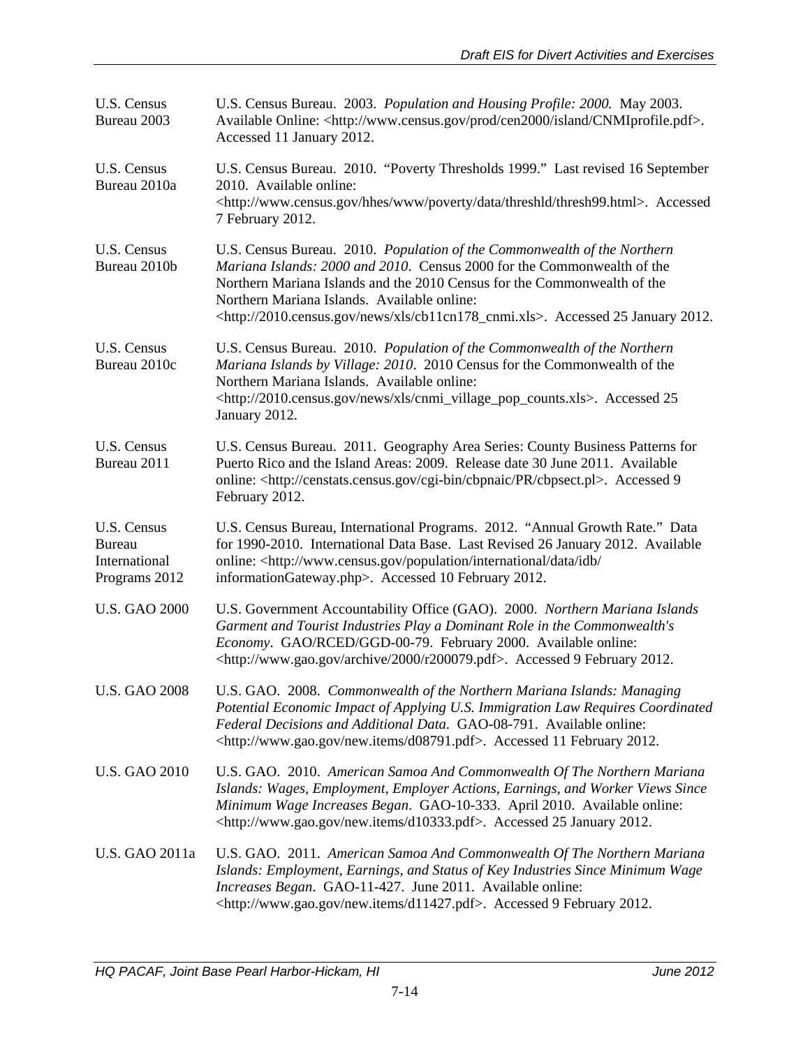| | |
|---|---|
| U.S. Census Bureau 2003 | U.S. Census Bureau. 2003. *Population and Housing Profile: 2000.* May 2003. Available Online: <http://www.census.gov/prod/cen2000/island/CNMIprofile.pdf>. Accessed 11 January 2012. |
| U.S. Census Bureau 2010a | U.S. Census Bureau. 2010. "Poverty Thresholds 1999." Last revised 16 September 2010. Available online: <http://www.census.gov/hhes/www/poverty/data/threshld/thresh99.html>. Accessed 7 February 2012. |
| U.S. Census Bureau 2010b | U.S. Census Bureau. 2010. *Population of the Commonwealth of the Northern Mariana Islands: 2000 and 2010*. Census 2000 for the Commonwealth of the Northern Mariana Islands and the 2010 Census for the Commonwealth of the Northern Mariana Islands. Available online: <http://2010.census.gov/news/xls/cb11cn178_cnmi.xls>. Accessed 25 January 2012. |
| U.S. Census Bureau 2010c | U.S. Census Bureau. 2010. *Population of the Commonwealth of the Northern Mariana Islands by Village: 2010*. 2010 Census for the Commonwealth of the Northern Mariana Islands. Available online: <http://2010.census.gov/news/xls/cnmi_village_pop_counts.xls>. Accessed 25 January 2012. |
| U.S. Census Bureau 2011 | U.S. Census Bureau. 2011. Geography Area Series: County Business Patterns for Puerto Rico and the Island Areas: 2009. Release date 30 June 2011. Available online: <http://censtats.census.gov/cgi-bin/cbpnaic/PR/cbpsect.pl>. Accessed 9 February 2012. |
| U.S. Census Bureau International Programs 2012 | U.S. Census Bureau, International Programs. 2012. "Annual Growth Rate." Data for 1990-2010. International Data Base. Last Revised 26 January 2012. Available online: <http://www.census.gov/population/international/data/idb/informationGateway.php>. Accessed 10 February 2012. |
| U.S. GAO 2000 | U.S. Government Accountability Office (GAO). 2000. *Northern Mariana Islands Garment and Tourist Industries Play a Dominant Role in the Commonwealth's Economy*. GAO/RCED/GGD-00-79. February 2000. Available online: <http://www.gao.gov/archive/2000/r200079.pdf>. Accessed 9 February 2012. |
| U.S. GAO 2008 | U.S. GAO. 2008. *Commonwealth of the Northern Mariana Islands: Managing Potential Economic Impact of Applying U.S. Immigration Law Requires Coordinated Federal Decisions and Additional Data*. GAO-08-791. Available online: <http://www.gao.gov/new.items/d08791.pdf>. Accessed 11 February 2012. |
| U.S. GAO 2010 | U.S. GAO. 2010. *American Samoa And Commonwealth Of The Northern Mariana Islands: Wages, Employment, Employer Actions, Earnings, and Worker Views Since Minimum Wage Increases Began*. GAO-10-333. April 2010. Available online: <http://www.gao.gov/new.items/d10333.pdf>. Accessed 25 January 2012. |
| U.S. GAO 2011a | U.S. GAO. 2011. *American Samoa And Commonwealth Of The Northern Mariana Islands: Employment, Earnings, and Status of Key Industries Since Minimum Wage Increases Began*. GAO-11-427. June 2011. Available online: <http://www.gao.gov/new.items/d11427.pdf>. Accessed 9 February 2012. |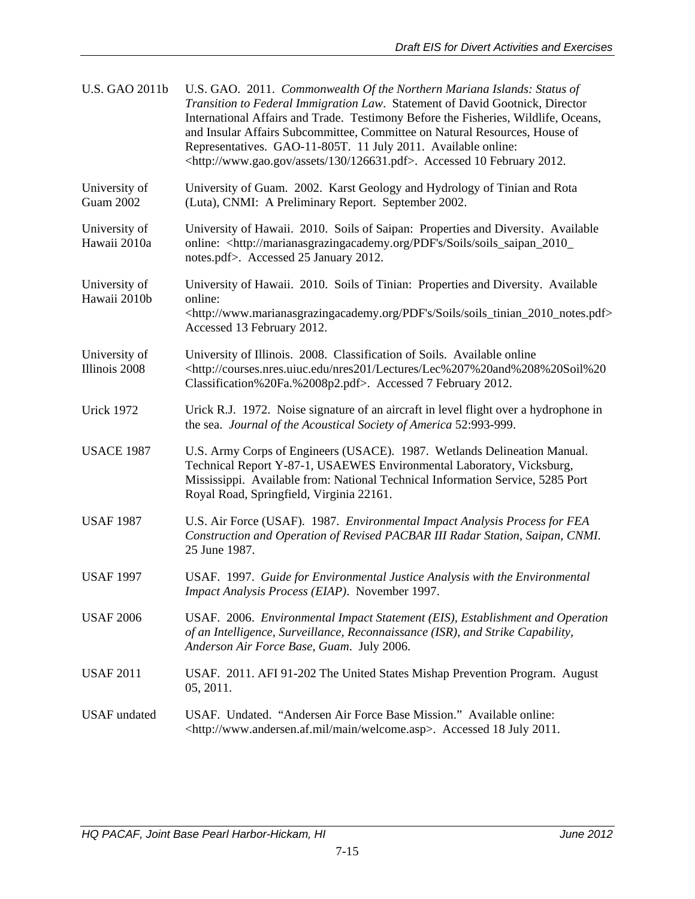| | |
|---|---|
| U.S. GAO 2011b | U.S. GAO. 2011. *Commonwealth Of the Northern Mariana Islands: Status of Transition to Federal Immigration Law*. Statement of David Gootnick, Director International Affairs and Trade. Testimony Before the Fisheries, Wildlife, Oceans, and Insular Affairs Subcommittee, Committee on Natural Resources, House of Representatives. GAO-11-805T. 11 July 2011. Available online: <http://www.gao.gov/assets/130/126631.pdf>. Accessed 10 February 2012. |
| University of Guam 2002 | University of Guam. 2002. Karst Geology and Hydrology of Tinian and Rota (Luta), CNMI: A Preliminary Report. September 2002. |
| University of Hawaii 2010a | University of Hawaii. 2010. Soils of Saipan: Properties and Diversity. Available online: <http://marianasgrazingacademy.org/PDF's/Soils/soils_saipan_2010_notes.pdf>. Accessed 25 January 2012. |
| University of Hawaii 2010b | University of Hawaii. 2010. Soils of Tinian: Properties and Diversity. Available online: <http://www.marianasgrazingacademy.org/PDF's/Soils/soils_tinian_2010_notes.pdf> Accessed 13 February 2012. |
| University of Illinois 2008 | University of Illinois. 2008. Classification of Soils. Available online <http://courses.nres.uiuc.edu/nres201/Lectures/Lec%207%20and%208%20Soil%20Classification%20Fa.%2008p2.pdf>. Accessed 7 February 2012. |
| Urick 1972 | Urick R.J. 1972. Noise signature of an aircraft in level flight over a hydrophone in the sea. *Journal of the Acoustical Society of America* 52:993-999. |
| USACE 1987 | U.S. Army Corps of Engineers (USACE). 1987. Wetlands Delineation Manual. Technical Report Y-87-1, USAEWES Environmental Laboratory, Vicksburg, Mississippi. Available from: National Technical Information Service, 5285 Port Royal Road, Springfield, Virginia 22161. |
| USAF 1987 | U.S. Air Force (USAF). 1987. *Environmental Impact Analysis Process for FEA Construction and Operation of Revised PACBAR III Radar Station, Saipan, CNMI.* 25 June 1987. |
| USAF 1997 | USAF. 1997. *Guide for Environmental Justice Analysis with the Environmental Impact Analysis Process (EIAP)*. November 1997. |
| USAF 2006 | USAF. 2006. *Environmental Impact Statement (EIS), Establishment and Operation of an Intelligence, Surveillance, Reconnaissance (ISR), and Strike Capability, Anderson Air Force Base, Guam*. July 2006. |
| USAF 2011 | USAF. 2011. AFI 91-202 The United States Mishap Prevention Program. August 05, 2011. |
| USAF undated | USAF. Undated. "Andersen Air Force Base Mission." Available online: <http://www.andersen.af.mil/main/welcome.asp>. Accessed 18 July 2011. |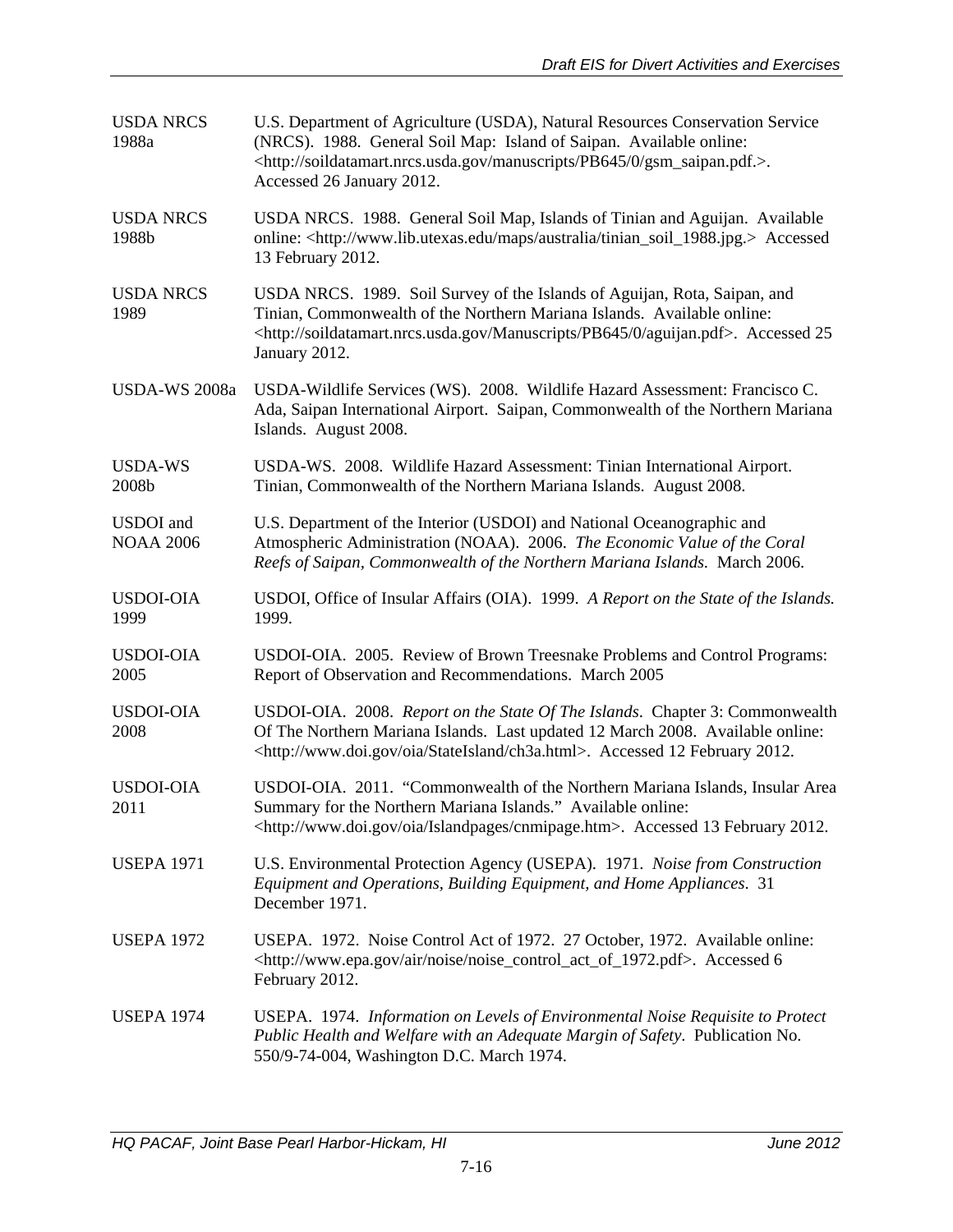| | |
|---|---|
| USDA NRCS 1988a | U.S. Department of Agriculture (USDA), Natural Resources Conservation Service (NRCS). 1988. General Soil Map: Island of Saipan. Available online: <http://soildatamart.nrcs.usda.gov/manuscripts/PB645/0/gsm_saipan.pdf.>. Accessed 26 January 2012. |
| USDA NRCS 1988b | USDA NRCS. 1988. General Soil Map, Islands of Tinian and Aguijan. Available online: <http://www.lib.utexas.edu/maps/australia/tinian_soil_1988.jpg.> Accessed 13 February 2012. |
| USDA NRCS 1989 | USDA NRCS. 1989. Soil Survey of the Islands of Aguijan, Rota, Saipan, and Tinian, Commonwealth of the Northern Mariana Islands. Available online: <http://soildatamart.nrcs.usda.gov/Manuscripts/PB645/0/aguijan.pdf>. Accessed 25 January 2012. |
| USDA-WS 2008a | USDA-Wildlife Services (WS). 2008. Wildlife Hazard Assessment: Francisco C. Ada, Saipan International Airport. Saipan, Commonwealth of the Northern Mariana Islands. August 2008. |
| USDA-WS 2008b | USDA-WS. 2008. Wildlife Hazard Assessment: Tinian International Airport. Tinian, Commonwealth of the Northern Mariana Islands. August 2008. |
| USDOI and NOAA 2006 | U.S. Department of the Interior (USDOI) and National Oceanographic and Atmospheric Administration (NOAA). 2006. *The Economic Value of the Coral Reefs of Saipan, Commonwealth of the Northern Mariana Islands.* March 2006. |
| USDOI-OIA 1999 | USDOI, Office of Insular Affairs (OIA). 1999. *A Report on the State of the Islands.* 1999. |
| USDOI-OIA 2005 | USDOI-OIA. 2005. Review of Brown Treesnake Problems and Control Programs: Report of Observation and Recommendations. March 2005 |
| USDOI-OIA 2008 | USDOI-OIA. 2008. *Report on the State Of The Islands*. Chapter 3: Commonwealth Of The Northern Mariana Islands. Last updated 12 March 2008. Available online: <http://www.doi.gov/oia/StateIsland/ch3a.html>. Accessed 12 February 2012. |
| USDOI-OIA 2011 | USDOI-OIA. 2011. "Commonwealth of the Northern Mariana Islands, Insular Area Summary for the Northern Mariana Islands." Available online: <http://www.doi.gov/oia/Islandpages/cnmipage.htm>. Accessed 13 February 2012. |
| USEPA 1971 | U.S. Environmental Protection Agency (USEPA). 1971. *Noise from Construction Equipment and Operations, Building Equipment, and Home Appliances*. 31 December 1971. |
| USEPA 1972 | USEPA. 1972. Noise Control Act of 1972. 27 October, 1972. Available online: <http://www.epa.gov/air/noise/noise_control_act_of_1972.pdf>. Accessed 6 February 2012. |
| USEPA 1974 | USEPA. 1974. *Information on Levels of Environmental Noise Requisite to Protect Public Health and Welfare with an Adequate Margin of Safety*. Publication No. 550/9-74-004, Washington D.C. March 1974. |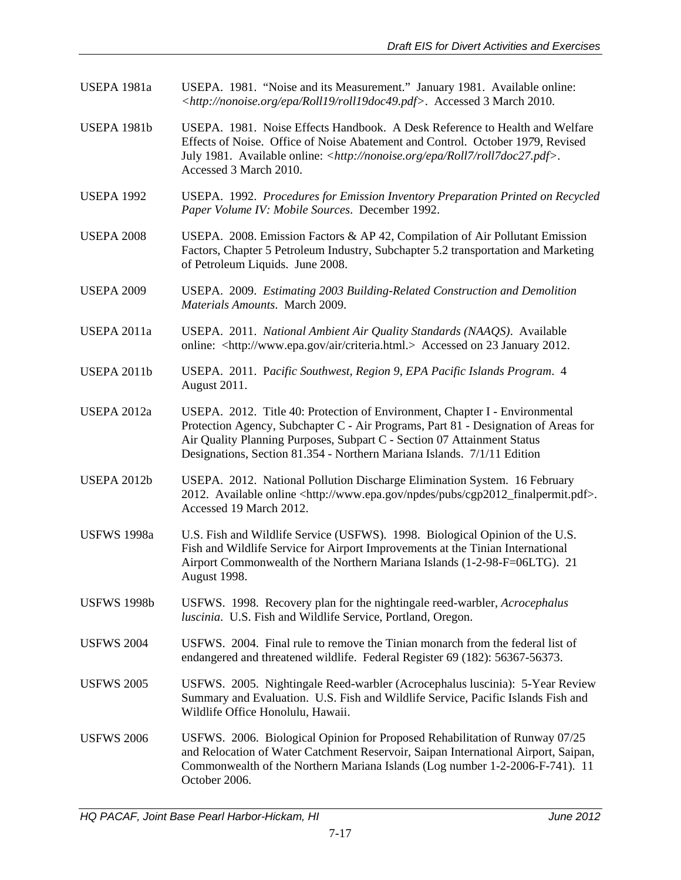| | |
|---|---|
| USEPA 1981a | USEPA. 1981. "Noise and its Measurement." January 1981. Available online: *<http://nonoise.org/epa/Roll19/roll19doc49.pdf>*. Accessed 3 March 2010. |
| USEPA 1981b | USEPA. 1981. Noise Effects Handbook. A Desk Reference to Health and Welfare Effects of Noise. Office of Noise Abatement and Control. October 1979, Revised July 1981. Available online: *<http://nonoise.org/epa/Roll7/roll7doc27.pdf>*. Accessed 3 March 2010. |
| USEPA 1992 | USEPA. 1992. *Procedures for Emission Inventory Preparation Printed on Recycled Paper Volume IV: Mobile Sources*. December 1992. |
| USEPA 2008 | USEPA. 2008. Emission Factors & AP 42, Compilation of Air Pollutant Emission Factors, Chapter 5 Petroleum Industry, Subchapter 5.2 transportation and Marketing of Petroleum Liquids. June 2008. |
| USEPA 2009 | USEPA. 2009. *Estimating 2003 Building-Related Construction and Demolition Materials Amounts*. March 2009. |
| USEPA 2011a | USEPA. 2011. *National Ambient Air Quality Standards (NAAQS)*. Available online: <http://www.epa.gov/air/criteria.html.> Accessed on 23 January 2012. |
| USEPA 2011b | USEPA. 2011. P*acific Southwest, Region 9, EPA Pacific Islands Program*. 4 August 2011. |
| USEPA 2012a | USEPA. 2012. Title 40: Protection of Environment, Chapter I - Environmental Protection Agency, Subchapter C - Air Programs, Part 81 - Designation of Areas for Air Quality Planning Purposes, Subpart C - Section 07 Attainment Status Designations, Section 81.354 - Northern Mariana Islands. 7/1/11 Edition |
| USEPA 2012b | USEPA. 2012. National Pollution Discharge Elimination System. 16 February 2012. Available online <http://www.epa.gov/npdes/pubs/cgp2012_finalpermit.pdf>. Accessed 19 March 2012. |
| USFWS 1998a | U.S. Fish and Wildlife Service (USFWS). 1998. Biological Opinion of the U.S. Fish and Wildlife Service for Airport Improvements at the Tinian International Airport Commonwealth of the Northern Mariana Islands (1-2-98-F=06LTG). 21 August 1998. |
| USFWS 1998b | USFWS. 1998. Recovery plan for the nightingale reed-warbler, *Acrocephalus luscinia*. U.S. Fish and Wildlife Service, Portland, Oregon. |
| USFWS 2004 | USFWS. 2004. Final rule to remove the Tinian monarch from the federal list of endangered and threatened wildlife. Federal Register 69 (182): 56367-56373. |
| USFWS 2005 | USFWS. 2005. Nightingale Reed-warbler (Acrocephalus luscinia): 5-Year Review Summary and Evaluation. U.S. Fish and Wildlife Service, Pacific Islands Fish and Wildlife Office Honolulu, Hawaii. |
| USFWS 2006 | USFWS. 2006. Biological Opinion for Proposed Rehabilitation of Runway 07/25 and Relocation of Water Catchment Reservoir, Saipan International Airport, Saipan, Commonwealth of the Northern Mariana Islands (Log number 1-2-2006-F-741). 11 October 2006. |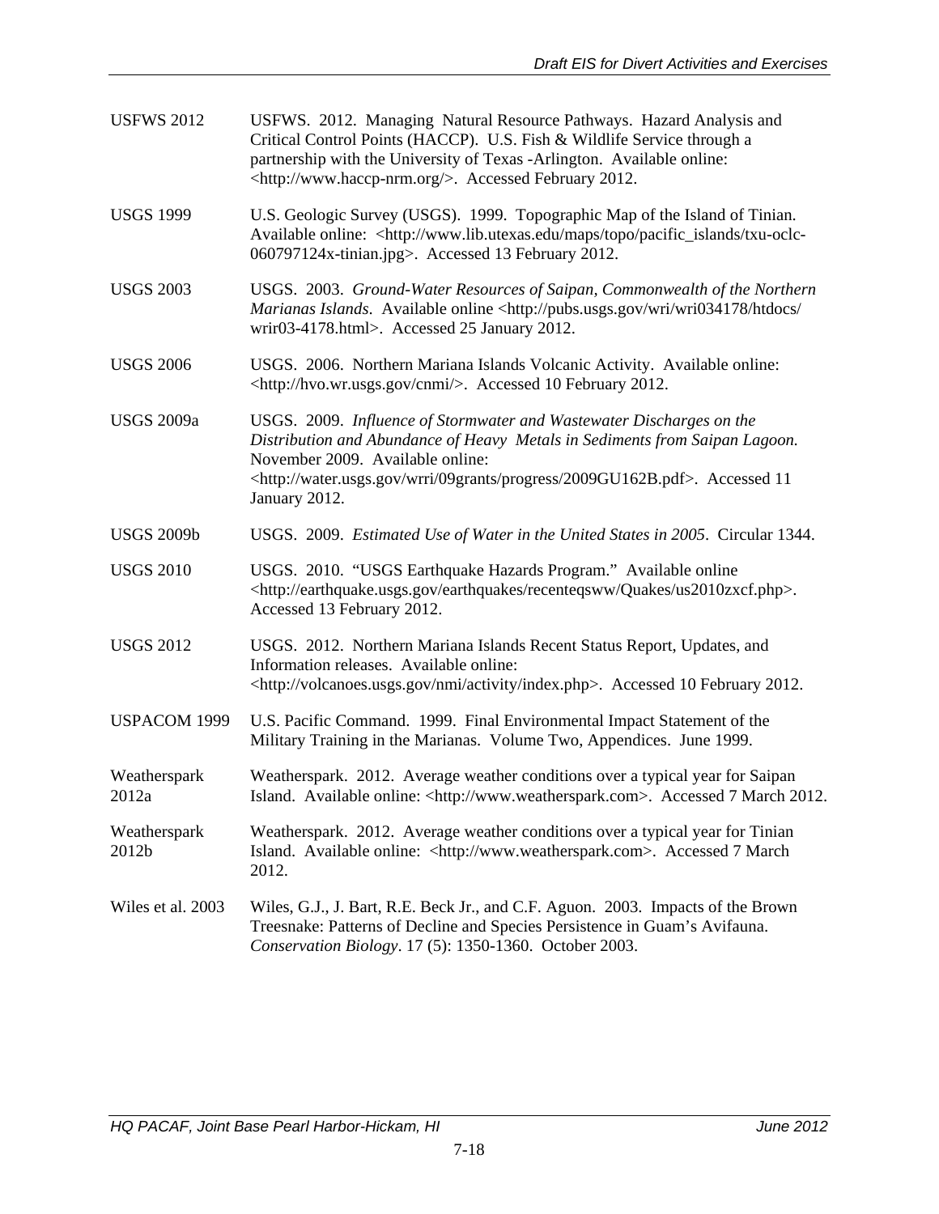USFWS 2012 USFWS. 2012. Managing Natural Resource Pathways. Hazard Analysis and Critical Control Points (HACCP). U.S. Fish & Wildlife Service through a partnership with the University of Texas -Arlington. Available online: <http://www.haccp-nrm.org/>. Accessed February 2012.

USGS 1999 U.S. Geologic Survey (USGS). 1999. Topographic Map of the Island of Tinian. Available online: <http://www.lib.utexas.edu/maps/topo/pacific_islands/txu-oclc-060797124x-tinian.jpg>. Accessed 13 February 2012.

USGS 2003 USGS. 2003. *Ground-Water Resources of Saipan, Commonwealth of the Northern Marianas Islands*. Available online <http://pubs.usgs.gov/wri/wri034178/htdocs/wrir03-4178.html>. Accessed 25 January 2012.

USGS 2006 USGS. 2006. Northern Mariana Islands Volcanic Activity. Available online: <http://hvo.wr.usgs.gov/cnmi/>. Accessed 10 February 2012.

USGS 2009a USGS. 2009. *Influence of Stormwater and Wastewater Discharges on the Distribution and Abundance of Heavy Metals in Sediments from Saipan Lagoon.* November 2009. Available online: <http://water.usgs.gov/wrri/09grants/progress/2009GU162B.pdf>. Accessed 11 January 2012.

USGS 2009b USGS. 2009. *Estimated Use of Water in the United States in 2005*. Circular 1344.

USGS 2010 USGS. 2010. "USGS Earthquake Hazards Program." Available online <http://earthquake.usgs.gov/earthquakes/recenteqsww/Quakes/us2010zxcf.php>. Accessed 13 February 2012.

USGS 2012 USGS. 2012. Northern Mariana Islands Recent Status Report, Updates, and Information releases. Available online: <http://volcanoes.usgs.gov/nmi/activity/index.php>. Accessed 10 February 2012.

USPACOM 1999 U.S. Pacific Command. 1999. Final Environmental Impact Statement of the Military Training in the Marianas. Volume Two, Appendices. June 1999.

Weatherspark 2012a Weatherspark. 2012. Average weather conditions over a typical year for Saipan Island. Available online: <http://www.weatherspark.com>. Accessed 7 March 2012.

Weatherspark 2012b Weatherspark. 2012. Average weather conditions over a typical year for Tinian Island. Available online: <http://www.weatherspark.com>. Accessed 7 March 2012.

Wiles et al. 2003 Wiles, G.J., J. Bart, R.E. Beck Jr., and C.F. Aguon. 2003. Impacts of the Brown Treesnake: Patterns of Decline and Species Persistence in Guam's Avifauna. *Conservation Biology*. 17 (5): 1350-1360. October 2003.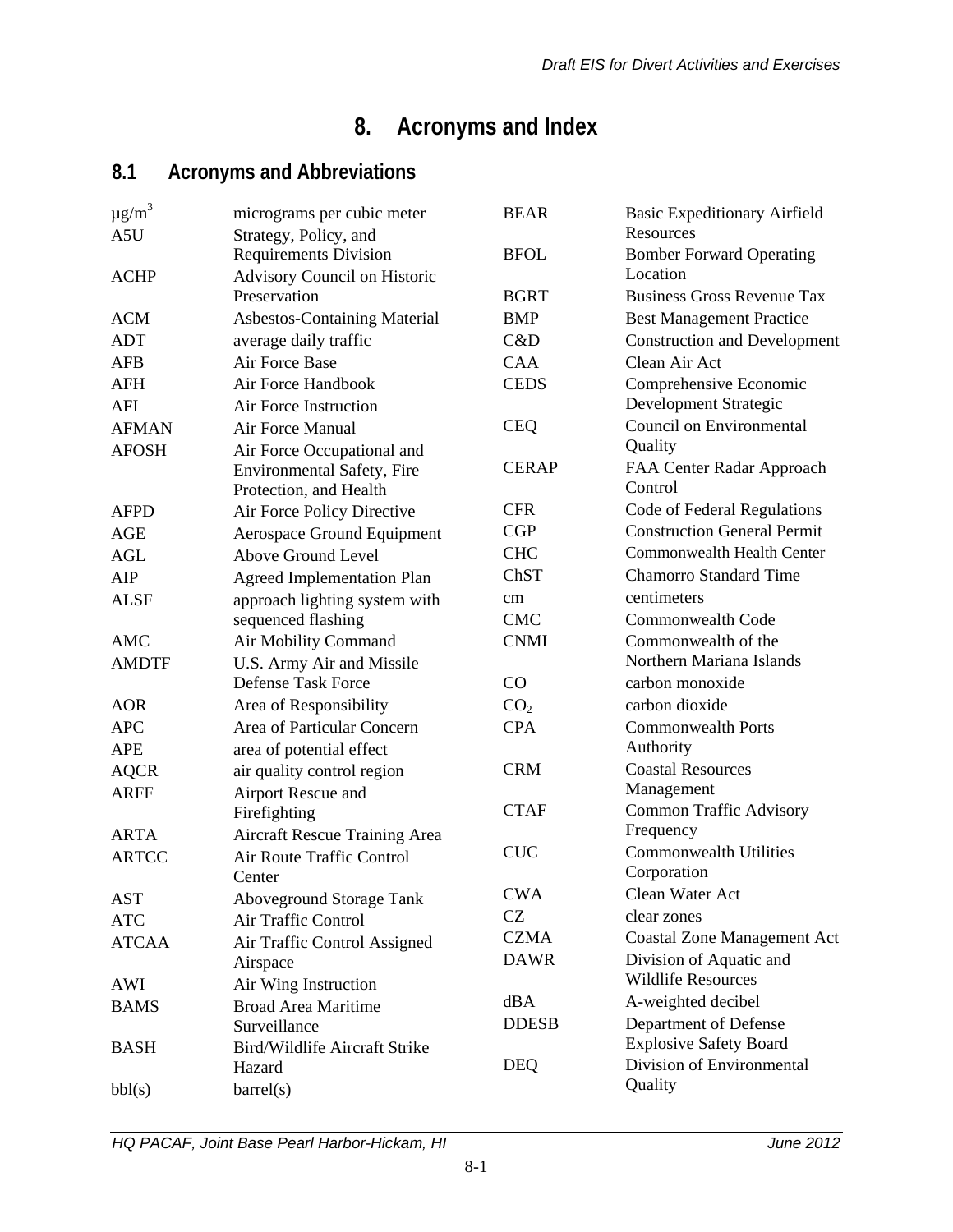# 8. Acronyms and Index

## 8.1 Acronyms and Abbreviations

| Acronym | Definition |
|---|---|
| $\mu g/m^3$ | micrograms per cubic meter |
| A5U | Strategy, Policy, and Requirements Division |
| ACHP | Advisory Council on Historic Preservation |
| ACM | Asbestos-Containing Material |
| ADT | average daily traffic |
| AFB | Air Force Base |
| AFH | Air Force Handbook |
| AFI | Air Force Instruction |
| AFMAN | Air Force Manual |
| AFOSH | Air Force Occupational and Environmental Safety, Fire Protection, and Health |
| AFPD | Air Force Policy Directive |
| AGE | Aerospace Ground Equipment |
| AGL | Above Ground Level |
| AIP | Agreed Implementation Plan |
| ALSF | approach lighting system with sequenced flashing |
| AMC | Air Mobility Command |
| AMDTF | U.S. Army Air and Missile Defense Task Force |
| AOR | Area of Responsibility |
| APC | Area of Particular Concern |
| APE | area of potential effect |
| AQCR | air quality control region |
| ARFF | Airport Rescue and Firefighting |
| ARTA | Aircraft Rescue Training Area |
| ARTCC | Air Route Traffic Control Center |
| AST | Aboveground Storage Tank |
| ATC | Air Traffic Control |
| ATCAA | Air Traffic Control Assigned Airspace |
| AWI | Air Wing Instruction |
| BAMS | Broad Area Maritime Surveillance |
| BASH | Bird/Wildlife Aircraft Strike Hazard |
| bbl(s) | barrel(s) |
| BEAR | Basic Expeditionary Airfield Resources |
| BFOL | Bomber Forward Operating Location |
| BGRT | Business Gross Revenue Tax |
| BMP | Best Management Practice |
| C&D | Construction and Development |
| CAA | Clean Air Act |
| CEDS | Comprehensive Economic Development Strategic |
| CEQ | Council on Environmental Quality |
| CERAP | FAA Center Radar Approach Control |
| CFR | Code of Federal Regulations |
| CGP | Construction General Permit |
| CHC | Commonwealth Health Center |
| ChST | Chamorro Standard Time |
| cm | centimeters |
| CMC | Commonwealth Code |
| CNMI | Commonwealth of the Northern Mariana Islands |
| CO | carbon monoxide |
| $CO_2$ | carbon dioxide |
| CPA | Commonwealth Ports Authority |
| CRM | Coastal Resources Management |
| CTAF | Common Traffic Advisory Frequency |
| CUC | Commonwealth Utilities Corporation |
| CWA | Clean Water Act |
| CZ | clear zones |
| CZMA | Coastal Zone Management Act |
| DAWR | Division of Aquatic and Wildlife Resources |
| dBA | A-weighted decibel |
| DDESB | Department of Defense Explosive Safety Board |
| DEQ | Division of Environmental Quality |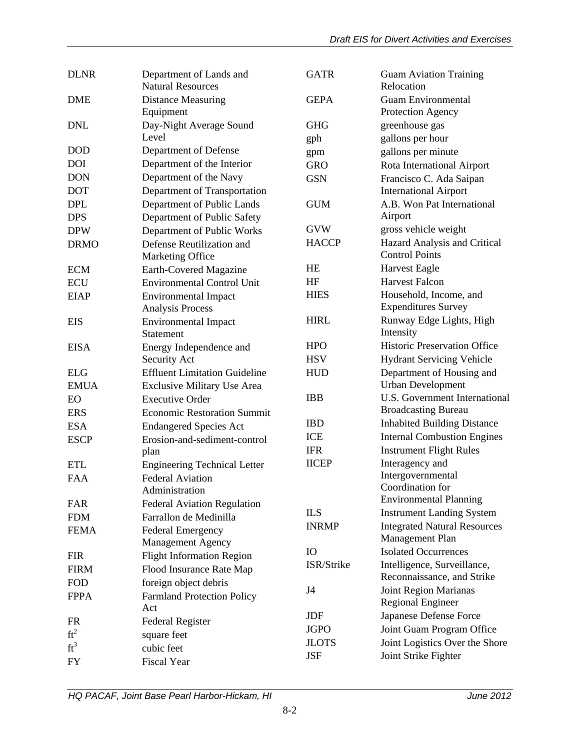| | |
|---|---|
| DLNR | Department of Lands and Natural Resources |
| DME | Distance Measuring Equipment |
| DNL | Day-Night Average Sound Level |
| DOD | Department of Defense |
| DOI | Department of the Interior |
| DON | Department of the Navy |
| DOT | Department of Transportation |
| DPL | Department of Public Lands |
| DPS | Department of Public Safety |
| DPW | Department of Public Works |
| DRMO | Defense Reutilization and Marketing Office |
| ECM | Earth-Covered Magazine |
| ECU | Environmental Control Unit |
| EIAP | Environmental Impact Analysis Process |
| EIS | Environmental Impact Statement |
| EISA | Energy Independence and Security Act |
| ELG | Effluent Limitation Guideline |
| EMUA | Exclusive Military Use Area |
| EO | Executive Order |
| ERS | Economic Restoration Summit |
| ESA | Endangered Species Act |
| ESCP | Erosion-and-sediment-control plan |
| ETL | Engineering Technical Letter |
| FAA | Federal Aviation Administration |
| FAR | Federal Aviation Regulation |
| FDM | Farrallon de Medinilla |
| FEMA | Federal Emergency Management Agency |
| FIR | Flight Information Region |
| FIRM | Flood Insurance Rate Map |
| FOD | foreign object debris |
| FPPA | Farmland Protection Policy Act |
| FR | Federal Register |
| $ft^2$ | square feet |
| $ft^3$ | cubic feet |
| FY | Fiscal Year |
| GATR | Guam Aviation Training Relocation |
| GEPA | Guam Environmental Protection Agency |
| GHG | greenhouse gas |
| gph | gallons per hour |
| gpm | gallons per minute |
| GRO | Rota International Airport |
| GSN | Francisco C. Ada Saipan International Airport |
| GUM | A.B. Won Pat International Airport |
| GVW | gross vehicle weight |
| HACCP | Hazard Analysis and Critical Control Points |
| HE | Harvest Eagle |
| HF | Harvest Falcon |
| HIES | Household, Income, and Expenditures Survey |
| HIRL | Runway Edge Lights, High Intensity |
| HPO | Historic Preservation Office |
| HSV | Hydrant Servicing Vehicle |
| HUD | Department of Housing and Urban Development |
| IBB | U.S. Government International Broadcasting Bureau |
| IBD | Inhabited Building Distance |
| ICE | Internal Combustion Engines |
| IFR | Instrument Flight Rules |
| IICEP | Interagency and Intergovernmental Coordination for Environmental Planning |
| ILS | Instrument Landing System |
| INRMP | Integrated Natural Resources Management Plan |
| IO | Isolated Occurrences |
| ISR/Strike | Intelligence, Surveillance, Reconnaissance, and Strike |
| J4 | Joint Region Marianas Regional Engineer |
| JDF | Japanese Defense Force |
| JGPO | Joint Guam Program Office |
| JLOTS | Joint Logistics Over the Shore |
| JSF | Joint Strike Fighter |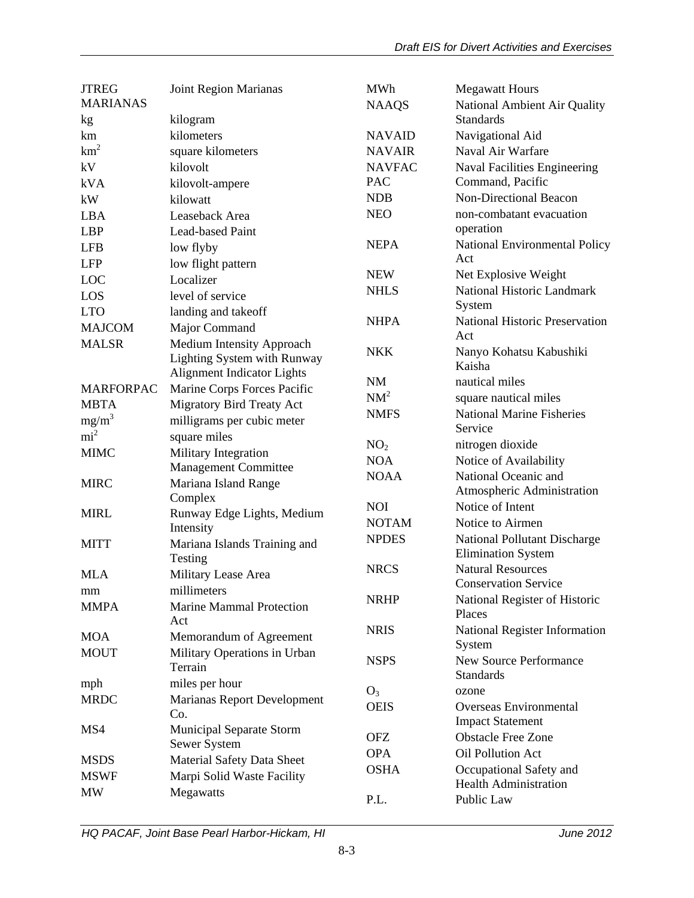| | |
|---|---|
| JTREG MARIANAS | Joint Region Marianas |
| kg | kilogram |
| km | kilometers |
| $km^2$ | square kilometers |
| kV | kilovolt |
| kVA | kilovolt-ampere |
| kW | kilowatt |
| LBA | Leaseback Area |
| LBP | Lead-based Paint |
| LFB | low flyby |
| LFP | low flight pattern |
| LOC | Localizer |
| LOS | level of service |
| LTO | landing and takeoff |
| MAJCOM | Major Command |
| MALSR | Medium Intensity Approach Lighting System with Runway Alignment Indicator Lights |
| MARFORPAC | Marine Corps Forces Pacific |
| MBTA | Migratory Bird Treaty Act |
| $mg/m^3$ | milligrams per cubic meter |
| $mi^2$ | square miles |
| MIMC | Military Integration Management Committee |
| MIRC | Mariana Island Range Complex |
| MIRL | Runway Edge Lights, Medium Intensity |
| MITT | Mariana Islands Training and Testing |
| MLA | Military Lease Area |
| mm | millimeters |
| MMPA | Marine Mammal Protection Act |
| MOA | Memorandum of Agreement |
| MOUT | Military Operations in Urban Terrain |
| mph | miles per hour |
| MRDC | Marianas Report Development Co. |
| MS4 | Municipal Separate Storm Sewer System |
| MSDS | Material Safety Data Sheet |
| MSWF | Marpi Solid Waste Facility |
| MW | Megawatts |
| MWh | Megawatt Hours |
| NAAQS | National Ambient Air Quality Standards |
| NAVAID | Navigational Aid |
| NAVAIR | Naval Air Warfare |
| NAVFAC PAC | Naval Facilities Engineering Command, Pacific |
| NDB | Non-Directional Beacon |
| NEO | non-combatant evacuation operation |
| NEPA | National Environmental Policy Act |
| NEW | Net Explosive Weight |
| NHLS | National Historic Landmark System |
| NHPA | National Historic Preservation Act |
| NKK | Nanyo Kohatsu Kabushiki Kaisha |
| NM | nautical miles |
| $NM^2$ | square nautical miles |
| NMFS | National Marine Fisheries Service |
| $NO_2$ | nitrogen dioxide |
| NOA | Notice of Availability |
| NOAA | National Oceanic and Atmospheric Administration |
| NOI | Notice of Intent |
| NOTAM | Notice to Airmen |
| NPDES | National Pollutant Discharge Elimination System |
| NRCS | Natural Resources Conservation Service |
| NRHP | National Register of Historic Places |
| NRIS | National Register Information System |
| NSPS | New Source Performance Standards |
| $O_3$ | ozone |
| OEIS | Overseas Environmental Impact Statement |
| OFZ | Obstacle Free Zone |
| OPA | Oil Pollution Act |
| OSHA | Occupational Safety and Health Administration |
| P.L. | Public Law |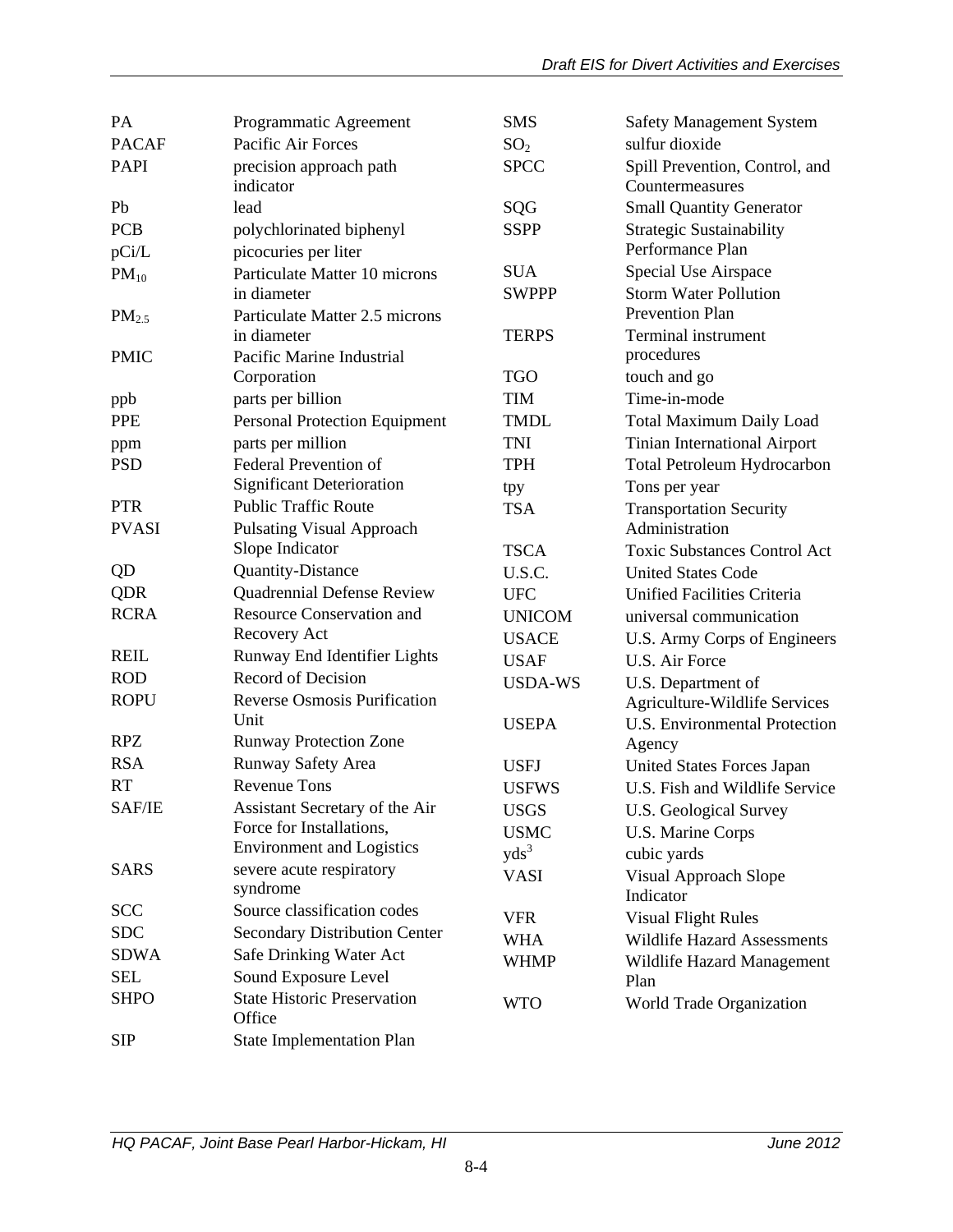| | |
|---|---|
| PA | Programmatic Agreement |
| PACAF | Pacific Air Forces |
| PAPI | precision approach path indicator |
| Pb | lead |
| PCB | polychlorinated biphenyl |
| pCi/L | picocuries per liter |
| $PM_{10}$ | Particulate Matter 10 microns in diameter |
| $PM_{2.5}$ | Particulate Matter 2.5 microns in diameter |
| PMIC | Pacific Marine Industrial Corporation |
| ppb | parts per billion |
| PPE | Personal Protection Equipment |
| ppm | parts per million |
| PSD | Federal Prevention of Significant Deterioration |
| PTR | Public Traffic Route |
| PVASI | Pulsating Visual Approach Slope Indicator |
| QD | Quantity-Distance |
| QDR | Quadrennial Defense Review |
| RCRA | Resource Conservation and Recovery Act |
| REIL | Runway End Identifier Lights |
| ROD | Record of Decision |
| ROPU | Reverse Osmosis Purification Unit |
| RPZ | Runway Protection Zone |
| RSA | Runway Safety Area |
| RT | Revenue Tons |
| SAF/IE | Assistant Secretary of the Air Force for Installations, Environment and Logistics |
| SARS | severe acute respiratory syndrome |
| SCC | Source classification codes |
| SDC | Secondary Distribution Center |
| SDWA | Safe Drinking Water Act |
| SEL | Sound Exposure Level |
| SHPO | State Historic Preservation Office |
| SIP | State Implementation Plan |
| SMS | Safety Management System |
| $SO_2$ | sulfur dioxide |
| SPCC | Spill Prevention, Control, and Countermeasures |
| SQG | Small Quantity Generator |
| SSPP | Strategic Sustainability Performance Plan |
| SUA | Special Use Airspace |
| SWPPP | Storm Water Pollution Prevention Plan |
| TERPS | Terminal instrument procedures |
| TGO | touch and go |
| TIM | Time-in-mode |
| TMDL | Total Maximum Daily Load |
| TNI | Tinian International Airport |
| TPH | Total Petroleum Hydrocarbon |
| tpy | Tons per year |
| TSA | Transportation Security Administration |
| TSCA | Toxic Substances Control Act |
| U.S.C. | United States Code |
| UFC | Unified Facilities Criteria |
| UNICOM | universal communication |
| USACE | U.S. Army Corps of Engineers |
| USAF | U.S. Air Force |
| USDA-WS | U.S. Department of Agriculture-Wildlife Services |
| USEPA | U.S. Environmental Protection Agency |
| USFJ | United States Forces Japan |
| USFWS | U.S. Fish and Wildlife Service |
| USGS | U.S. Geological Survey |
| USMC | U.S. Marine Corps |
| $yds^3$ | cubic yards |
| VASI | Visual Approach Slope Indicator |
| VFR | Visual Flight Rules |
| WHA | Wildlife Hazard Assessments |
| WHMP | Wildlife Hazard Management Plan |
| WTO | World Trade Organization |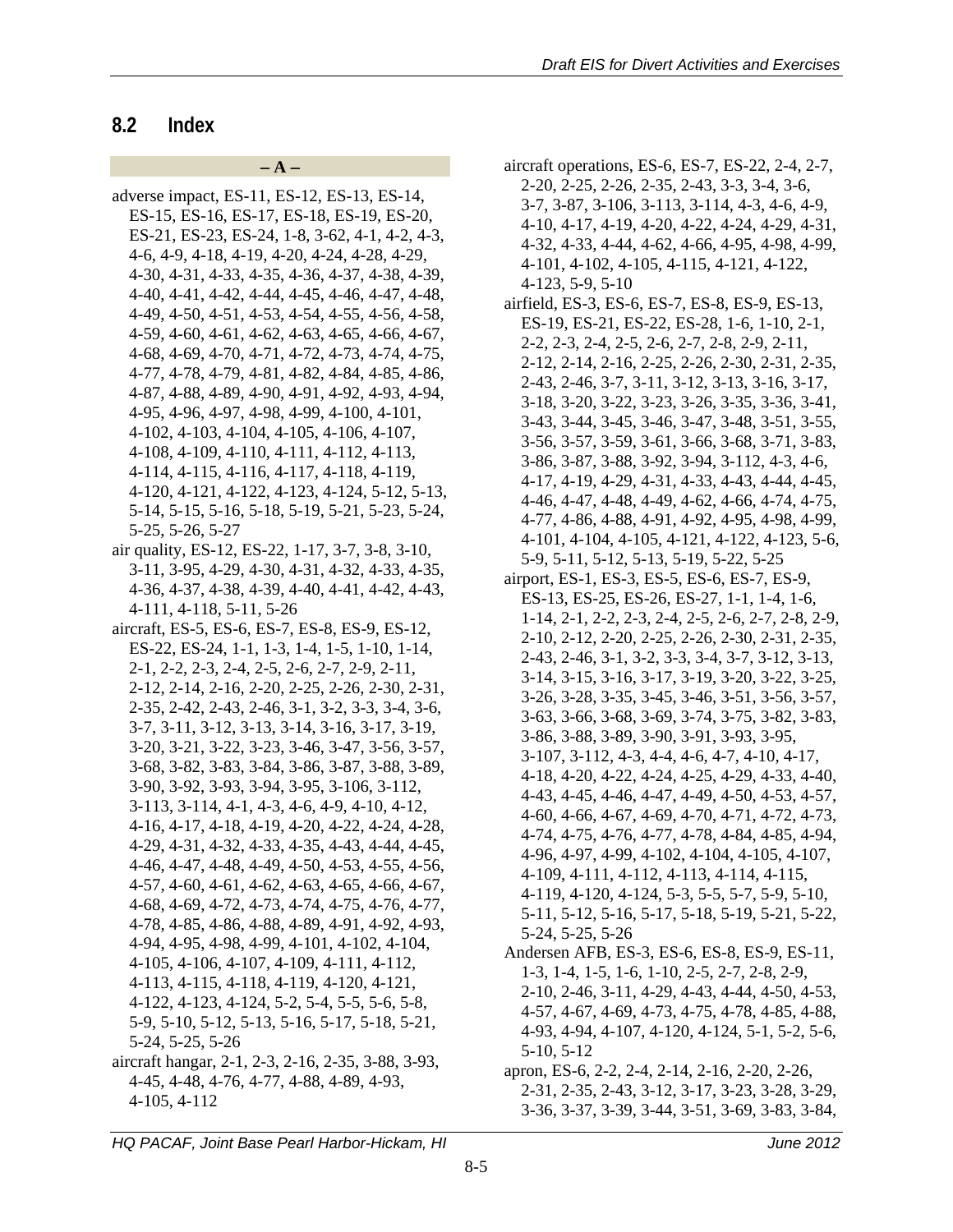## 8.2 Index

**– A –**

adverse impact, ES-11, ES-12, ES-13, ES-14, ES-15, ES-16, ES-17, ES-18, ES-19, ES-20, ES-21, ES-23, ES-24, 1-8, 3-62, 4-1, 4-2, 4-3, 4-6, 4-9, 4-18, 4-19, 4-20, 4-24, 4-28, 4-29, 4-30, 4-31, 4-33, 4-35, 4-36, 4-37, 4-38, 4-39, 4-40, 4-41, 4-42, 4-44, 4-45, 4-46, 4-47, 4-48, 4-49, 4-50, 4-51, 4-53, 4-54, 4-55, 4-56, 4-58, 4-59, 4-60, 4-61, 4-62, 4-63, 4-65, 4-66, 4-67, 4-68, 4-69, 4-70, 4-71, 4-72, 4-73, 4-74, 4-75, 4-77, 4-78, 4-79, 4-81, 4-82, 4-84, 4-85, 4-86, 4-87, 4-88, 4-89, 4-90, 4-91, 4-92, 4-93, 4-94, 4-95, 4-96, 4-97, 4-98, 4-99, 4-100, 4-101, 4-102, 4-103, 4-104, 4-105, 4-106, 4-107, 4-108, 4-109, 4-110, 4-111, 4-112, 4-113, 4-114, 4-115, 4-116, 4-117, 4-118, 4-119, 4-120, 4-121, 4-122, 4-123, 4-124, 5-12, 5-13, 5-14, 5-15, 5-16, 5-18, 5-19, 5-21, 5-23, 5-24, 5-25, 5-26, 5-27

air quality, ES-12, ES-22, 1-17, 3-7, 3-8, 3-10, 3-11, 3-95, 4-29, 4-30, 4-31, 4-32, 4-33, 4-35, 4-36, 4-37, 4-38, 4-39, 4-40, 4-41, 4-42, 4-43, 4-111, 4-118, 5-11, 5-26

aircraft, ES-5, ES-6, ES-7, ES-8, ES-9, ES-12, ES-22, ES-24, 1-1, 1-3, 1-4, 1-5, 1-10, 1-14, 2-1, 2-2, 2-3, 2-4, 2-5, 2-6, 2-7, 2-9, 2-11, 2-12, 2-14, 2-16, 2-20, 2-25, 2-26, 2-30, 2-31, 2-35, 2-42, 2-43, 2-46, 3-1, 3-2, 3-3, 3-4, 3-6, 3-7, 3-11, 3-12, 3-13, 3-14, 3-16, 3-17, 3-19, 3-20, 3-21, 3-22, 3-23, 3-46, 3-47, 3-56, 3-57, 3-68, 3-82, 3-83, 3-84, 3-86, 3-87, 3-88, 3-89, 3-90, 3-92, 3-93, 3-94, 3-95, 3-106, 3-112, 3-113, 3-114, 4-1, 4-3, 4-6, 4-9, 4-10, 4-12, 4-16, 4-17, 4-18, 4-19, 4-20, 4-22, 4-24, 4-28, 4-29, 4-31, 4-32, 4-33, 4-35, 4-43, 4-44, 4-45, 4-46, 4-47, 4-48, 4-49, 4-50, 4-53, 4-55, 4-56, 4-57, 4-60, 4-61, 4-62, 4-63, 4-65, 4-66, 4-67, 4-68, 4-69, 4-72, 4-73, 4-74, 4-75, 4-76, 4-77, 4-78, 4-85, 4-86, 4-88, 4-89, 4-91, 4-92, 4-93, 4-94, 4-95, 4-98, 4-99, 4-101, 4-102, 4-104, 4-105, 4-106, 4-107, 4-109, 4-111, 4-112, 4-113, 4-115, 4-118, 4-119, 4-120, 4-121, 4-122, 4-123, 4-124, 5-2, 5-4, 5-5, 5-6, 5-8, 5-9, 5-10, 5-12, 5-13, 5-16, 5-17, 5-18, 5-21, 5-24, 5-25, 5-26

aircraft hangar, 2-1, 2-3, 2-16, 2-35, 3-88, 3-93, 4-45, 4-48, 4-76, 4-77, 4-88, 4-89, 4-93, 4-105, 4-112

aircraft operations, ES-6, ES-7, ES-22, 2-4, 2-7, 2-20, 2-25, 2-26, 2-35, 2-43, 3-3, 3-4, 3-6, 3-7, 3-87, 3-106, 3-113, 3-114, 4-3, 4-6, 4-9, 4-10, 4-17, 4-19, 4-20, 4-22, 4-24, 4-29, 4-31, 4-32, 4-33, 4-44, 4-62, 4-66, 4-95, 4-98, 4-99, 4-101, 4-102, 4-105, 4-115, 4-121, 4-122, 4-123, 5-9, 5-10

airfield, ES-3, ES-6, ES-7, ES-8, ES-9, ES-13, ES-19, ES-21, ES-22, ES-28, 1-6, 1-10, 2-1, 2-2, 2-3, 2-4, 2-5, 2-6, 2-7, 2-8, 2-9, 2-11, 2-12, 2-14, 2-16, 2-25, 2-26, 2-30, 2-31, 2-35, 2-43, 2-46, 3-7, 3-11, 3-12, 3-13, 3-16, 3-17, 3-18, 3-20, 3-22, 3-23, 3-26, 3-35, 3-36, 3-41, 3-43, 3-44, 3-45, 3-46, 3-47, 3-48, 3-51, 3-55, 3-56, 3-57, 3-59, 3-61, 3-66, 3-68, 3-71, 3-83, 3-86, 3-87, 3-88, 3-92, 3-94, 3-112, 4-3, 4-6, 4-17, 4-19, 4-29, 4-31, 4-33, 4-43, 4-44, 4-45, 4-46, 4-47, 4-48, 4-49, 4-62, 4-66, 4-74, 4-75, 4-77, 4-86, 4-88, 4-91, 4-92, 4-95, 4-98, 4-99, 4-101, 4-104, 4-105, 4-121, 4-122, 4-123, 5-6, 5-9, 5-11, 5-12, 5-13, 5-19, 5-22, 5-25

airport, ES-1, ES-3, ES-5, ES-6, ES-7, ES-9, ES-13, ES-25, ES-26, ES-27, 1-1, 1-4, 1-6, 1-14, 2-1, 2-2, 2-3, 2-4, 2-5, 2-6, 2-7, 2-8, 2-9, 2-10, 2-12, 2-20, 2-25, 2-26, 2-30, 2-31, 2-35, 2-43, 2-46, 3-1, 3-2, 3-3, 3-4, 3-7, 3-12, 3-13, 3-14, 3-15, 3-16, 3-17, 3-19, 3-20, 3-22, 3-25, 3-26, 3-28, 3-35, 3-45, 3-46, 3-51, 3-56, 3-57, 3-63, 3-66, 3-68, 3-69, 3-74, 3-75, 3-82, 3-83, 3-86, 3-88, 3-89, 3-90, 3-91, 3-93, 3-95, 3-107, 3-112, 4-3, 4-4, 4-6, 4-7, 4-10, 4-17, 4-18, 4-20, 4-22, 4-24, 4-25, 4-29, 4-33, 4-40, 4-43, 4-45, 4-46, 4-47, 4-49, 4-50, 4-53, 4-57, 4-60, 4-66, 4-67, 4-69, 4-70, 4-71, 4-72, 4-73, 4-74, 4-75, 4-76, 4-77, 4-78, 4-84, 4-85, 4-94, 4-96, 4-97, 4-99, 4-102, 4-104, 4-105, 4-107, 4-109, 4-111, 4-112, 4-113, 4-114, 4-115, 4-119, 4-120, 4-124, 5-3, 5-5, 5-7, 5-9, 5-10, 5-11, 5-12, 5-16, 5-17, 5-18, 5-19, 5-21, 5-22, 5-24, 5-25, 5-26

Andersen AFB, ES-3, ES-6, ES-8, ES-9, ES-11, 1-3, 1-4, 1-5, 1-6, 1-10, 2-5, 2-7, 2-8, 2-9, 2-10, 2-46, 3-11, 4-29, 4-43, 4-44, 4-50, 4-53, 4-57, 4-67, 4-69, 4-73, 4-75, 4-78, 4-85, 4-88, 4-93, 4-94, 4-107, 4-120, 4-124, 5-1, 5-2, 5-6, 5-10, 5-12

apron, ES-6, 2-2, 2-4, 2-14, 2-16, 2-20, 2-26, 2-31, 2-35, 2-43, 3-12, 3-17, 3-23, 3-28, 3-29, 3-36, 3-37, 3-39, 3-44, 3-51, 3-69, 3-83, 3-84,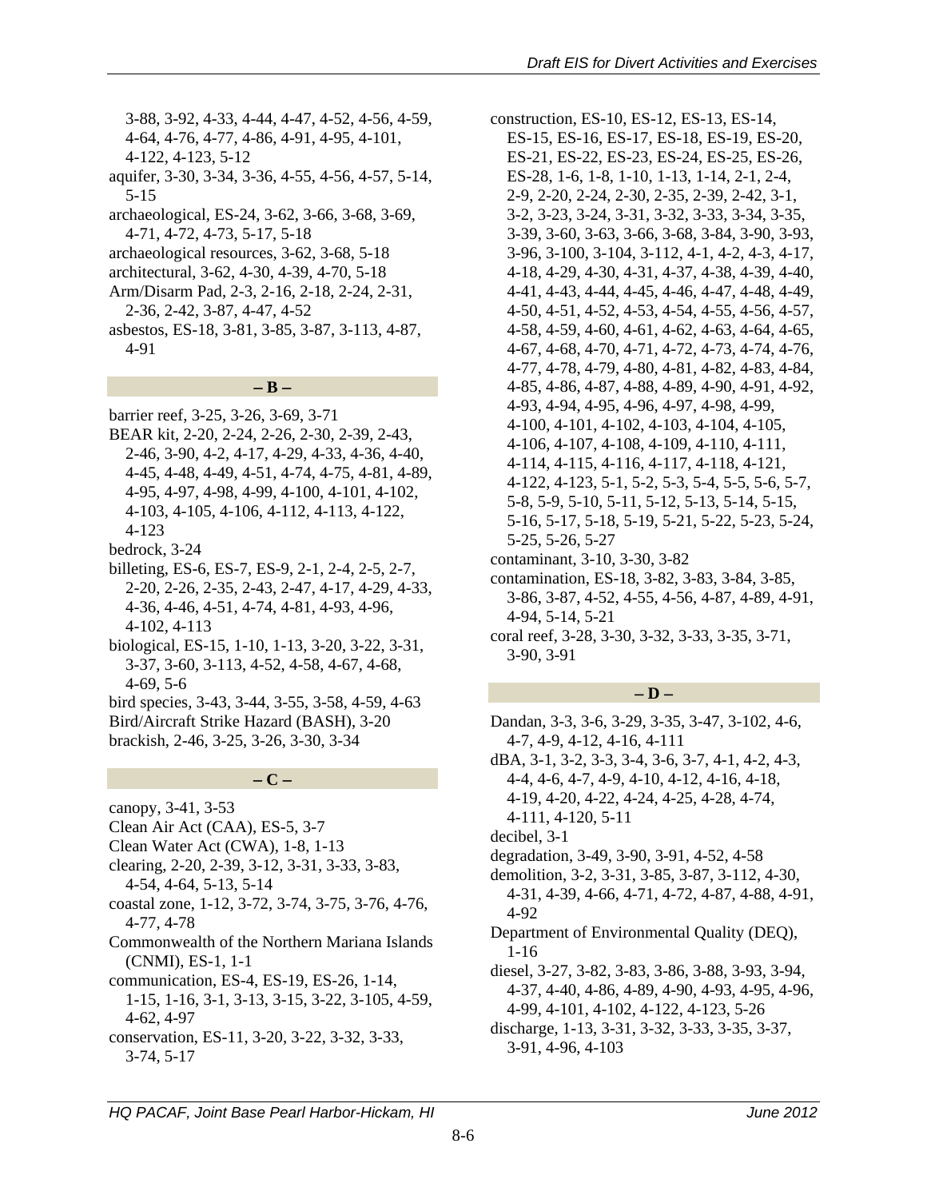3-88, 3-92, 4-33, 4-44, 4-47, 4-52, 4-56, 4-59, 4-64, 4-76, 4-77, 4-86, 4-91, 4-95, 4-101, 4-122, 4-123, 5-12

aquifer, 3-30, 3-34, 3-36, 4-55, 4-56, 4-57, 5-14, 5-15

archaeological, ES-24, 3-62, 3-66, 3-68, 3-69, 4-71, 4-72, 4-73, 5-17, 5-18

archaeological resources, 3-62, 3-68, 5-18

architectural, 3-62, 4-30, 4-39, 4-70, 5-18

Arm/Disarm Pad, 2-3, 2-16, 2-18, 2-24, 2-31, 2-36, 2-42, 3-87, 4-47, 4-52

asbestos, ES-18, 3-81, 3-85, 3-87, 3-113, 4-87, 4-91

**– B –**

barrier reef, 3-25, 3-26, 3-69, 3-71

BEAR kit, 2-20, 2-24, 2-26, 2-30, 2-39, 2-43, 2-46, 3-90, 4-2, 4-17, 4-29, 4-33, 4-36, 4-40, 4-45, 4-48, 4-49, 4-51, 4-74, 4-75, 4-81, 4-89, 4-95, 4-97, 4-98, 4-99, 4-100, 4-101, 4-102, 4-103, 4-105, 4-106, 4-112, 4-113, 4-122, 4-123

bedrock, 3-24

billeting, ES-6, ES-7, ES-9, 2-1, 2-4, 2-5, 2-7, 2-20, 2-26, 2-35, 2-43, 2-47, 4-17, 4-29, 4-33, 4-36, 4-46, 4-51, 4-74, 4-81, 4-93, 4-96, 4-102, 4-113

biological, ES-15, 1-10, 1-13, 3-20, 3-22, 3-31, 3-37, 3-60, 3-113, 4-52, 4-58, 4-67, 4-68, 4-69, 5-6

bird species, 3-43, 3-44, 3-55, 3-58, 4-59, 4-63

Bird/Aircraft Strike Hazard (BASH), 3-20

brackish, 2-46, 3-25, 3-26, 3-30, 3-34

**– C –**

canopy, 3-41, 3-53

Clean Air Act (CAA), ES-5, 3-7

Clean Water Act (CWA), 1-8, 1-13

clearing, 2-20, 2-39, 3-12, 3-31, 3-33, 3-83, 4-54, 4-64, 5-13, 5-14

coastal zone, 1-12, 3-72, 3-74, 3-75, 3-76, 4-76, 4-77, 4-78

Commonwealth of the Northern Mariana Islands (CNMI), ES-1, 1-1

communication, ES-4, ES-19, ES-26, 1-14, 1-15, 1-16, 3-1, 3-13, 3-15, 3-22, 3-105, 4-59, 4-62, 4-97

conservation, ES-11, 3-20, 3-22, 3-32, 3-33, 3-74, 5-17

construction, ES-10, ES-12, ES-13, ES-14, ES-15, ES-16, ES-17, ES-18, ES-19, ES-20, ES-21, ES-22, ES-23, ES-24, ES-25, ES-26, ES-28, 1-6, 1-8, 1-10, 1-13, 1-14, 2-1, 2-4, 2-9, 2-20, 2-24, 2-30, 2-35, 2-39, 2-42, 3-1, 3-2, 3-23, 3-24, 3-31, 3-32, 3-33, 3-34, 3-35, 3-39, 3-60, 3-63, 3-66, 3-68, 3-84, 3-90, 3-93, 3-96, 3-100, 3-104, 3-112, 4-1, 4-2, 4-3, 4-17, 4-18, 4-29, 4-30, 4-31, 4-37, 4-38, 4-39, 4-40, 4-41, 4-43, 4-44, 4-45, 4-46, 4-47, 4-48, 4-49, 4-50, 4-51, 4-52, 4-53, 4-54, 4-55, 4-56, 4-57, 4-58, 4-59, 4-60, 4-61, 4-62, 4-63, 4-64, 4-65, 4-67, 4-68, 4-70, 4-71, 4-72, 4-73, 4-74, 4-76, 4-77, 4-78, 4-79, 4-80, 4-81, 4-82, 4-83, 4-84, 4-85, 4-86, 4-87, 4-88, 4-89, 4-90, 4-91, 4-92, 4-93, 4-94, 4-95, 4-96, 4-97, 4-98, 4-99, 4-100, 4-101, 4-102, 4-103, 4-104, 4-105, 4-106, 4-107, 4-108, 4-109, 4-110, 4-111, 4-114, 4-115, 4-116, 4-117, 4-118, 4-121, 4-122, 4-123, 5-1, 5-2, 5-3, 5-4, 5-5, 5-6, 5-7, 5-8, 5-9, 5-10, 5-11, 5-12, 5-13, 5-14, 5-15, 5-16, 5-17, 5-18, 5-19, 5-21, 5-22, 5-23, 5-24, 5-25, 5-26, 5-27

contaminant, 3-10, 3-30, 3-82

contamination, ES-18, 3-82, 3-83, 3-84, 3-85, 3-86, 3-87, 4-52, 4-55, 4-56, 4-87, 4-89, 4-91, 4-94, 5-14, 5-21

coral reef, 3-28, 3-30, 3-32, 3-33, 3-35, 3-71, 3-90, 3-91

**– D –**

Dandan, 3-3, 3-6, 3-29, 3-35, 3-47, 3-102, 4-6, 4-7, 4-9, 4-12, 4-16, 4-111

dBA, 3-1, 3-2, 3-3, 3-4, 3-6, 3-7, 4-1, 4-2, 4-3, 4-4, 4-6, 4-7, 4-9, 4-10, 4-12, 4-16, 4-18, 4-19, 4-20, 4-22, 4-24, 4-25, 4-28, 4-74, 4-111, 4-120, 5-11

decibel, 3-1

degradation, 3-49, 3-90, 3-91, 4-52, 4-58

demolition, 3-2, 3-31, 3-85, 3-87, 3-112, 4-30, 4-31, 4-39, 4-66, 4-71, 4-72, 4-87, 4-88, 4-91, 4-92

Department of Environmental Quality (DEQ), 1-16

diesel, 3-27, 3-82, 3-83, 3-86, 3-88, 3-93, 3-94, 4-37, 4-40, 4-86, 4-89, 4-90, 4-93, 4-95, 4-96, 4-99, 4-101, 4-102, 4-122, 4-123, 5-26

discharge, 1-13, 3-31, 3-32, 3-33, 3-35, 3-37, 3-91, 4-96, 4-103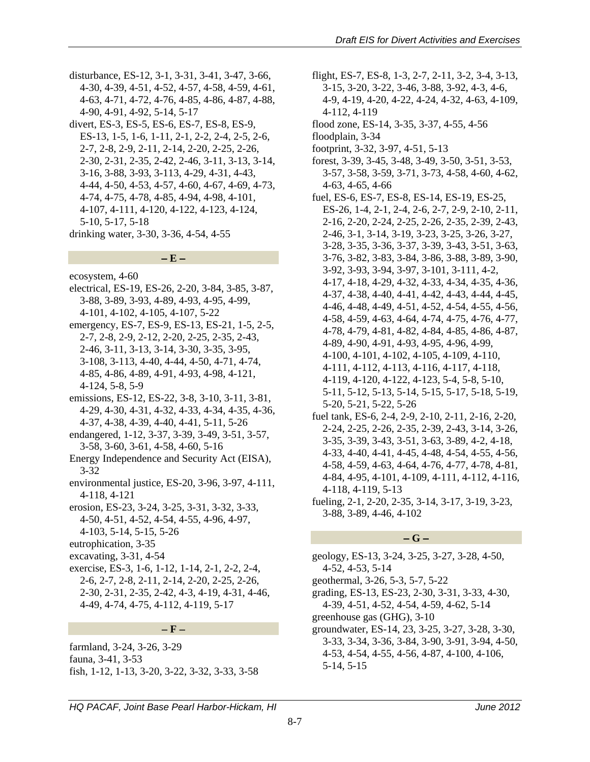disturbance, ES-12, 3-1, 3-31, 3-41, 3-47, 3-66, 4-30, 4-39, 4-51, 4-52, 4-57, 4-58, 4-59, 4-61, 4-63, 4-71, 4-72, 4-76, 4-85, 4-86, 4-87, 4-88, 4-90, 4-91, 4-92, 5-14, 5-17

divert, ES-3, ES-5, ES-6, ES-7, ES-8, ES-9, ES-13, 1-5, 1-6, 1-11, 2-1, 2-2, 2-4, 2-5, 2-6, 2-7, 2-8, 2-9, 2-11, 2-14, 2-20, 2-25, 2-26, 2-30, 2-31, 2-35, 2-42, 2-46, 3-11, 3-13, 3-14, 3-16, 3-88, 3-93, 3-113, 4-29, 4-31, 4-43, 4-44, 4-50, 4-53, 4-57, 4-60, 4-67, 4-69, 4-73, 4-74, 4-75, 4-78, 4-85, 4-94, 4-98, 4-101, 4-107, 4-111, 4-120, 4-122, 4-123, 4-124, 5-10, 5-17, 5-18

drinking water, 3-30, 3-36, 4-54, 4-55

## – E –

ecosystem, 4-60

electrical, ES-19, ES-26, 2-20, 3-84, 3-85, 3-87, 3-88, 3-89, 3-93, 4-89, 4-93, 4-95, 4-99, 4-101, 4-102, 4-105, 4-107, 5-22

emergency, ES-7, ES-9, ES-13, ES-21, 1-5, 2-5, 2-7, 2-8, 2-9, 2-12, 2-20, 2-25, 2-35, 2-43, 2-46, 3-11, 3-13, 3-14, 3-30, 3-35, 3-95, 3-108, 3-113, 4-40, 4-44, 4-50, 4-71, 4-74, 4-85, 4-86, 4-89, 4-91, 4-93, 4-98, 4-121, 4-124, 5-8, 5-9

emissions, ES-12, ES-22, 3-8, 3-10, 3-11, 3-81, 4-29, 4-30, 4-31, 4-32, 4-33, 4-34, 4-35, 4-36, 4-37, 4-38, 4-39, 4-40, 4-41, 5-11, 5-26

endangered, 1-12, 3-37, 3-39, 3-49, 3-51, 3-57, 3-58, 3-60, 3-61, 4-58, 4-60, 5-16

Energy Independence and Security Act (EISA), 3-32

environmental justice, ES-20, 3-96, 3-97, 4-111, 4-118, 4-121

erosion, ES-23, 3-24, 3-25, 3-31, 3-32, 3-33, 4-50, 4-51, 4-52, 4-54, 4-55, 4-96, 4-97, 4-103, 5-14, 5-15, 5-26

eutrophication, 3-35

excavating, 3-31, 4-54

exercise, ES-3, 1-6, 1-12, 1-14, 2-1, 2-2, 2-4, 2-6, 2-7, 2-8, 2-11, 2-14, 2-20, 2-25, 2-26, 2-30, 2-31, 2-35, 2-42, 4-3, 4-19, 4-31, 4-46, 4-49, 4-74, 4-75, 4-112, 4-119, 5-17

## – F –

farmland, 3-24, 3-26, 3-29

fauna, 3-41, 3-53

fish, 1-12, 1-13, 3-20, 3-22, 3-32, 3-33, 3-58

flight, ES-7, ES-8, 1-3, 2-7, 2-11, 3-2, 3-4, 3-13, 3-15, 3-20, 3-22, 3-46, 3-88, 3-92, 4-3, 4-6, 4-9, 4-19, 4-20, 4-22, 4-24, 4-32, 4-63, 4-109, 4-112, 4-119

flood zone, ES-14, 3-35, 3-37, 4-55, 4-56

floodplain, 3-34

footprint, 3-32, 3-97, 4-51, 5-13

forest, 3-39, 3-45, 3-48, 3-49, 3-50, 3-51, 3-53, 3-57, 3-58, 3-59, 3-71, 3-73, 4-58, 4-60, 4-62, 4-63, 4-65, 4-66

fuel, ES-6, ES-7, ES-8, ES-14, ES-19, ES-25, ES-26, 1-4, 2-1, 2-4, 2-6, 2-7, 2-9, 2-10, 2-11, 2-16, 2-20, 2-24, 2-25, 2-26, 2-35, 2-39, 2-43, 2-46, 3-1, 3-14, 3-19, 3-23, 3-25, 3-26, 3-27, 3-28, 3-35, 3-36, 3-37, 3-39, 3-43, 3-51, 3-63, 3-76, 3-82, 3-83, 3-84, 3-86, 3-88, 3-89, 3-90, 3-92, 3-93, 3-94, 3-97, 3-101, 3-111, 4-2, 4-17, 4-18, 4-29, 4-32, 4-33, 4-34, 4-35, 4-36, 4-37, 4-38, 4-40, 4-41, 4-42, 4-43, 4-44, 4-45, 4-46, 4-48, 4-49, 4-51, 4-52, 4-54, 4-55, 4-56, 4-58, 4-59, 4-63, 4-64, 4-74, 4-75, 4-76, 4-77, 4-78, 4-79, 4-81, 4-82, 4-84, 4-85, 4-86, 4-87, 4-89, 4-90, 4-91, 4-93, 4-95, 4-96, 4-99, 4-100, 4-101, 4-102, 4-105, 4-109, 4-110, 4-111, 4-112, 4-113, 4-116, 4-117, 4-118, 4-119, 4-120, 4-122, 4-123, 5-4, 5-8, 5-10, 5-11, 5-12, 5-13, 5-14, 5-15, 5-17, 5-18, 5-19, 5-20, 5-21, 5-22, 5-26

fuel tank, ES-6, 2-4, 2-9, 2-10, 2-11, 2-16, 2-20, 2-24, 2-25, 2-26, 2-35, 2-39, 2-43, 3-14, 3-26, 3-35, 3-39, 3-43, 3-51, 3-63, 3-89, 4-2, 4-18, 4-33, 4-40, 4-41, 4-45, 4-48, 4-54, 4-55, 4-56, 4-58, 4-59, 4-63, 4-64, 4-76, 4-77, 4-78, 4-81, 4-84, 4-95, 4-101, 4-109, 4-111, 4-112, 4-116, 4-118, 4-119, 5-13

fueling, 2-1, 2-20, 2-35, 3-14, 3-17, 3-19, 3-23, 3-88, 3-89, 4-46, 4-102

## – G –

geology, ES-13, 3-24, 3-25, 3-27, 3-28, 4-50, 4-52, 4-53, 5-14

geothermal, 3-26, 5-3, 5-7, 5-22

grading, ES-13, ES-23, 2-30, 3-31, 3-33, 4-30, 4-39, 4-51, 4-52, 4-54, 4-59, 4-62, 5-14

greenhouse gas (GHG), 3-10

groundwater, ES-14, 23, 3-25, 3-27, 3-28, 3-30, 3-33, 3-34, 3-36, 3-84, 3-90, 3-91, 3-94, 4-50, 4-53, 4-54, 4-55, 4-56, 4-87, 4-100, 4-106, 5-14, 5-15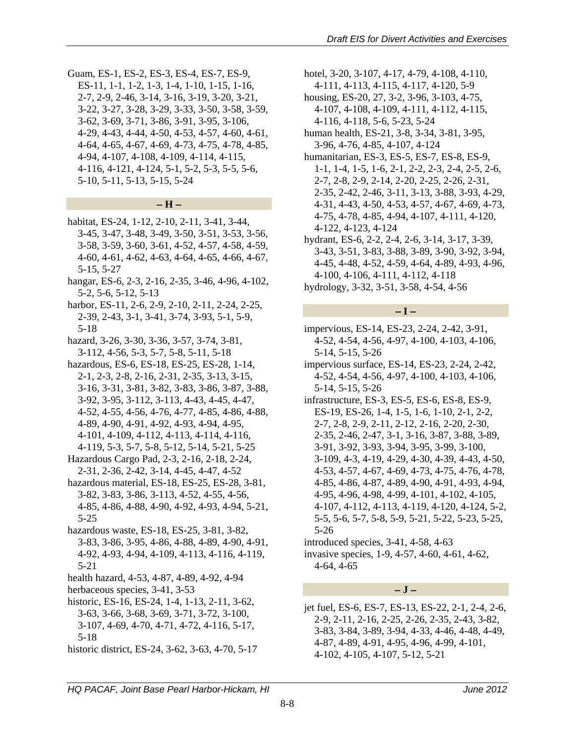Guam, ES-1, ES-2, ES-3, ES-4, ES-7, ES-9, ES-11, 1-1, 1-2, 1-3, 1-4, 1-10, 1-15, 1-16, 2-7, 2-9, 2-46, 3-14, 3-16, 3-19, 3-20, 3-21, 3-22, 3-27, 3-28, 3-29, 3-33, 3-50, 3-58, 3-59, 3-62, 3-69, 3-71, 3-86, 3-91, 3-95, 3-106, 4-29, 4-43, 4-44, 4-50, 4-53, 4-57, 4-60, 4-61, 4-64, 4-65, 4-67, 4-69, 4-73, 4-75, 4-78, 4-85, 4-94, 4-107, 4-108, 4-109, 4-114, 4-115, 4-116, 4-121, 4-124, 5-1, 5-2, 5-3, 5-5, 5-6, 5-10, 5-11, 5-13, 5-15, 5-24

### – H –

habitat, ES-24, 1-12, 2-10, 2-11, 3-41, 3-44, 3-45, 3-47, 3-48, 3-49, 3-50, 3-51, 3-53, 3-56, 3-58, 3-59, 3-60, 3-61, 4-52, 4-57, 4-58, 4-59, 4-60, 4-61, 4-62, 4-63, 4-64, 4-65, 4-66, 4-67, 5-15, 5-27

hangar, ES-6, 2-3, 2-16, 2-35, 3-46, 4-96, 4-102, 5-2, 5-6, 5-12, 5-13

harbor, ES-11, 2-6, 2-9, 2-10, 2-11, 2-24, 2-25, 2-39, 2-43, 3-1, 3-41, 3-74, 3-93, 5-1, 5-9, 5-18

hazard, 3-26, 3-30, 3-36, 3-57, 3-74, 3-81, 3-112, 4-56, 5-3, 5-7, 5-8, 5-11, 5-18

hazardous, ES-6, ES-18, ES-25, ES-28, 1-14, 2-1, 2-3, 2-8, 2-16, 2-31, 2-35, 3-13, 3-15, 3-16, 3-31, 3-81, 3-82, 3-83, 3-86, 3-87, 3-88, 3-92, 3-95, 3-112, 3-113, 4-43, 4-45, 4-47, 4-52, 4-55, 4-56, 4-76, 4-77, 4-85, 4-86, 4-88, 4-89, 4-90, 4-91, 4-92, 4-93, 4-94, 4-95, 4-101, 4-109, 4-112, 4-113, 4-114, 4-116, 4-119, 5-3, 5-7, 5-8, 5-12, 5-14, 5-21, 5-25

Hazardous Cargo Pad, 2-3, 2-16, 2-18, 2-24, 2-31, 2-36, 2-42, 3-14, 4-45, 4-47, 4-52

hazardous material, ES-18, ES-25, ES-28, 3-81, 3-82, 3-83, 3-86, 3-113, 4-52, 4-55, 4-56, 4-85, 4-86, 4-88, 4-90, 4-92, 4-93, 4-94, 5-21, 5-25

hazardous waste, ES-18, ES-25, 3-81, 3-82, 3-83, 3-86, 3-95, 4-86, 4-88, 4-89, 4-90, 4-91, 4-92, 4-93, 4-94, 4-109, 4-113, 4-116, 4-119, 5-21

health hazard, 4-53, 4-87, 4-89, 4-92, 4-94

herbaceous species, 3-41, 3-53

historic, ES-16, ES-24, 1-4, 1-13, 2-11, 3-62, 3-63, 3-66, 3-68, 3-69, 3-71, 3-72, 3-100, 3-107, 4-69, 4-70, 4-71, 4-72, 4-116, 5-17, 5-18

historic district, ES-24, 3-62, 3-63, 4-70, 5-17

hotel, 3-20, 3-107, 4-17, 4-79, 4-108, 4-110, 4-111, 4-113, 4-115, 4-117, 4-120, 5-9

housing, ES-20, 27, 3-2, 3-96, 3-103, 4-75, 4-107, 4-108, 4-109, 4-111, 4-112, 4-115, 4-116, 4-118, 5-6, 5-23, 5-24

human health, ES-21, 3-8, 3-34, 3-81, 3-95, 3-96, 4-76, 4-85, 4-107, 4-124

humanitarian, ES-3, ES-5, ES-7, ES-8, ES-9, 1-1, 1-4, 1-5, 1-6, 2-1, 2-2, 2-3, 2-4, 2-5, 2-6, 2-7, 2-8, 2-9, 2-14, 2-20, 2-25, 2-26, 2-31, 2-35, 2-42, 2-46, 3-11, 3-13, 3-88, 3-93, 4-29, 4-31, 4-43, 4-50, 4-53, 4-57, 4-67, 4-69, 4-73, 4-75, 4-78, 4-85, 4-94, 4-107, 4-111, 4-120, 4-122, 4-123, 4-124

hydrant, ES-6, 2-2, 2-4, 2-6, 3-14, 3-17, 3-39, 3-43, 3-51, 3-83, 3-88, 3-89, 3-90, 3-92, 3-94, 4-45, 4-48, 4-52, 4-59, 4-64, 4-89, 4-93, 4-96, 4-100, 4-106, 4-111, 4-112, 4-118

hydrology, 3-32, 3-51, 3-58, 4-54, 4-56

### – I –

impervious, ES-14, ES-23, 2-24, 2-42, 3-91, 4-52, 4-54, 4-56, 4-97, 4-100, 4-103, 4-106, 5-14, 5-15, 5-26

impervious surface, ES-14, ES-23, 2-24, 2-42, 4-52, 4-54, 4-56, 4-97, 4-100, 4-103, 4-106, 5-14, 5-15, 5-26

infrastructure, ES-3, ES-5, ES-6, ES-8, ES-9, ES-19, ES-26, 1-4, 1-5, 1-6, 1-10, 2-1, 2-2, 2-7, 2-8, 2-9, 2-11, 2-12, 2-16, 2-20, 2-30, 2-35, 2-46, 2-47, 3-1, 3-16, 3-87, 3-88, 3-89, 3-91, 3-92, 3-93, 3-94, 3-95, 3-99, 3-100, 3-109, 4-3, 4-19, 4-29, 4-30, 4-39, 4-43, 4-50, 4-53, 4-57, 4-67, 4-69, 4-73, 4-75, 4-76, 4-78, 4-85, 4-86, 4-87, 4-89, 4-90, 4-91, 4-93, 4-94, 4-95, 4-96, 4-98, 4-99, 4-101, 4-102, 4-105, 4-107, 4-112, 4-113, 4-119, 4-120, 4-124, 5-2, 5-5, 5-6, 5-7, 5-8, 5-9, 5-21, 5-22, 5-23, 5-25, 5-26

introduced species, 3-41, 4-58, 4-63

invasive species, 1-9, 4-57, 4-60, 4-61, 4-62, 4-64, 4-65

### – J –

jet fuel, ES-6, ES-7, ES-13, ES-22, 2-1, 2-4, 2-6, 2-9, 2-11, 2-16, 2-25, 2-26, 2-35, 2-43, 3-82, 3-83, 3-84, 3-89, 3-94, 4-33, 4-46, 4-48, 4-49, 4-87, 4-89, 4-91, 4-95, 4-96, 4-99, 4-101, 4-102, 4-105, 4-107, 5-12, 5-21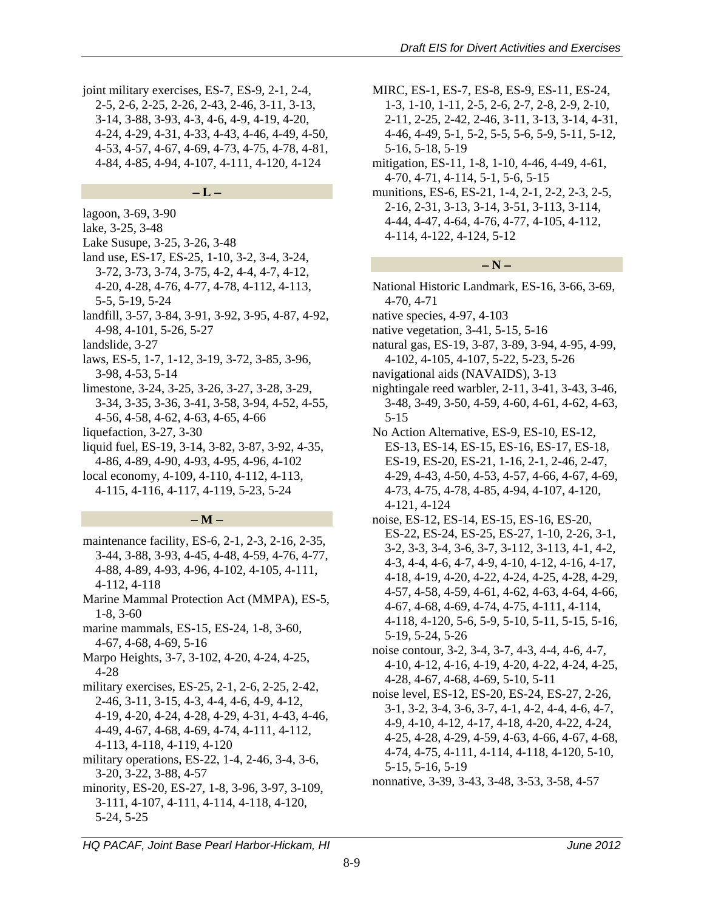joint military exercises, ES-7, ES-9, 2-1, 2-4, 2-5, 2-6, 2-25, 2-26, 2-43, 2-46, 3-11, 3-13, 3-14, 3-88, 3-93, 4-3, 4-6, 4-9, 4-19, 4-20, 4-24, 4-29, 4-31, 4-33, 4-43, 4-46, 4-49, 4-50, 4-53, 4-57, 4-67, 4-69, 4-73, 4-75, 4-78, 4-81, 4-84, 4-85, 4-94, 4-107, 4-111, 4-120, 4-124

### – L –

lagoon, 3-69, 3-90
lake, 3-25, 3-48
Lake Susupe, 3-25, 3-26, 3-48
land use, ES-17, ES-25, 1-10, 3-2, 3-4, 3-24, 3-72, 3-73, 3-74, 3-75, 4-2, 4-4, 4-7, 4-12, 4-20, 4-28, 4-76, 4-77, 4-78, 4-112, 4-113, 5-5, 5-19, 5-24
landfill, 3-57, 3-84, 3-91, 3-92, 3-95, 4-87, 4-92, 4-98, 4-101, 5-26, 5-27
landslide, 3-27
laws, ES-5, 1-7, 1-12, 3-19, 3-72, 3-85, 3-96, 3-98, 4-53, 5-14
limestone, 3-24, 3-25, 3-26, 3-27, 3-28, 3-29, 3-34, 3-35, 3-36, 3-41, 3-58, 3-94, 4-52, 4-55, 4-56, 4-58, 4-62, 4-63, 4-65, 4-66
liquefaction, 3-27, 3-30
liquid fuel, ES-19, 3-14, 3-82, 3-87, 3-92, 4-35, 4-86, 4-89, 4-90, 4-93, 4-95, 4-96, 4-102
local economy, 4-109, 4-110, 4-112, 4-113, 4-115, 4-116, 4-117, 4-119, 5-23, 5-24

### – M –

maintenance facility, ES-6, 2-1, 2-3, 2-16, 2-35, 3-44, 3-88, 3-93, 4-45, 4-48, 4-59, 4-76, 4-77, 4-88, 4-89, 4-93, 4-96, 4-102, 4-105, 4-111, 4-112, 4-118
Marine Mammal Protection Act (MMPA), ES-5, 1-8, 3-60
marine mammals, ES-15, ES-24, 1-8, 3-60, 4-67, 4-68, 4-69, 5-16
Marpo Heights, 3-7, 3-102, 4-20, 4-24, 4-25, 4-28
military exercises, ES-25, 2-1, 2-6, 2-25, 2-42, 2-46, 3-11, 3-15, 4-3, 4-4, 4-6, 4-9, 4-12, 4-19, 4-20, 4-24, 4-28, 4-29, 4-31, 4-43, 4-46, 4-49, 4-67, 4-68, 4-69, 4-74, 4-111, 4-112, 4-113, 4-118, 4-119, 4-120
military operations, ES-22, 1-4, 2-46, 3-4, 3-6, 3-20, 3-22, 3-88, 4-57
minority, ES-20, ES-27, 1-8, 3-96, 3-97, 3-109, 3-111, 4-107, 4-111, 4-114, 4-118, 4-120, 5-24, 5-25
MIRC, ES-1, ES-7, ES-8, ES-9, ES-11, ES-24, 1-3, 1-10, 1-11, 2-5, 2-6, 2-7, 2-8, 2-9, 2-10, 2-11, 2-25, 2-42, 2-46, 3-11, 3-13, 3-14, 4-31, 4-46, 4-49, 5-1, 5-2, 5-5, 5-6, 5-9, 5-11, 5-12, 5-16, 5-18, 5-19
mitigation, ES-11, 1-8, 1-10, 4-46, 4-49, 4-61, 4-70, 4-71, 4-114, 5-1, 5-6, 5-15
munitions, ES-6, ES-21, 1-4, 2-1, 2-2, 2-3, 2-5, 2-16, 2-31, 3-13, 3-14, 3-51, 3-113, 3-114, 4-44, 4-47, 4-64, 4-76, 4-77, 4-105, 4-112, 4-114, 4-122, 4-124, 5-12

### – N –

National Historic Landmark, ES-16, 3-66, 3-69, 4-70, 4-71
native species, 4-97, 4-103
native vegetation, 3-41, 5-15, 5-16
natural gas, ES-19, 3-87, 3-89, 3-94, 4-95, 4-99, 4-102, 4-105, 4-107, 5-22, 5-23, 5-26
navigational aids (NAVAIDS), 3-13
nightingale reed warbler, 2-11, 3-41, 3-43, 3-46, 3-48, 3-49, 3-50, 4-59, 4-60, 4-61, 4-62, 4-63, 5-15
No Action Alternative, ES-9, ES-10, ES-12, ES-13, ES-14, ES-15, ES-16, ES-17, ES-18, ES-19, ES-20, ES-21, 1-16, 2-1, 2-46, 2-47, 4-29, 4-43, 4-50, 4-53, 4-57, 4-66, 4-67, 4-69, 4-73, 4-75, 4-78, 4-85, 4-94, 4-107, 4-120, 4-121, 4-124
noise, ES-12, ES-14, ES-15, ES-16, ES-20, ES-22, ES-24, ES-25, ES-27, 1-10, 2-26, 3-1, 3-2, 3-3, 3-4, 3-6, 3-7, 3-112, 3-113, 4-1, 4-2, 4-3, 4-4, 4-6, 4-7, 4-9, 4-10, 4-12, 4-16, 4-17, 4-18, 4-19, 4-20, 4-22, 4-24, 4-25, 4-28, 4-29, 4-57, 4-58, 4-59, 4-61, 4-62, 4-63, 4-64, 4-66, 4-67, 4-68, 4-69, 4-74, 4-75, 4-111, 4-114, 4-118, 4-120, 5-6, 5-9, 5-10, 5-11, 5-15, 5-16, 5-19, 5-24, 5-26
noise contour, 3-2, 3-4, 3-7, 4-3, 4-4, 4-6, 4-7, 4-10, 4-12, 4-16, 4-19, 4-20, 4-22, 4-24, 4-25, 4-28, 4-67, 4-68, 4-69, 5-10, 5-11
noise level, ES-12, ES-20, ES-24, ES-27, 2-26, 3-1, 3-2, 3-4, 3-6, 3-7, 4-1, 4-2, 4-4, 4-6, 4-7, 4-9, 4-10, 4-12, 4-17, 4-18, 4-20, 4-22, 4-24, 4-25, 4-28, 4-29, 4-59, 4-63, 4-66, 4-67, 4-68, 4-74, 4-75, 4-111, 4-114, 4-118, 4-120, 5-10, 5-15, 5-16, 5-19
nonnative, 3-39, 3-43, 3-48, 3-53, 3-58, 4-57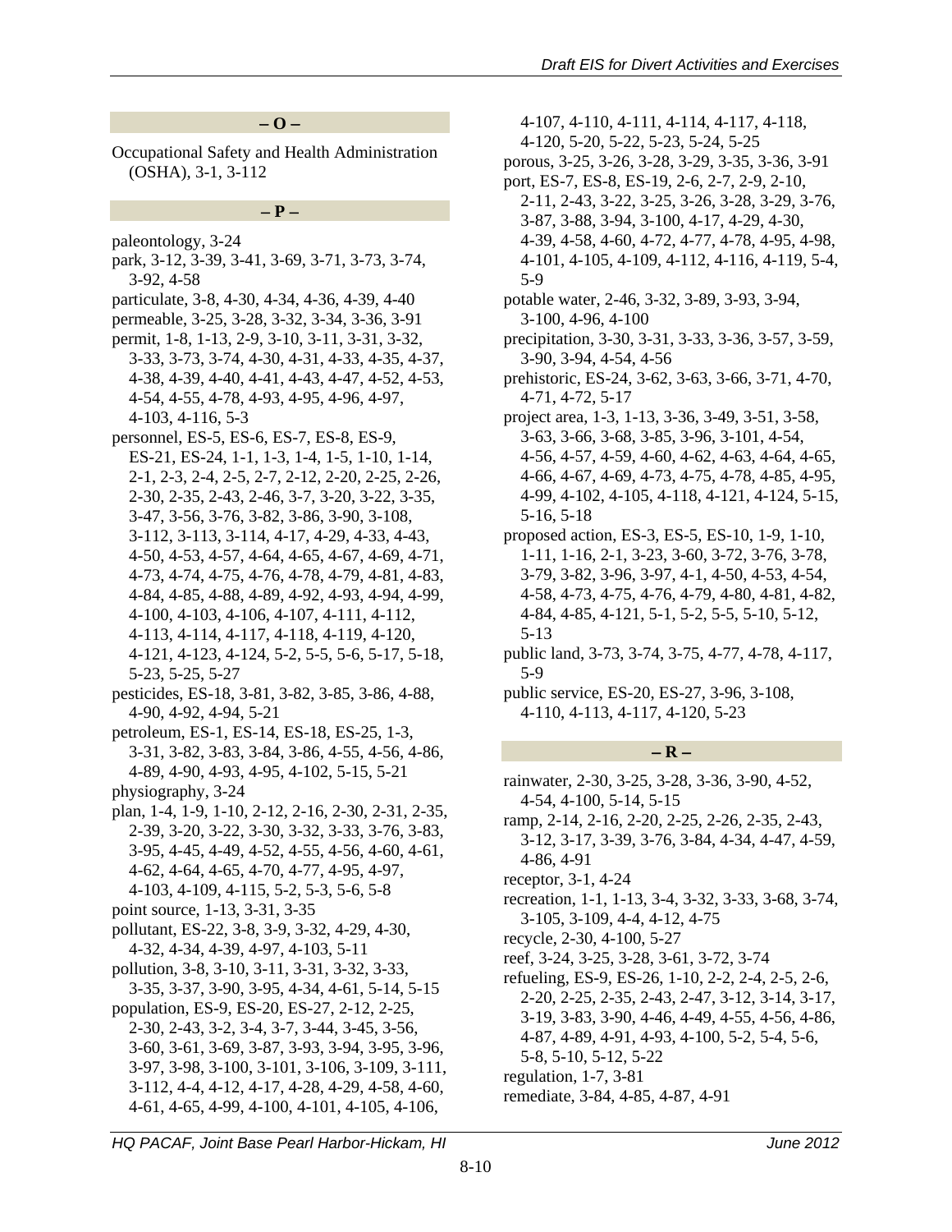## – O –

Occupational Safety and Health Administration (OSHA), 3-1, 3-112

## – P –

paleontology, 3-24

park, 3-12, 3-39, 3-41, 3-69, 3-71, 3-73, 3-74, 3-92, 4-58

particulate, 3-8, 4-30, 4-34, 4-36, 4-39, 4-40

permeable, 3-25, 3-28, 3-32, 3-34, 3-36, 3-91

permit, 1-8, 1-13, 2-9, 3-10, 3-11, 3-31, 3-32, 3-33, 3-73, 3-74, 4-30, 4-31, 4-33, 4-35, 4-37, 4-38, 4-39, 4-40, 4-41, 4-43, 4-47, 4-52, 4-53, 4-54, 4-55, 4-78, 4-93, 4-95, 4-96, 4-97, 4-103, 4-116, 5-3

personnel, ES-5, ES-6, ES-7, ES-8, ES-9, ES-21, ES-24, 1-1, 1-3, 1-4, 1-5, 1-10, 1-14, 2-1, 2-3, 2-4, 2-5, 2-7, 2-12, 2-20, 2-25, 2-26, 2-30, 2-35, 2-43, 2-46, 3-7, 3-20, 3-22, 3-35, 3-47, 3-56, 3-76, 3-82, 3-86, 3-90, 3-108, 3-112, 3-113, 3-114, 4-17, 4-29, 4-33, 4-43, 4-50, 4-53, 4-57, 4-64, 4-65, 4-67, 4-69, 4-71, 4-73, 4-74, 4-75, 4-76, 4-78, 4-79, 4-81, 4-83, 4-84, 4-85, 4-88, 4-89, 4-92, 4-93, 4-94, 4-99, 4-100, 4-103, 4-106, 4-107, 4-111, 4-112, 4-113, 4-114, 4-117, 4-118, 4-119, 4-120, 4-121, 4-123, 4-124, 5-2, 5-5, 5-6, 5-17, 5-18, 5-23, 5-25, 5-27

pesticides, ES-18, 3-81, 3-82, 3-85, 3-86, 4-88, 4-90, 4-92, 4-94, 5-21

petroleum, ES-1, ES-14, ES-18, ES-25, 1-3, 3-31, 3-82, 3-83, 3-84, 3-86, 4-55, 4-56, 4-86, 4-89, 4-90, 4-93, 4-95, 4-102, 5-15, 5-21

physiography, 3-24

plan, 1-4, 1-9, 1-10, 2-12, 2-16, 2-30, 2-31, 2-35, 2-39, 3-20, 3-22, 3-30, 3-32, 3-33, 3-76, 3-83, 3-95, 4-45, 4-49, 4-52, 4-55, 4-56, 4-60, 4-61, 4-62, 4-64, 4-65, 4-70, 4-77, 4-95, 4-97, 4-103, 4-109, 4-115, 5-2, 5-3, 5-6, 5-8

point source, 1-13, 3-31, 3-35

pollutant, ES-22, 3-8, 3-9, 3-32, 4-29, 4-30, 4-32, 4-34, 4-39, 4-97, 4-103, 5-11

pollution, 3-8, 3-10, 3-11, 3-31, 3-32, 3-33, 3-35, 3-37, 3-90, 3-95, 4-34, 4-61, 5-14, 5-15

population, ES-9, ES-20, ES-27, 2-12, 2-25, 2-30, 2-43, 3-2, 3-4, 3-7, 3-44, 3-45, 3-56, 3-60, 3-61, 3-69, 3-87, 3-93, 3-94, 3-95, 3-96, 3-97, 3-98, 3-100, 3-101, 3-106, 3-109, 3-111, 3-112, 4-4, 4-12, 4-17, 4-28, 4-29, 4-58, 4-60, 4-61, 4-65, 4-99, 4-100, 4-101, 4-105, 4-106, 4-107, 4-110, 4-111, 4-114, 4-117, 4-118, 4-120, 5-20, 5-22, 5-23, 5-24, 5-25

porous, 3-25, 3-26, 3-28, 3-29, 3-35, 3-36, 3-91

port, ES-7, ES-8, ES-19, 2-6, 2-7, 2-9, 2-10, 2-11, 2-43, 3-22, 3-25, 3-26, 3-28, 3-29, 3-76, 3-87, 3-88, 3-94, 3-100, 4-17, 4-29, 4-30, 4-39, 4-58, 4-60, 4-72, 4-77, 4-78, 4-95, 4-98, 4-101, 4-105, 4-109, 4-112, 4-116, 4-119, 5-4, 5-9

potable water, 2-46, 3-32, 3-89, 3-93, 3-94, 3-100, 4-96, 4-100

precipitation, 3-30, 3-31, 3-33, 3-36, 3-57, 3-59, 3-90, 3-94, 4-54, 4-56

prehistoric, ES-24, 3-62, 3-63, 3-66, 3-71, 4-70, 4-71, 4-72, 5-17

project area, 1-3, 1-13, 3-36, 3-49, 3-51, 3-58, 3-63, 3-66, 3-68, 3-85, 3-96, 3-101, 4-54, 4-56, 4-57, 4-59, 4-60, 4-62, 4-63, 4-64, 4-65, 4-66, 4-67, 4-69, 4-73, 4-75, 4-78, 4-85, 4-95, 4-99, 4-102, 4-105, 4-118, 4-121, 4-124, 5-15, 5-16, 5-18

proposed action, ES-3, ES-5, ES-10, 1-9, 1-10, 1-11, 1-16, 2-1, 3-23, 3-60, 3-72, 3-76, 3-78, 3-79, 3-82, 3-96, 3-97, 4-1, 4-50, 4-53, 4-54, 4-58, 4-73, 4-75, 4-76, 4-79, 4-80, 4-81, 4-82, 4-84, 4-85, 4-121, 5-1, 5-2, 5-5, 5-10, 5-12, 5-13

public land, 3-73, 3-74, 3-75, 4-77, 4-78, 4-117, 5-9

public service, ES-20, ES-27, 3-96, 3-108, 4-110, 4-113, 4-117, 4-120, 5-23

## – R –

rainwater, 2-30, 3-25, 3-28, 3-36, 3-90, 4-52, 4-54, 4-100, 5-14, 5-15

ramp, 2-14, 2-16, 2-20, 2-25, 2-26, 2-35, 2-43, 3-12, 3-17, 3-39, 3-76, 3-84, 4-34, 4-47, 4-59, 4-86, 4-91

receptor, 3-1, 4-24

recreation, 1-1, 1-13, 3-4, 3-32, 3-33, 3-68, 3-74, 3-105, 3-109, 4-4, 4-12, 4-75

recycle, 2-30, 4-100, 5-27

reef, 3-24, 3-25, 3-28, 3-61, 3-72, 3-74

refueling, ES-9, ES-26, 1-10, 2-2, 2-4, 2-5, 2-6, 2-20, 2-25, 2-35, 2-43, 2-47, 3-12, 3-14, 3-17, 3-19, 3-83, 3-90, 4-46, 4-49, 4-55, 4-56, 4-86, 4-87, 4-89, 4-91, 4-93, 4-100, 5-2, 5-4, 5-6, 5-8, 5-10, 5-12, 5-22

regulation, 1-7, 3-81

remediate, 3-84, 4-85, 4-87, 4-91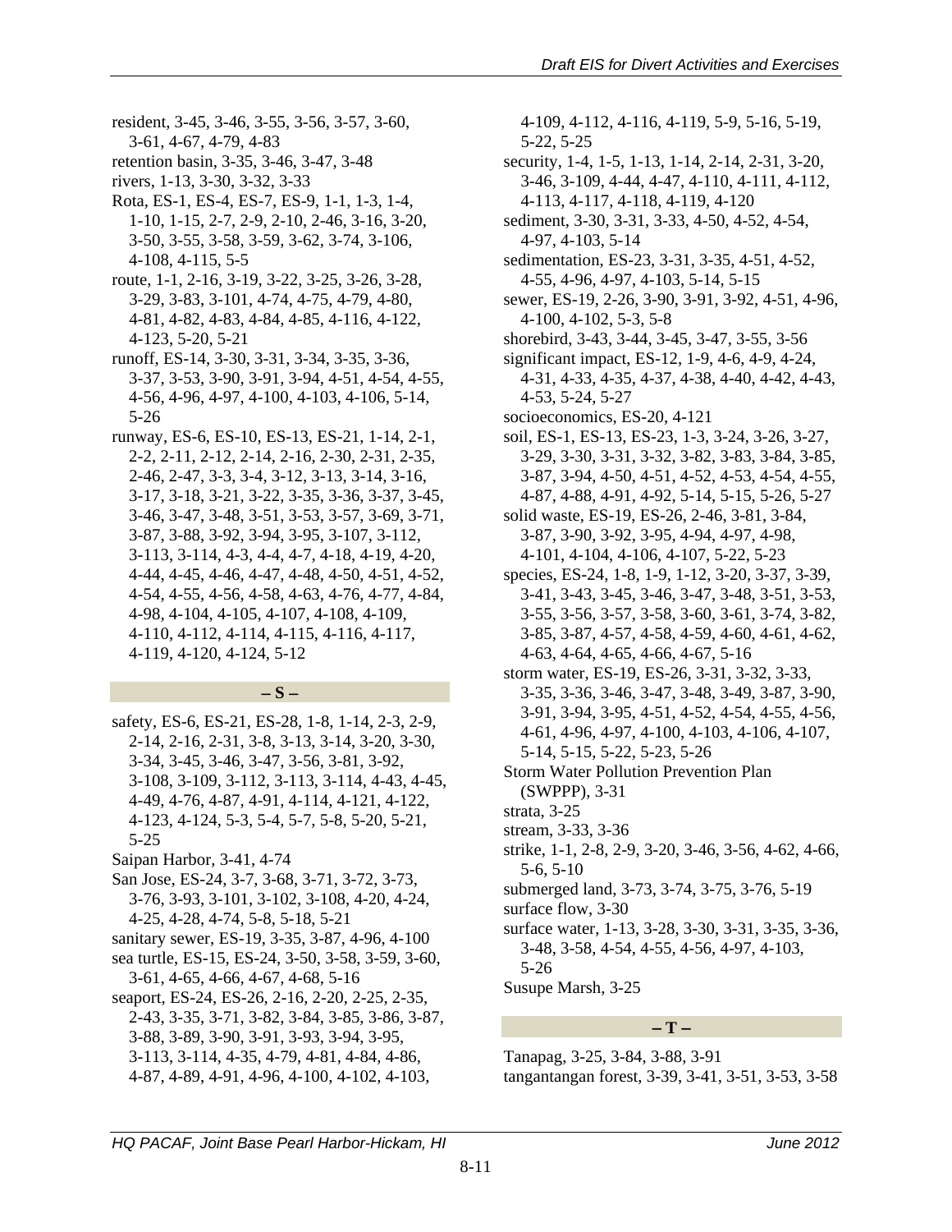resident, 3-45, 3-46, 3-55, 3-56, 3-57, 3-60, 3-61, 4-67, 4-79, 4-83

retention basin, 3-35, 3-46, 3-47, 3-48

rivers, 1-13, 3-30, 3-32, 3-33

Rota, ES-1, ES-4, ES-7, ES-9, 1-1, 1-3, 1-4, 1-10, 1-15, 2-7, 2-9, 2-10, 2-46, 3-16, 3-20, 3-50, 3-55, 3-58, 3-59, 3-62, 3-74, 3-106, 4-108, 4-115, 5-5

route, 1-1, 2-16, 3-19, 3-22, 3-25, 3-26, 3-28, 3-29, 3-83, 3-101, 4-74, 4-75, 4-79, 4-80, 4-81, 4-82, 4-83, 4-84, 4-85, 4-116, 4-122, 4-123, 5-20, 5-21

runoff, ES-14, 3-30, 3-31, 3-34, 3-35, 3-36, 3-37, 3-53, 3-90, 3-91, 3-94, 4-51, 4-54, 4-55, 4-56, 4-96, 4-97, 4-100, 4-103, 4-106, 5-14, 5-26

runway, ES-6, ES-10, ES-13, ES-21, 1-14, 2-1, 2-2, 2-11, 2-12, 2-14, 2-16, 2-30, 2-31, 2-35, 2-46, 2-47, 3-3, 3-4, 3-12, 3-13, 3-14, 3-16, 3-17, 3-18, 3-21, 3-22, 3-35, 3-36, 3-37, 3-45, 3-46, 3-47, 3-48, 3-51, 3-53, 3-57, 3-69, 3-71, 3-87, 3-88, 3-92, 3-94, 3-95, 3-107, 3-112, 3-113, 3-114, 4-3, 4-4, 4-7, 4-18, 4-19, 4-20, 4-44, 4-45, 4-46, 4-47, 4-48, 4-50, 4-51, 4-52, 4-54, 4-55, 4-56, 4-58, 4-63, 4-76, 4-77, 4-84, 4-98, 4-104, 4-105, 4-107, 4-108, 4-109, 4-110, 4-112, 4-114, 4-115, 4-116, 4-117, 4-119, 4-120, 4-124, 5-12

## – S –

safety, ES-6, ES-21, ES-28, 1-8, 1-14, 2-3, 2-9, 2-14, 2-16, 2-31, 3-8, 3-13, 3-14, 3-20, 3-30, 3-34, 3-45, 3-46, 3-47, 3-56, 3-81, 3-92, 3-108, 3-109, 3-112, 3-113, 3-114, 4-43, 4-45, 4-49, 4-76, 4-87, 4-91, 4-114, 4-121, 4-122, 4-123, 4-124, 5-3, 5-4, 5-7, 5-8, 5-20, 5-21, 5-25

Saipan Harbor, 3-41, 4-74

San Jose, ES-24, 3-7, 3-68, 3-71, 3-72, 3-73, 3-76, 3-93, 3-101, 3-102, 3-108, 4-20, 4-24, 4-25, 4-28, 4-74, 5-8, 5-18, 5-21

sanitary sewer, ES-19, 3-35, 3-87, 4-96, 4-100

sea turtle, ES-15, ES-24, 3-50, 3-58, 3-59, 3-60, 3-61, 4-65, 4-66, 4-67, 4-68, 5-16

seaport, ES-24, ES-26, 2-16, 2-20, 2-25, 2-35, 2-43, 3-35, 3-71, 3-82, 3-84, 3-85, 3-86, 3-87, 3-88, 3-89, 3-90, 3-91, 3-93, 3-94, 3-95, 3-113, 3-114, 4-35, 4-79, 4-81, 4-84, 4-86, 4-87, 4-89, 4-91, 4-96, 4-100, 4-102, 4-103, 4-109, 4-112, 4-116, 4-119, 5-9, 5-16, 5-19, 5-22, 5-25

security, 1-4, 1-5, 1-13, 1-14, 2-14, 2-31, 3-20, 3-46, 3-109, 4-44, 4-47, 4-110, 4-111, 4-112, 4-113, 4-117, 4-118, 4-119, 4-120

sediment, 3-30, 3-31, 3-33, 4-50, 4-52, 4-54, 4-97, 4-103, 5-14

sedimentation, ES-23, 3-31, 3-35, 4-51, 4-52, 4-55, 4-96, 4-97, 4-103, 5-14, 5-15

sewer, ES-19, 2-26, 3-90, 3-91, 3-92, 4-51, 4-96, 4-100, 4-102, 5-3, 5-8

shorebird, 3-43, 3-44, 3-45, 3-47, 3-55, 3-56

significant impact, ES-12, 1-9, 4-6, 4-9, 4-24, 4-31, 4-33, 4-35, 4-37, 4-38, 4-40, 4-42, 4-43, 4-53, 5-24, 5-27

socioeconomics, ES-20, 4-121

soil, ES-1, ES-13, ES-23, 1-3, 3-24, 3-26, 3-27, 3-29, 3-30, 3-31, 3-32, 3-82, 3-83, 3-84, 3-85, 3-87, 3-94, 4-50, 4-51, 4-52, 4-53, 4-54, 4-55, 4-87, 4-88, 4-91, 4-92, 5-14, 5-15, 5-26, 5-27

solid waste, ES-19, ES-26, 2-46, 3-81, 3-84, 3-87, 3-90, 3-92, 3-95, 4-94, 4-97, 4-98, 4-101, 4-104, 4-106, 4-107, 5-22, 5-23

species, ES-24, 1-8, 1-9, 1-12, 3-20, 3-37, 3-39, 3-41, 3-43, 3-45, 3-46, 3-47, 3-48, 3-51, 3-53, 3-55, 3-56, 3-57, 3-58, 3-60, 3-61, 3-74, 3-82, 3-85, 3-87, 4-57, 4-58, 4-59, 4-60, 4-61, 4-62, 4-63, 4-64, 4-65, 4-66, 4-67, 5-16

storm water, ES-19, ES-26, 3-31, 3-32, 3-33, 3-35, 3-36, 3-46, 3-47, 3-48, 3-49, 3-87, 3-90, 3-91, 3-94, 3-95, 4-51, 4-52, 4-54, 4-55, 4-56, 4-61, 4-96, 4-97, 4-100, 4-103, 4-106, 4-107, 5-14, 5-15, 5-22, 5-23, 5-26

Storm Water Pollution Prevention Plan (SWPPP), 3-31

strata, 3-25

stream, 3-33, 3-36

strike, 1-1, 2-8, 2-9, 3-20, 3-46, 3-56, 4-62, 4-66, 5-6, 5-10

submerged land, 3-73, 3-74, 3-75, 3-76, 5-19

surface flow, 3-30

surface water, 1-13, 3-28, 3-30, 3-31, 3-35, 3-36, 3-48, 3-58, 4-54, 4-55, 4-56, 4-97, 4-103, 5-26

Susupe Marsh, 3-25

## – T –

Tanapag, 3-25, 3-84, 3-88, 3-91

tangantangan forest, 3-39, 3-41, 3-51, 3-53, 3-58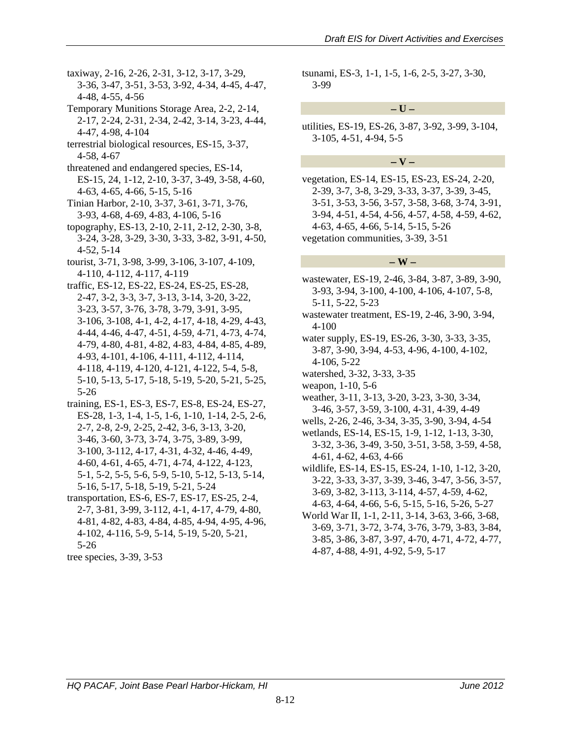taxiway, 2-16, 2-26, 2-31, 3-12, 3-17, 3-29, 3-36, 3-47, 3-51, 3-53, 3-92, 4-34, 4-45, 4-47, 4-48, 4-55, 4-56

Temporary Munitions Storage Area, 2-2, 2-14, 2-17, 2-24, 2-31, 2-34, 2-42, 3-14, 3-23, 4-44, 4-47, 4-98, 4-104

terrestrial biological resources, ES-15, 3-37, 4-58, 4-67

threatened and endangered species, ES-14, ES-15, 24, 1-12, 2-10, 3-37, 3-49, 3-58, 4-60, 4-63, 4-65, 4-66, 5-15, 5-16

Tinian Harbor, 2-10, 3-37, 3-61, 3-71, 3-76, 3-93, 4-68, 4-69, 4-83, 4-106, 5-16

topography, ES-13, 2-10, 2-11, 2-12, 2-30, 3-8, 3-24, 3-28, 3-29, 3-30, 3-33, 3-82, 3-91, 4-50, 4-52, 5-14

tourist, 3-71, 3-98, 3-99, 3-106, 3-107, 4-109, 4-110, 4-112, 4-117, 4-119

traffic, ES-12, ES-22, ES-24, ES-25, ES-28, 2-47, 3-2, 3-3, 3-7, 3-13, 3-14, 3-20, 3-22, 3-23, 3-57, 3-76, 3-78, 3-79, 3-91, 3-95, 3-106, 3-108, 4-1, 4-2, 4-17, 4-18, 4-29, 4-43, 4-44, 4-46, 4-47, 4-51, 4-59, 4-71, 4-73, 4-74, 4-79, 4-80, 4-81, 4-82, 4-83, 4-84, 4-85, 4-89, 4-93, 4-101, 4-106, 4-111, 4-112, 4-114, 4-118, 4-119, 4-120, 4-121, 4-122, 5-4, 5-8, 5-10, 5-13, 5-17, 5-18, 5-19, 5-20, 5-21, 5-25, 5-26

training, ES-1, ES-3, ES-7, ES-8, ES-24, ES-27, ES-28, 1-3, 1-4, 1-5, 1-6, 1-10, 1-14, 2-5, 2-6, 2-7, 2-8, 2-9, 2-25, 2-42, 3-6, 3-13, 3-20, 3-46, 3-60, 3-73, 3-74, 3-75, 3-89, 3-99, 3-100, 3-112, 4-17, 4-31, 4-32, 4-46, 4-49, 4-60, 4-61, 4-65, 4-71, 4-74, 4-122, 4-123, 5-1, 5-2, 5-5, 5-6, 5-9, 5-10, 5-12, 5-13, 5-14, 5-16, 5-17, 5-18, 5-19, 5-21, 5-24

transportation, ES-6, ES-7, ES-17, ES-25, 2-4, 2-7, 3-81, 3-99, 3-112, 4-1, 4-17, 4-79, 4-80, 4-81, 4-82, 4-83, 4-84, 4-85, 4-94, 4-95, 4-96, 4-102, 4-116, 5-9, 5-14, 5-19, 5-20, 5-21, 5-26

tree species, 3-39, 3-53

tsunami, ES-3, 1-1, 1-5, 1-6, 2-5, 3-27, 3-30, 3-99

## – U –

utilities, ES-19, ES-26, 3-87, 3-92, 3-99, 3-104, 3-105, 4-51, 4-94, 5-5

## – V –

vegetation, ES-14, ES-15, ES-23, ES-24, 2-20, 2-39, 3-7, 3-8, 3-29, 3-33, 3-37, 3-39, 3-45, 3-51, 3-53, 3-56, 3-57, 3-58, 3-68, 3-74, 3-91, 3-94, 4-51, 4-54, 4-56, 4-57, 4-58, 4-59, 4-62, 4-63, 4-65, 4-66, 5-14, 5-15, 5-26

vegetation communities, 3-39, 3-51

## – W –

wastewater, ES-19, 2-46, 3-84, 3-87, 3-89, 3-90, 3-93, 3-94, 3-100, 4-100, 4-106, 4-107, 5-8, 5-11, 5-22, 5-23

wastewater treatment, ES-19, 2-46, 3-90, 3-94, 4-100

water supply, ES-19, ES-26, 3-30, 3-33, 3-35, 3-87, 3-90, 3-94, 4-53, 4-96, 4-100, 4-102, 4-106, 5-22

watershed, 3-32, 3-33, 3-35

weapon, 1-10, 5-6

weather, 3-11, 3-13, 3-20, 3-23, 3-30, 3-34, 3-46, 3-57, 3-59, 3-100, 4-31, 4-39, 4-49

wells, 2-26, 2-46, 3-34, 3-35, 3-90, 3-94, 4-54

wetlands, ES-14, ES-15, 1-9, 1-12, 1-13, 3-30, 3-32, 3-36, 3-49, 3-50, 3-51, 3-58, 3-59, 4-58, 4-61, 4-62, 4-63, 4-66

wildlife, ES-14, ES-15, ES-24, 1-10, 1-12, 3-20, 3-22, 3-33, 3-37, 3-39, 3-46, 3-47, 3-56, 3-57, 3-69, 3-82, 3-113, 3-114, 4-57, 4-59, 4-62, 4-63, 4-64, 4-66, 5-6, 5-15, 5-16, 5-26, 5-27

World War II, 1-1, 2-11, 3-14, 3-63, 3-66, 3-68, 3-69, 3-71, 3-72, 3-74, 3-76, 3-79, 3-83, 3-84, 3-85, 3-86, 3-87, 3-97, 4-70, 4-71, 4-72, 4-77, 4-87, 4-88, 4-91, 4-92, 5-9, 5-17